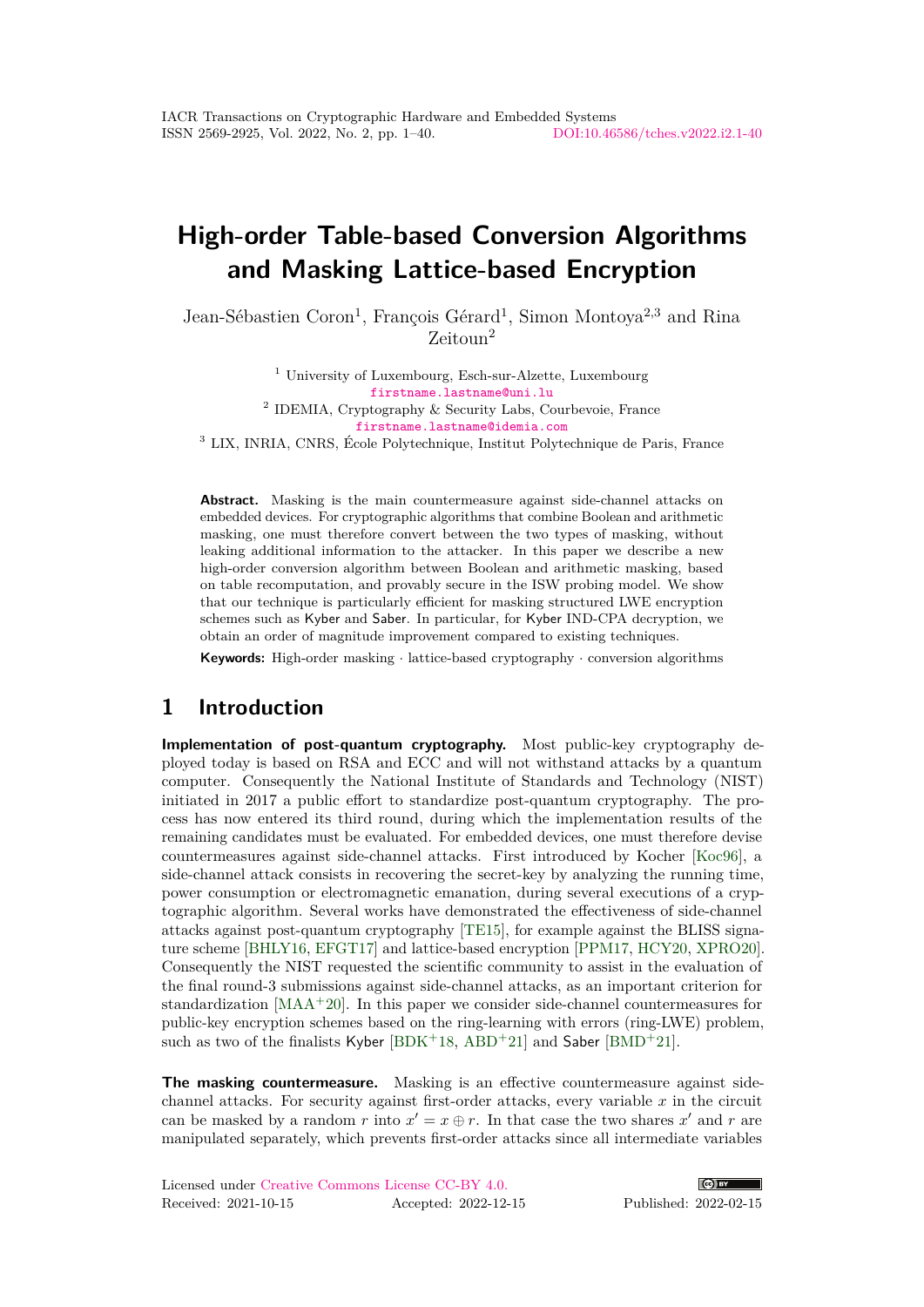# High-order Table-based Conversion Algorithms and Masking Lattice-based Encryption

Jean-Sébastien Coron[1], François Gérard[1], Simon Montoya[2,3] and Rina Zeitoun[2]

[1] University of Luxembourg, Esch-sur-Alzette, Luxembourg
firstname.lastname@uni.lu

[2] IDEMIA, Cryptography & Security Labs, Courbevoie, France
firstname.lastname@idemia.com

[3] LIX, INRIA, CNRS, École Polytechnique, Institut Polytechnique de Paris, France

**Abstract.** Masking is the main countermeasure against side-channel attacks on embedded devices. For cryptographic algorithms that combine Boolean and arithmetic masking, one must therefore convert between the two types of masking, without leaking additional information to the attacker. In this paper we describe a new high-order conversion algorithm between Boolean and arithmetic masking, based on table recomputation, and provably secure in the ISW probing model. We show that our technique is particularly efficient for masking structured LWE encryption schemes such as Kyber and Saber. In particular, for Kyber IND-CPA decryption, we obtain an order of magnitude improvement compared to existing techniques.

**Keywords:** High-order masking · lattice-based cryptography · conversion algorithms

## 1 Introduction

**Implementation of post-quantum cryptography.** Most public-key cryptography deployed today is based on RSA and ECC and will not withstand attacks by a quantum computer. Consequently the National Institute of Standards and Technology (NIST) initiated in 2017 a public effort to standardize post-quantum cryptography. The process has now entered its third round, during which the implementation results of the remaining candidates must be evaluated. For embedded devices, one must therefore devise countermeasures against side-channel attacks. First introduced by Kocher [Koc96], a side-channel attack consists in recovering the secret-key by analyzing the running time, power consumption or electromagnetic emanation, during several executions of a cryptographic algorithm. Several works have demonstrated the effectiveness of side-channel attacks against post-quantum cryptography [TE15], for example against the BLISS signature scheme [BHLY16, EFGT17] and lattice-based encryption [PPM17, HCY20, XPRO20]. Consequently the NIST requested the scientific community to assist in the evaluation of the final round-3 submissions against side-channel attacks, as an important criterion for standardization [MAA+20]. In this paper we consider side-channel countermeasures for public-key encryption schemes based on the ring-learning with errors (ring-LWE) problem, such as two of the finalists Kyber [BDK+18, ABD+21] and Saber [BMD+21].

**The masking countermeasure.** Masking is an effective countermeasure against side-channel attacks. For security against first-order attacks, every variable $x$ in the circuit can be masked by a random $r$ into $x' = x \oplus r$. In that case the two shares $x'$ and $r$ are manipulated separately, which prevents first-order attacks since all intermediate variables

Licensed under Creative Commons License CC-BY 4.0.
Received: 2021-10-15 Accepted: 2022-12-15 Published: 2022-02-15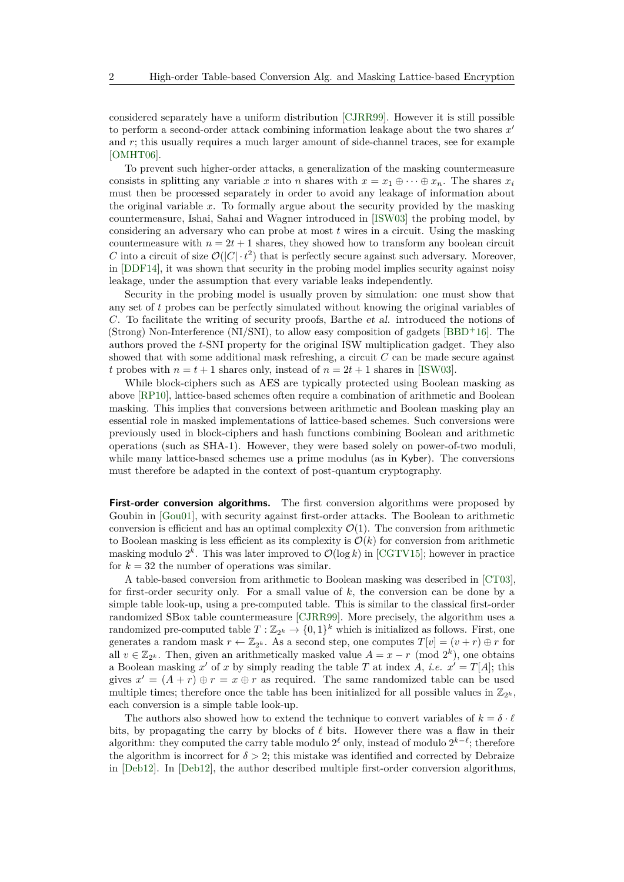considered separately have a uniform distribution [CJRR99]. However it is still possible to perform a second-order attack combining information leakage about the two shares $x'$ and $r$; this usually requires a much larger amount of side-channel traces, see for example [OMHT06].

To prevent such higher-order attacks, a generalization of the masking countermeasure consists in splitting any variable $x$ into $n$ shares with $x = x_1 \oplus \cdots \oplus x_n$. The shares $x_i$ must then be processed separately in order to avoid any leakage of information about the original variable $x$. To formally argue about the security provided by the masking countermeasure, Ishai, Sahai and Wagner introduced in [ISW03] the probing model, by considering an adversary who can probe at most $t$ wires in a circuit. Using the masking countermeasure with $n = 2t + 1$ shares, they showed how to transform any boolean circuit $C$ into a circuit of size $\mathcal{O}(|C| \cdot t^2)$ that is perfectly secure against such adversary. Moreover, in [DDF14], it was shown that security in the probing model implies security against noisy leakage, under the assumption that every variable leaks independently.

Security in the probing model is usually proven by simulation: one must show that any set of $t$ probes can be perfectly simulated without knowing the original variables of $C$. To facilitate the writing of security proofs, Barthe *et al.* introduced the notions of (Strong) Non-Interference (NI/SNI), to allow easy composition of gadgets [BBD+16]. The authors proved the $t$-SNI property for the original ISW multiplication gadget. They also showed that with some additional mask refreshing, a circuit $C$ can be made secure against $t$ probes with $n = t + 1$ shares only, instead of $n = 2t + 1$ shares in [ISW03].

While block-ciphers such as AES are typically protected using Boolean masking as above [RP10], lattice-based schemes often require a combination of arithmetic and Boolean masking. This implies that conversions between arithmetic and Boolean masking play an essential role in masked implementations of lattice-based schemes. Such conversions were previously used in block-ciphers and hash functions combining Boolean and arithmetic operations (such as SHA-1). However, they were based solely on power-of-two moduli, while many lattice-based schemes use a prime modulus (as in Kyber). The conversions must therefore be adapted in the context of post-quantum cryptography.

**First-order conversion algorithms.** The first conversion algorithms were proposed by Goubin in [Gou01], with security against first-order attacks. The Boolean to arithmetic conversion is efficient and has an optimal complexity $\mathcal{O}(1)$. The conversion from arithmetic to Boolean masking is less efficient as its complexity is $\mathcal{O}(k)$ for conversion from arithmetic masking modulo $2^k$. This was later improved to $\mathcal{O}(\log k)$ in [CGTV15]; however in practice for $k = 32$ the number of operations was similar.

A table-based conversion from arithmetic to Boolean masking was described in [CT03], for first-order security only. For a small value of $k$, the conversion can be done by a simple table look-up, using a pre-computed table. This is similar to the classical first-order randomized SBox table countermeasure [CJRR99]. More precisely, the algorithm uses a randomized pre-computed table $T : \mathbb{Z}_{2^k} \to \{0,1\}^k$ which is initialized as follows. First, one generates a random mask $r \leftarrow \mathbb{Z}_{2^k}$. As a second step, one computes $T[v] = (v + r) \oplus r$ for all $v \in \mathbb{Z}_{2^k}$. Then, given an arithmetically masked value $A = x - r \pmod{2^k}$, one obtains a Boolean masking $x'$ of $x$ by simply reading the table $T$ at index $A$, *i.e.* $x' = T[A]$; this gives $x' = (A + r) \oplus r = x \oplus r$ as required. The same randomized table can be used multiple times; therefore once the table has been initialized for all possible values in $\mathbb{Z}_{2^k}$, each conversion is a simple table look-up.

The authors also showed how to extend the technique to convert variables of $k = \delta \cdot \ell$ bits, by propagating the carry by blocks of $\ell$ bits. However there was a flaw in their algorithm: they computed the carry table modulo $2^\ell$ only, instead of modulo $2^{k-\ell}$; therefore the algorithm is incorrect for $\delta > 2$; this mistake was identified and corrected by Debraize in [Deb12]. In [Deb12], the author described multiple first-order conversion algorithms,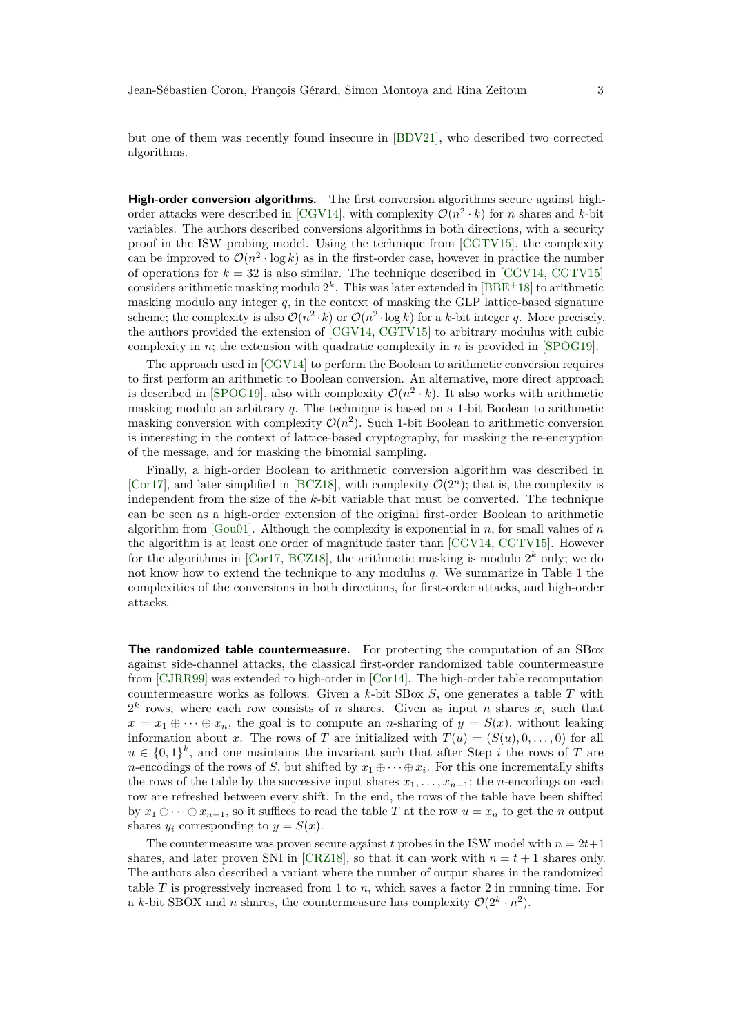but one of them was recently found insecure in [BDV21], who described two corrected algorithms.

**High-order conversion algorithms.** The first conversion algorithms secure against high-order attacks were described in [CGV14], with complexity $\mathcal{O}(n^2 \cdot k)$ for $n$ shares and $k$-bit variables. The authors described conversions algorithms in both directions, with a security proof in the ISW probing model. Using the technique from [CGTV15], the complexity can be improved to $\mathcal{O}(n^2 \cdot \log k)$ as in the first-order case, however in practice the number of operations for $k = 32$ is also similar. The technique described in [CGV14, CGTV15] considers arithmetic masking modulo $2^k$. This was later extended in [BBE+18] to arithmetic masking modulo any integer $q$, in the context of masking the GLP lattice-based signature scheme; the complexity is also $\mathcal{O}(n^2 \cdot k)$ or $\mathcal{O}(n^2 \cdot \log k)$ for a $k$-bit integer $q$. More precisely, the authors provided the extension of [CGV14, CGTV15] to arbitrary modulus with cubic complexity in $n$; the extension with quadratic complexity in $n$ is provided in [SPOG19].

The approach used in [CGV14] to perform the Boolean to arithmetic conversion requires to first perform an arithmetic to Boolean conversion. An alternative, more direct approach is described in [SPOG19], also with complexity $\mathcal{O}(n^2 \cdot k)$. It also works with arithmetic masking modulo an arbitrary $q$. The technique is based on a 1-bit Boolean to arithmetic masking conversion with complexity $\mathcal{O}(n^2)$. Such 1-bit Boolean to arithmetic conversion is interesting in the context of lattice-based cryptography, for masking the re-encryption of the message, and for masking the binomial sampling.

Finally, a high-order Boolean to arithmetic conversion algorithm was described in [Cor17], and later simplified in [BCZ18], with complexity $\mathcal{O}(2^n)$; that is, the complexity is independent from the size of the $k$-bit variable that must be converted. The technique can be seen as a high-order extension of the original first-order Boolean to arithmetic algorithm from [Gou01]. Although the complexity is exponential in $n$, for small values of $n$ the algorithm is at least one order of magnitude faster than [CGV14, CGTV15]. However for the algorithms in [Cor17, BCZ18], the arithmetic masking is modulo $2^k$ only; we do not know how to extend the technique to any modulus $q$. We summarize in Table 1 the complexities of the conversions in both directions, for first-order attacks, and high-order attacks.

**The randomized table countermeasure.** For protecting the computation of an SBox against side-channel attacks, the classical first-order randomized table countermeasure from [CJRR99] was extended to high-order in [Cor14]. The high-order table recomputation countermeasure works as follows. Given a $k$-bit SBox $S$, one generates a table $T$ with $2^k$ rows, where each row consists of $n$ shares. Given as input $n$ shares $x_i$ such that $x = x_1 \oplus \cdots \oplus x_n$, the goal is to compute an $n$-sharing of $y = S(x)$, without leaking information about $x$. The rows of $T$ are initialized with $T(u) = (S(u), 0, \ldots, 0)$ for all $u \in \{0,1\}^k$, and one maintains the invariant such that after Step $i$ the rows of $T$ are $n$-encodings of the rows of $S$, but shifted by $x_1 \oplus \cdots \oplus x_i$. For this one incrementally shifts the rows of the table by the successive input shares $x_1, \ldots, x_{n-1}$; the $n$-encodings on each row are refreshed between every shift. In the end, the rows of the table have been shifted by $x_1 \oplus \cdots \oplus x_{n-1}$, so it suffices to read the table $T$ at the row $u = x_n$ to get the $n$ output shares $y_i$ corresponding to $y = S(x)$.

The countermeasure was proven secure against $t$ probes in the ISW model with $n = 2t+1$ shares, and later proven SNI in [CRZ18], so that it can work with $n = t+1$ shares only. The authors also described a variant where the number of output shares in the randomized table $T$ is progressively increased from 1 to $n$, which saves a factor 2 in running time. For a $k$-bit SBOX and $n$ shares, the countermeasure has complexity $\mathcal{O}(2^k \cdot n^2)$.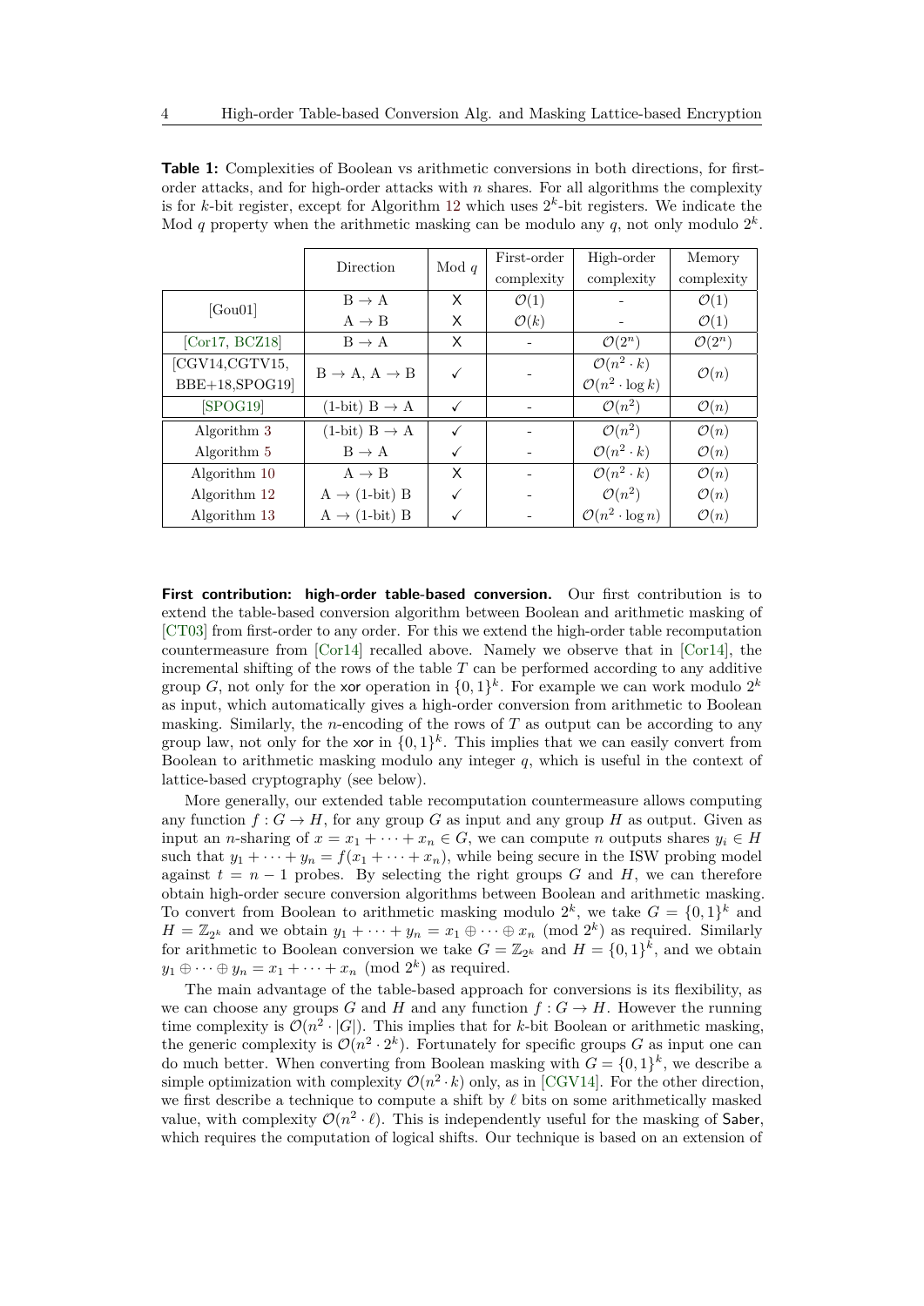**Table 1:** Complexities of Boolean vs arithmetic conversions in both directions, for first-order attacks, and for high-order attacks with $n$ shares. For all algorithms the complexity is for $k$-bit register, except for Algorithm 12 which uses $2^k$-bit registers. We indicate the Mod $q$ property when the arithmetic masking can be modulo any $q$, not only modulo $2^k$.

| | Direction | Mod $q$ | First-order complexity | High-order complexity | Memory complexity |
|---|---|---|---|---|---|
| [Gou01] | B → A | X | $\mathcal{O}(1)$ | - | $\mathcal{O}(1)$ |
| | A → B | X | $\mathcal{O}(k)$ | - | $\mathcal{O}(1)$ |
| [Cor17, BCZ18] | B → A | X | - | $\mathcal{O}(2^n)$ | $\mathcal{O}(2^n)$ |
| [CGV14,CGTV15, BBE+18,SPOG19] | B → A, A → B | ✓ | - | $\mathcal{O}(n^2 \cdot k)$ $\mathcal{O}(n^2 \cdot \log k)$ | $\mathcal{O}(n)$ |
| [SPOG19] | (1-bit) B → A | ✓ | - | $\mathcal{O}(n^2)$ | $\mathcal{O}(n)$ |
| Algorithm 3 | (1-bit) B → A | ✓ | - | $\mathcal{O}(n^2)$ | $\mathcal{O}(n)$ |
| Algorithm 5 | B → A | ✓ | - | $\mathcal{O}(n^2 \cdot k)$ | $\mathcal{O}(n)$ |
| Algorithm 10 | A → B | X | - | $\mathcal{O}(n^2 \cdot k)$ | $\mathcal{O}(n)$ |
| Algorithm 12 | A → (1-bit) B | ✓ | - | $\mathcal{O}(n^2)$ | $\mathcal{O}(n)$ |
| Algorithm 13 | A → (1-bit) B | ✓ | - | $\mathcal{O}(n^2 \cdot \log n)$ | $\mathcal{O}(n)$ |

**First contribution: high-order table-based conversion.** Our first contribution is to extend the table-based conversion algorithm between Boolean and arithmetic masking of [CT03] from first-order to any order. For this we extend the high-order table recomputation countermeasure from [Cor14] recalled above. Namely we observe that in [Cor14], the incremental shifting of the rows of the table $T$ can be performed according to any additive group $G$, not only for the xor operation in $\{0,1\}^k$. For example we can work modulo $2^k$ as input, which automatically gives a high-order conversion from arithmetic to Boolean masking. Similarly, the $n$-encoding of the rows of $T$ as output can be according to any group law, not only for the xor in $\{0,1\}^k$. This implies that we can easily convert from Boolean to arithmetic masking modulo any integer $q$, which is useful in the context of lattice-based cryptography (see below).

More generally, our extended table recomputation countermeasure allows computing any function $f : G \to H$, for any group $G$ as input and any group $H$ as output. Given as input an $n$-sharing of $x = x_1 + \cdots + x_n \in G$, we can compute $n$ outputs shares $y_i \in H$ such that $y_1 + \cdots + y_n = f(x_1 + \cdots + x_n)$, while being secure in the ISW probing model against $t = n - 1$ probes. By selecting the right groups $G$ and $H$, we can therefore obtain high-order secure conversion algorithms between Boolean and arithmetic masking. To convert from Boolean to arithmetic masking modulo $2^k$, we take $G = \{0,1\}^k$ and $H = \mathbb{Z}_{2^k}$ and we obtain $y_1 + \cdots + y_n = x_1 \oplus \cdots \oplus x_n \pmod{2^k}$ as required. Similarly for arithmetic to Boolean conversion we take $G = \mathbb{Z}_{2^k}$ and $H = \{0,1\}^k$, and we obtain $y_1 \oplus \cdots \oplus y_n = x_1 + \cdots + x_n \pmod{2^k}$ as required.

The main advantage of the table-based approach for conversions is its flexibility, as we can choose any groups $G$ and $H$ and any function $f : G \to H$. However the running time complexity is $\mathcal{O}(n^2 \cdot |G|)$. This implies that for $k$-bit Boolean or arithmetic masking, the generic complexity is $\mathcal{O}(n^2 \cdot 2^k)$. Fortunately for specific groups $G$ as input one can do much better. When converting from Boolean masking with $G = \{0,1\}^k$, we describe a simple optimization with complexity $\mathcal{O}(n^2 \cdot k)$ only, as in [CGV14]. For the other direction, we first describe a technique to compute a shift by $\ell$ bits on some arithmetically masked value, with complexity $\mathcal{O}(n^2 \cdot \ell)$. This is independently useful for the masking of Saber, which requires the computation of logical shifts. Our technique is based on an extension of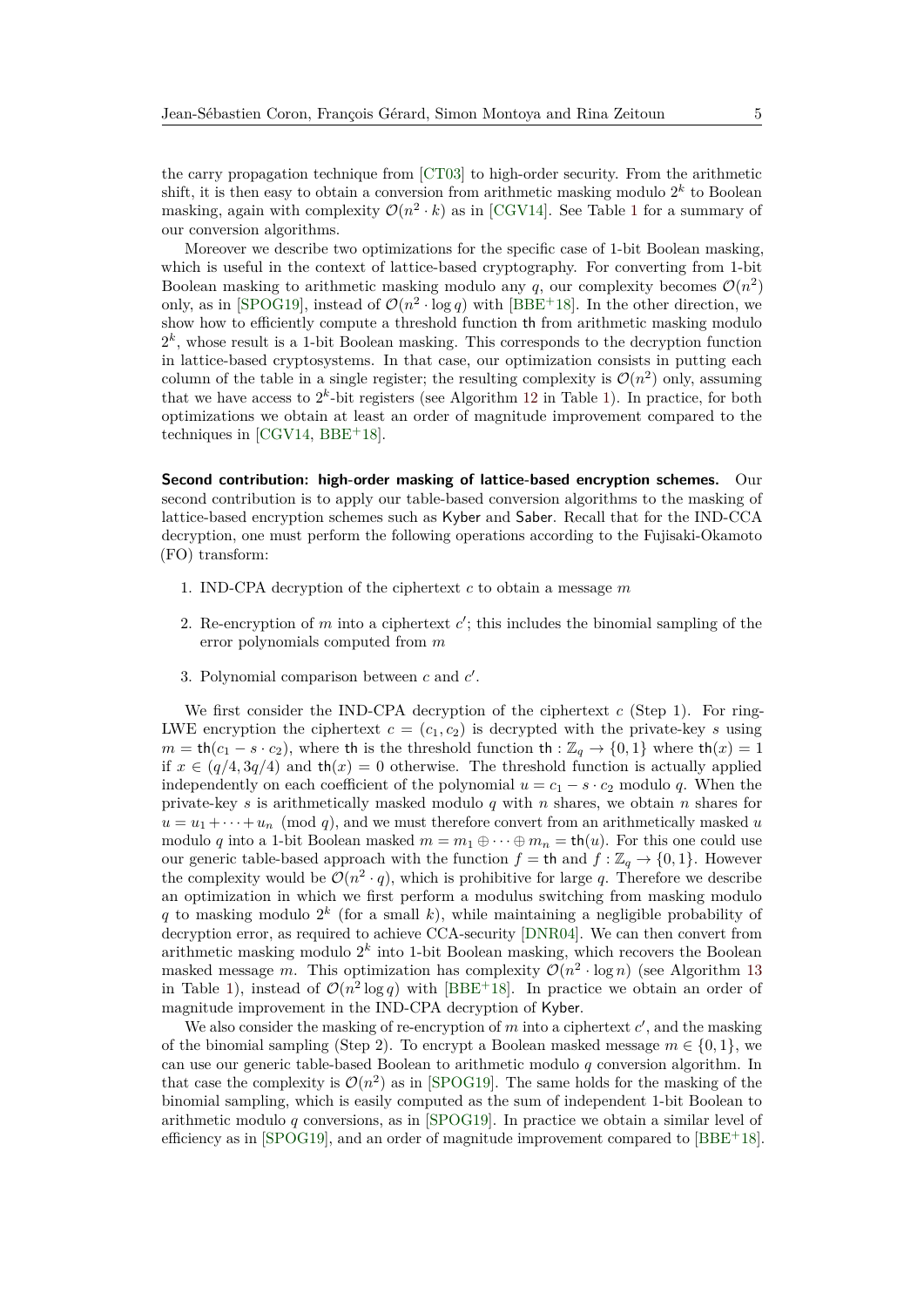the carry propagation technique from [CT03] to high-order security. From the arithmetic shift, it is then easy to obtain a conversion from arithmetic masking modulo $2^k$ to Boolean masking, again with complexity $\mathcal{O}(n^2 \cdot k)$ as in [CGV14]. See Table 1 for a summary of our conversion algorithms.

Moreover we describe two optimizations for the specific case of 1-bit Boolean masking, which is useful in the context of lattice-based cryptography. For converting from 1-bit Boolean masking to arithmetic masking modulo any $q$, our complexity becomes $\mathcal{O}(n^2)$ only, as in [SPOG19], instead of $\mathcal{O}(n^2 \cdot \log q)$ with [BBE+18]. In the other direction, we show how to efficiently compute a threshold function th from arithmetic masking modulo $2^k$, whose result is a 1-bit Boolean masking. This corresponds to the decryption function in lattice-based cryptosystems. In that case, our optimization consists in putting each column of the table in a single register; the resulting complexity is $\mathcal{O}(n^2)$ only, assuming that we have access to $2^k$-bit registers (see Algorithm 12 in Table 1). In practice, for both optimizations we obtain at least an order of magnitude improvement compared to the techniques in [CGV14, BBE+18].

**Second contribution: high-order masking of lattice-based encryption schemes.** Our second contribution is to apply our table-based conversion algorithms to the masking of lattice-based encryption schemes such as Kyber and Saber. Recall that for the IND-CCA decryption, one must perform the following operations according to the Fujisaki-Okamoto (FO) transform:

1. IND-CPA decryption of the ciphertext $c$ to obtain a message $m$
2. Re-encryption of $m$ into a ciphertext $c'$; this includes the binomial sampling of the error polynomials computed from $m$
3. Polynomial comparison between $c$ and $c'$.

We first consider the IND-CPA decryption of the ciphertext $c$ (Step 1). For ring-LWE encryption the ciphertext $c = (c_1, c_2)$ is decrypted with the private-key $s$ using $m = \mathsf{th}(c_1 - s \cdot c_2)$, where th is the threshold function $\mathsf{th} : \mathbb{Z}_q \to \{0, 1\}$ where $\mathsf{th}(x) = 1$ if $x \in (q/4, 3q/4)$ and $\mathsf{th}(x) = 0$ otherwise. The threshold function is actually applied independently on each coefficient of the polynomial $u = c_1 - s \cdot c_2$ modulo $q$. When the private-key $s$ is arithmetically masked modulo $q$ with $n$ shares, we obtain $n$ shares for $u = u_1 + \cdots + u_n \pmod q$, and we must therefore convert from an arithmetically masked $u$ modulo $q$ into a 1-bit Boolean masked $m = m_1 \oplus \cdots \oplus m_n = \mathsf{th}(u)$. For this one could use our generic table-based approach with the function $f = \mathsf{th}$ and $f : \mathbb{Z}_q \to \{0, 1\}$. However the complexity would be $\mathcal{O}(n^2 \cdot q)$, which is prohibitive for large $q$. Therefore we describe an optimization in which we first perform a modulus switching from masking modulo $q$ to masking modulo $2^k$ (for a small $k$), while maintaining a negligible probability of decryption error, as required to achieve CCA-security [DNR04]. We can then convert from arithmetic masking modulo $2^k$ into 1-bit Boolean masking, which recovers the Boolean masked message $m$. This optimization has complexity $\mathcal{O}(n^2 \cdot \log n)$ (see Algorithm 13 in Table 1), instead of $\mathcal{O}(n^2 \log q)$ with [BBE+18]. In practice we obtain an order of magnitude improvement in the IND-CPA decryption of Kyber.

We also consider the masking of re-encryption of $m$ into a ciphertext $c'$, and the masking of the binomial sampling (Step 2). To encrypt a Boolean masked message $m \in \{0, 1\}$, we can use our generic table-based Boolean to arithmetic modulo $q$ conversion algorithm. In that case the complexity is $\mathcal{O}(n^2)$ as in [SPOG19]. The same holds for the masking of the binomial sampling, which is easily computed as the sum of independent 1-bit Boolean to arithmetic modulo $q$ conversions, as in [SPOG19]. In practice we obtain a similar level of efficiency as in [SPOG19], and an order of magnitude improvement compared to [BBE+18].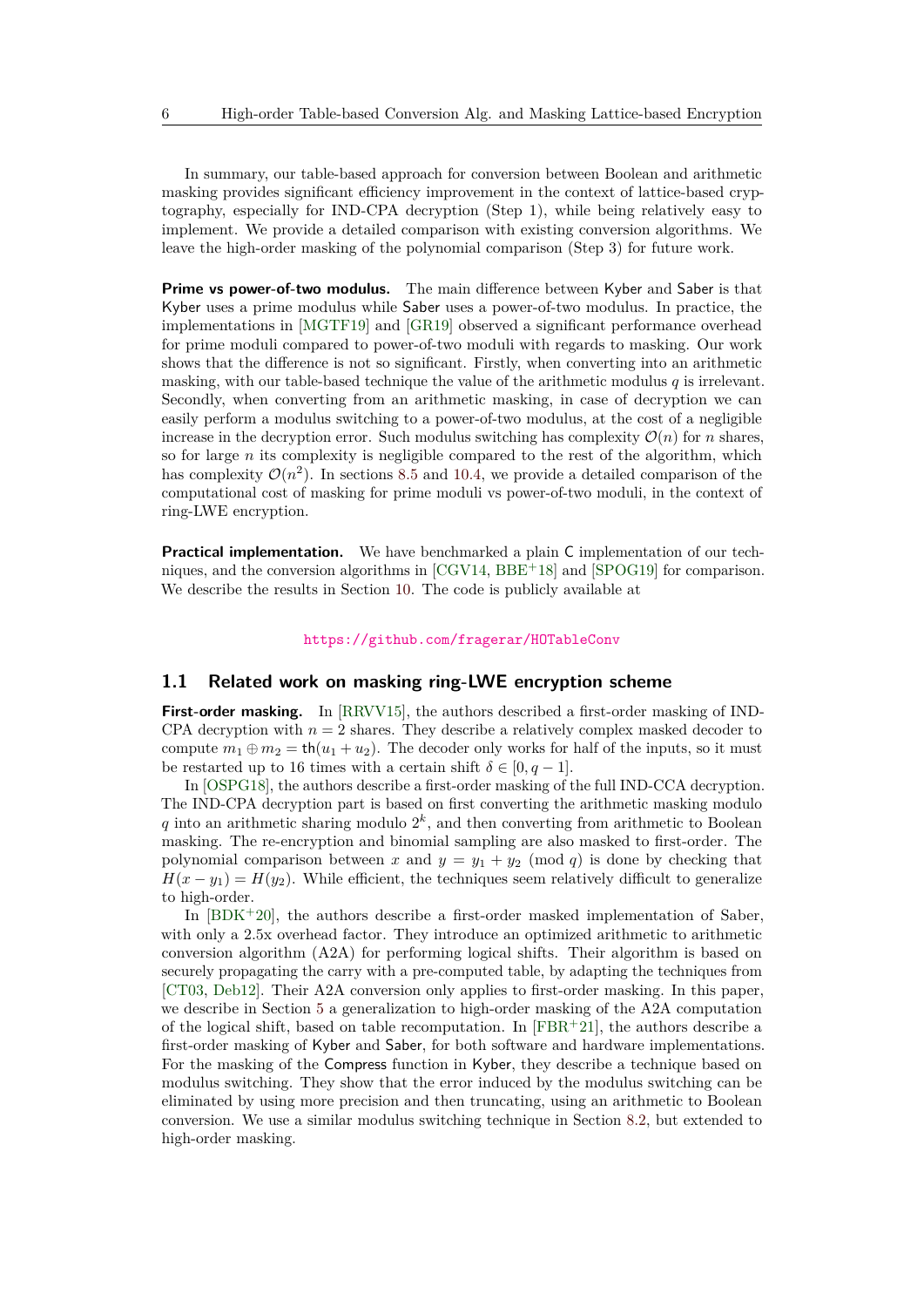In summary, our table-based approach for conversion between Boolean and arithmetic masking provides significant efficiency improvement in the context of lattice-based cryptography, especially for IND-CPA decryption (Step 1), while being relatively easy to implement. We provide a detailed comparison with existing conversion algorithms. We leave the high-order masking of the polynomial comparison (Step 3) for future work.

**Prime vs power-of-two modulus.** The main difference between Kyber and Saber is that Kyber uses a prime modulus while Saber uses a power-of-two modulus. In practice, the implementations in [MGTF19] and [GR19] observed a significant performance overhead for prime moduli compared to power-of-two moduli with regards to masking. Our work shows that the difference is not so significant. Firstly, when converting into an arithmetic masking, with our table-based technique the value of the arithmetic modulus $q$ is irrelevant. Secondly, when converting from an arithmetic masking, in case of decryption we can easily perform a modulus switching to a power-of-two modulus, at the cost of a negligible increase in the decryption error. Such modulus switching has complexity $\mathcal{O}(n)$ for $n$ shares, so for large $n$ its complexity is negligible compared to the rest of the algorithm, which has complexity $\mathcal{O}(n^2)$. In sections 8.5 and 10.4, we provide a detailed comparison of the computational cost of masking for prime moduli vs power-of-two moduli, in the context of ring-LWE encryption.

**Practical implementation.** We have benchmarked a plain C implementation of our techniques, and the conversion algorithms in [CGV14, BBE+18] and [SPOG19] for comparison. We describe the results in Section 10. The code is publicly available at

https://github.com/fragerar/HOTableConv

## 1.1 Related work on masking ring-LWE encryption scheme

**First-order masking.** In [RRVV15], the authors described a first-order masking of IND-CPA decryption with $n = 2$ shares. They describe a relatively complex masked decoder to compute $m_1 \oplus m_2 = \mathsf{th}(u_1 + u_2)$. The decoder only works for half of the inputs, so it must be restarted up to 16 times with a certain shift $\delta \in [0, q-1]$.

In [OSPG18], the authors describe a first-order masking of the full IND-CCA decryption. The IND-CPA decryption part is based on first converting the arithmetic masking modulo $q$ into an arithmetic sharing modulo $2^k$, and then converting from arithmetic to Boolean masking. The re-encryption and binomial sampling are also masked to first-order. The polynomial comparison between $x$ and $y = y_1 + y_2 \pmod q$ is done by checking that $H(x - y_1) = H(y_2)$. While efficient, the techniques seem relatively difficult to generalize to high-order.

In [BDK+20], the authors describe a first-order masked implementation of Saber, with only a 2.5x overhead factor. They introduce an optimized arithmetic to arithmetic conversion algorithm (A2A) for performing logical shifts. Their algorithm is based on securely propagating the carry with a pre-computed table, by adapting the techniques from [CT03, Deb12]. Their A2A conversion only applies to first-order masking. In this paper, we describe in Section 5 a generalization to high-order masking of the A2A computation of the logical shift, based on table recomputation. In [FBR+21], the authors describe a first-order masking of Kyber and Saber, for both software and hardware implementations. For the masking of the Compress function in Kyber, they describe a technique based on modulus switching. They show that the error induced by the modulus switching can be eliminated by using more precision and then truncating, using an arithmetic to Boolean conversion. We use a similar modulus switching technique in Section 8.2, but extended to high-order masking.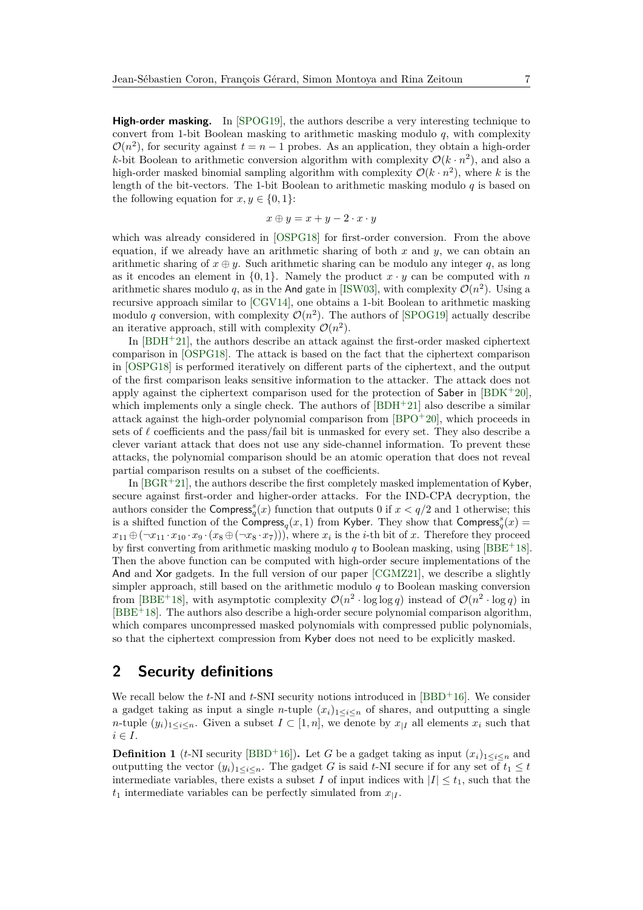**High-order masking.** In [SPOG19], the authors describe a very interesting technique to convert from 1-bit Boolean masking to arithmetic masking modulo $q$, with complexity $\mathcal{O}(n^2)$, for security against $t = n - 1$ probes. As an application, they obtain a high-order $k$-bit Boolean to arithmetic conversion algorithm with complexity $\mathcal{O}(k \cdot n^2)$, and also a high-order masked binomial sampling algorithm with complexity $\mathcal{O}(k \cdot n^2)$, where $k$ is the length of the bit-vectors. The 1-bit Boolean to arithmetic masking modulo $q$ is based on the following equation for $x, y \in \{0, 1\}$:

$$x \oplus y = x + y - 2 \cdot x \cdot y$$

which was already considered in [OSPG18] for first-order conversion. From the above equation, if we already have an arithmetic sharing of both $x$ and $y$, we can obtain an arithmetic sharing of $x \oplus y$. Such arithmetic sharing can be modulo any integer $q$, as long as it encodes an element in $\{0, 1\}$. Namely the product $x \cdot y$ can be computed with $n$ arithmetic shares modulo $q$, as in the And gate in [ISW03], with complexity $\mathcal{O}(n^2)$. Using a recursive approach similar to [CGV14], one obtains a 1-bit Boolean to arithmetic masking modulo $q$ conversion, with complexity $\mathcal{O}(n^2)$. The authors of [SPOG19] actually describe an iterative approach, still with complexity $\mathcal{O}(n^2)$.

In [BDH+21], the authors describe an attack against the first-order masked ciphertext comparison in [OSPG18]. The attack is based on the fact that the ciphertext comparison in [OSPG18] is performed iteratively on different parts of the ciphertext, and the output of the first comparison leaks sensitive information to the attacker. The attack does not apply against the ciphertext comparison used for the protection of Saber in [BDK+20], which implements only a single check. The authors of [BDH+21] also describe a similar attack against the high-order polynomial comparison from [BPO+20], which proceeds in sets of $\ell$ coefficients and the pass/fail bit is unmasked for every set. They also describe a clever variant attack that does not use any side-channel information. To prevent these attacks, the polynomial comparison should be an atomic operation that does not reveal partial comparison results on a subset of the coefficients.

In [BGR+21], the authors describe the first completely masked implementation of Kyber, secure against first-order and higher-order attacks. For the IND-CPA decryption, the authors consider the $\mathsf{Compress}_q^s(x)$ function that outputs 0 if $x < q/2$ and 1 otherwise; this is a shifted function of the $\mathsf{Compress}_q(x, 1)$ from Kyber. They show that $\mathsf{Compress}_q^s(x) = x_{11} \oplus (\neg x_{11} \cdot x_{10} \cdot x_9 \cdot (x_8 \oplus (\neg x_8 \cdot x_7)))$, where $x_i$ is the $i$-th bit of $x$. Therefore they proceed by first converting from arithmetic masking modulo $q$ to Boolean masking, using [BBE+18]. Then the above function can be computed with high-order secure implementations of the And and Xor gadgets. In the full version of our paper [CGMZ21], we describe a slightly simpler approach, still based on the arithmetic modulo $q$ to Boolean masking conversion from [BBE+18], with asymptotic complexity $\mathcal{O}(n^2 \cdot \log \log q)$ instead of $\mathcal{O}(n^2 \cdot \log q)$ in [BBE+18]. The authors also describe a high-order secure polynomial comparison algorithm, which compares uncompressed masked polynomials with compressed public polynomials, so that the ciphertext compression from Kyber does not need to be explicitly masked.

## 2 Security definitions

We recall below the $t$-NI and $t$-SNI security notions introduced in [BBD+16]. We consider a gadget taking as input a single $n$-tuple $(x_i)_{1 \le i \le n}$ of shares, and outputting a single $n$-tuple $(y_i)_{1 \le i \le n}$. Given a subset $I \subset [1, n]$, we denote by $x_{|I}$ all elements $x_i$ such that $i \in I$.

**Definition 1** ($t$-NI security [BBD+16])**.** Let $G$ be a gadget taking as input $(x_i)_{1 \le i \le n}$ and outputting the vector $(y_i)_{1 \le i \le n}$. The gadget $G$ is said $t$-NI secure if for any set of $t_1 \le t$ intermediate variables, there exists a subset $I$ of input indices with $|I| \le t_1$, such that the $t_1$ intermediate variables can be perfectly simulated from $x_{|I}$.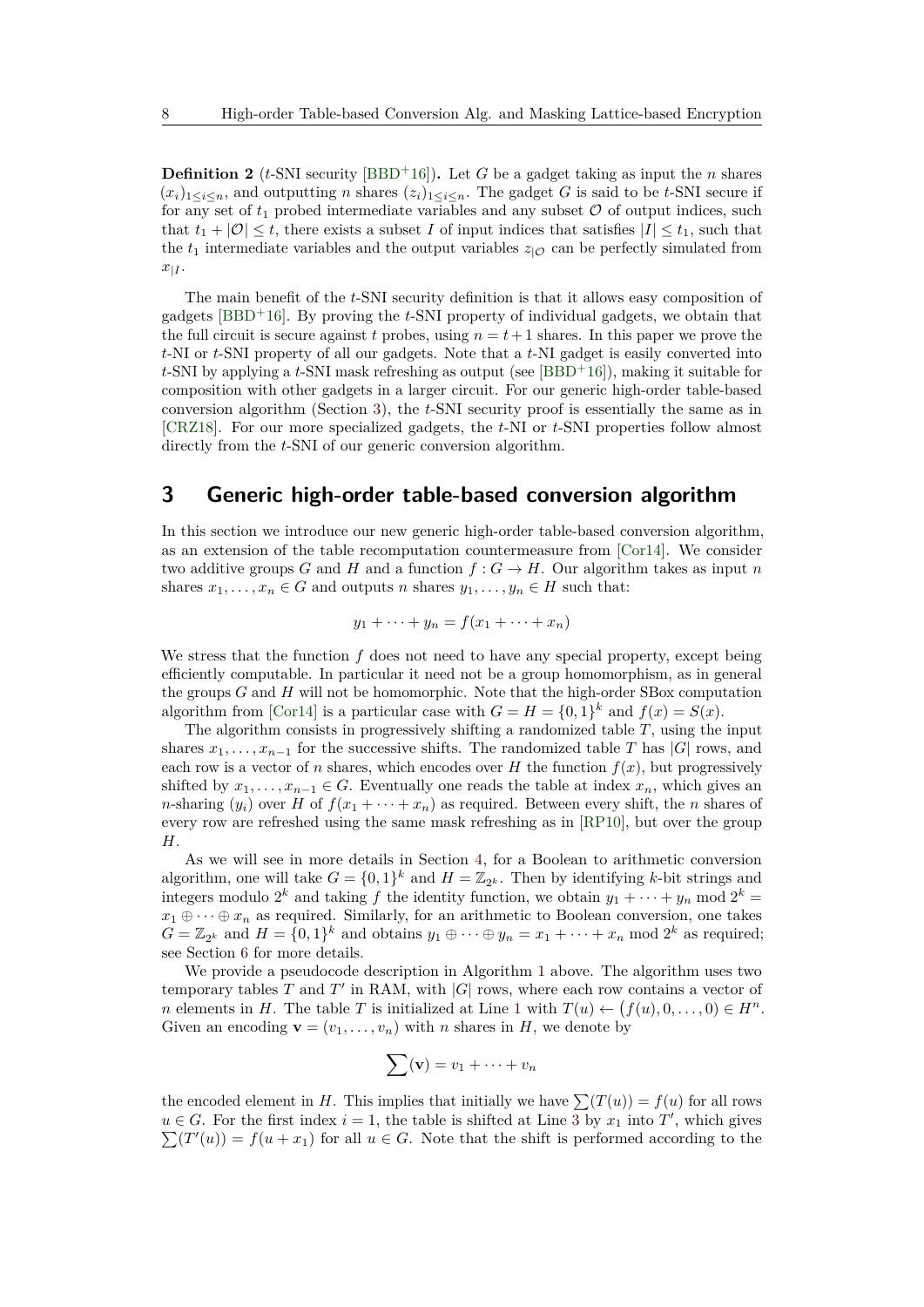**Definition 2** ($t$-SNI security [BBD+16])**.** Let $G$ be a gadget taking as input the $n$ shares $(x_i)_{1\leq i\leq n}$, and outputting $n$ shares $(z_i)_{1\leq i\leq n}$. The gadget $G$ is said to be $t$-SNI secure if for any set of $t_1$ probed intermediate variables and any subset $\mathcal{O}$ of output indices, such that $t_1 + |\mathcal{O}| \leq t$, there exists a subset $I$ of input indices that satisfies $|I| \leq t_1$, such that the $t_1$ intermediate variables and the output variables $z_{|\mathcal{O}}$ can be perfectly simulated from $x_{|I}$.

The main benefit of the $t$-SNI security definition is that it allows easy composition of gadgets [BBD+16]. By proving the $t$-SNI property of individual gadgets, we obtain that the full circuit is secure against $t$ probes, using $n = t+1$ shares. In this paper we prove the $t$-NI or $t$-SNI property of all our gadgets. Note that a $t$-NI gadget is easily converted into $t$-SNI by applying a $t$-SNI mask refreshing as output (see [BBD+16]), making it suitable for composition with other gadgets in a larger circuit. For our generic high-order table-based conversion algorithm (Section 3), the $t$-SNI security proof is essentially the same as in [CRZ18]. For our more specialized gadgets, the $t$-NI or $t$-SNI properties follow almost directly from the $t$-SNI of our generic conversion algorithm.

## 3 Generic high-order table-based conversion algorithm

In this section we introduce our new generic high-order table-based conversion algorithm, as an extension of the table recomputation countermeasure from [Cor14]. We consider two additive groups $G$ and $H$ and a function $f : G \to H$. Our algorithm takes as input $n$ shares $x_1, \ldots, x_n \in G$ and outputs $n$ shares $y_1, \ldots, y_n \in H$ such that:

$$y_1 + \cdots + y_n = f(x_1 + \cdots + x_n)$$

We stress that the function $f$ does not need to have any special property, except being efficiently computable. In particular it need not be a group homomorphism, as in general the groups $G$ and $H$ will not be homomorphic. Note that the high-order SBox computation algorithm from [Cor14] is a particular case with $G = H = \{0,1\}^k$ and $f(x) = S(x)$.

The algorithm consists in progressively shifting a randomized table $T$, using the input shares $x_1, \ldots, x_{n-1}$ for the successive shifts. The randomized table $T$ has $|G|$ rows, and each row is a vector of $n$ shares, which encodes over $H$ the function $f(x)$, but progressively shifted by $x_1, \ldots, x_{n-1} \in G$. Eventually one reads the table at index $x_n$, which gives an $n$-sharing $(y_i)$ over $H$ of $f(x_1 + \cdots + x_n)$ as required. Between every shift, the $n$ shares of every row are refreshed using the same mask refreshing as in [RP10], but over the group $H$.

As we will see in more details in Section 4, for a Boolean to arithmetic conversion algorithm, one will take $G = \{0,1\}^k$ and $H = \mathbb{Z}_{2^k}$. Then by identifying $k$-bit strings and integers modulo $2^k$ and taking $f$ the identity function, we obtain $y_1 + \cdots + y_n \bmod 2^k = x_1 \oplus \cdots \oplus x_n$ as required. Similarly, for an arithmetic to Boolean conversion, one takes $G = \mathbb{Z}_{2^k}$ and $H = \{0,1\}^k$ and obtains $y_1 \oplus \cdots \oplus y_n = x_1 + \cdots + x_n \bmod 2^k$ as required; see Section 6 for more details.

We provide a pseudocode description in Algorithm 1 above. The algorithm uses two temporary tables $T$ and $T'$ in RAM, with $|G|$ rows, where each row contains a vector of $n$ elements in $H$. The table $T$ is initialized at Line 1 with $T(u) \leftarrow \big(f(u), 0, \ldots, 0\big) \in H^n$. Given an encoding $\mathbf{v} = (v_1, \ldots, v_n)$ with $n$ shares in $H$, we denote by

$$\sum(\mathbf{v}) = v_1 + \cdots + v_n$$

the encoded element in $H$. This implies that initially we have $\sum(T(u)) = f(u)$ for all rows $u \in G$. For the first index $i = 1$, the table is shifted at Line 3 by $x_1$ into $T'$, which gives $\sum(T'(u)) = f(u + x_1)$ for all $u \in G$. Note that the shift is performed according to the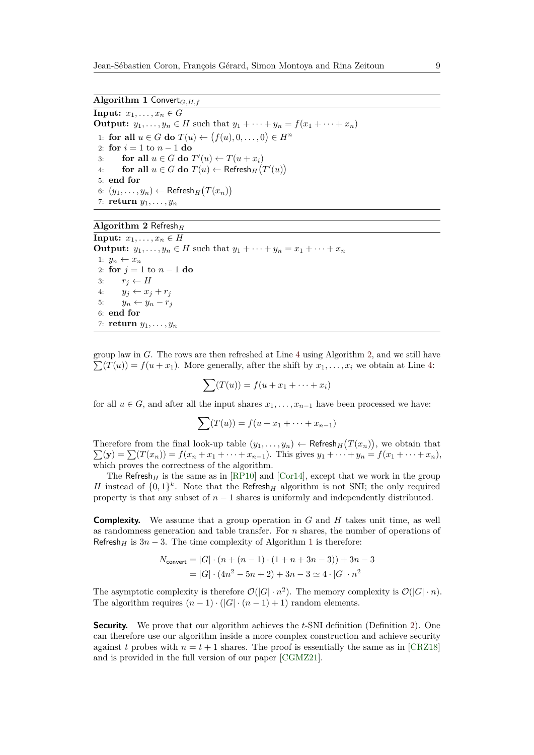**Algorithm 1** $\mathsf{Convert}_{G,H,f}$

**Input:** $x_1, \ldots, x_n \in G$

**Output:** $y_1, \ldots, y_n \in H$ such that $y_1 + \cdots + y_n = f(x_1 + \cdots + x_n)$

```
1: for all u ∈ G do T(u) ← (f(u), 0, ..., 0) ∈ H^n
2: for i = 1 to n − 1 do
3:     for all u ∈ G do T'(u) ← T(u + x_i)
4:     for all u ∈ G do T(u) ← Refresh_H(T'(u))
5: end for
6: (y_1, ..., y_n) ← Refresh_H(T(x_n))
7: return y_1, ..., y_n
```

**Algorithm 2** $\mathsf{Refresh}_H$

**Input:** $x_1, \ldots, x_n \in H$

**Output:** $y_1, \ldots, y_n \in H$ such that $y_1 + \cdots + y_n = x_1 + \cdots + x_n$

```
1: y_n ← x_n
2: for j = 1 to n − 1 do
3:     r_j ← H
4:     y_j ← x_j + r_j
5:     y_n ← y_n − r_j
6: end for
7: return y_1, ..., y_n
```

group law in $G$. The rows are then refreshed at Line 4 using Algorithm 2, and we still have $\sum(T(u)) = f(u + x_1)$. More generally, after the shift by $x_1, \ldots, x_i$ we obtain at Line 4:

$$\sum(T(u)) = f(u + x_1 + \cdots + x_i)$$

for all $u \in G$, and after all the input shares $x_1, \ldots, x_{n-1}$ have been processed we have:

$$\sum(T(u)) = f(u + x_1 + \cdots + x_{n-1})$$

Therefore from the final look-up table $(y_1, \ldots, y_n) \leftarrow \mathsf{Refresh}_H\big(T(x_n)\big)$, we obtain that $\sum(\mathbf{y}) = \sum(T(x_n)) = f(x_n + x_1 + \cdots + x_{n-1})$. This gives $y_1 + \cdots + y_n = f(x_1 + \cdots + x_n)$, which proves the correctness of the algorithm.

The $\mathsf{Refresh}_H$ is the same as in [RP10] and [Cor14], except that we work in the group $H$ instead of $\{0,1\}^k$. Note that the $\mathsf{Refresh}_H$ algorithm is not SNI; the only required property is that any subset of $n-1$ shares is uniformly and independently distributed.

**Complexity.** We assume that a group operation in $G$ and $H$ takes unit time, as well as randomness generation and table transfer. For $n$ shares, the number of operations of $\mathsf{Refresh}_H$ is $3n - 3$. The time complexity of Algorithm 1 is therefore:

$$\begin{aligned} N_{\mathsf{convert}} &= |G| \cdot (n + (n-1) \cdot (1 + n + 3n - 3)) + 3n - 3 \\ &= |G| \cdot (4n^2 - 5n + 2) + 3n - 3 \simeq 4 \cdot |G| \cdot n^2 \end{aligned}$$

The asymptotic complexity is therefore $\mathcal{O}(|G| \cdot n^2)$. The memory complexity is $\mathcal{O}(|G| \cdot n)$. The algorithm requires $(n-1) \cdot (|G| \cdot (n-1) + 1)$ random elements.

**Security.** We prove that our algorithm achieves the $t$-SNI definition (Definition 2). One can therefore use our algorithm inside a more complex construction and achieve security against $t$ probes with $n = t + 1$ shares. The proof is essentially the same as in [CRZ18] and is provided in the full version of our paper [CGMZ21].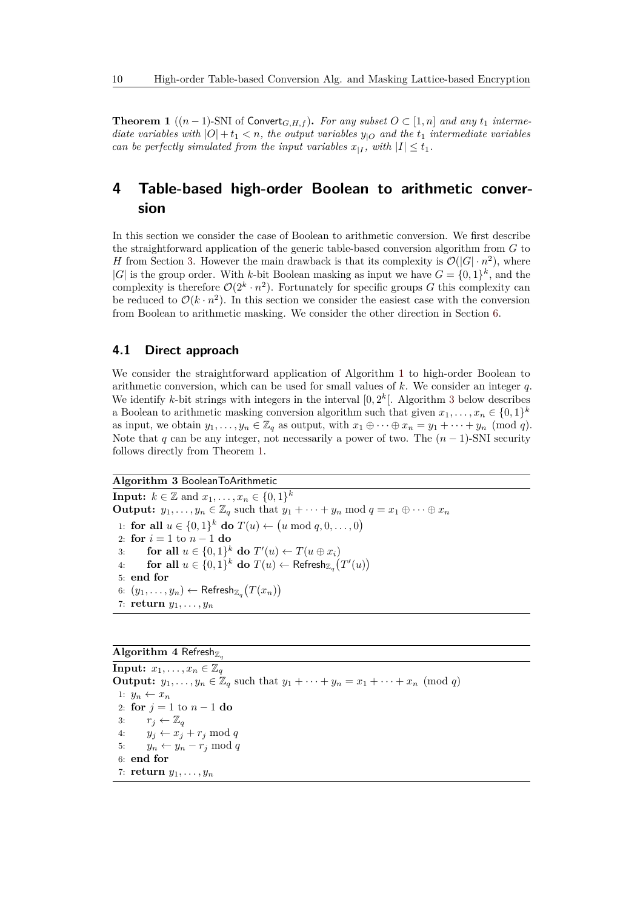**Theorem 1** ($(n-1)$-SNI of $\mathsf{Convert}_{G,H,f}$). *For any subset $O \subset [1,n]$ and any $t_1$ intermediate variables with $|O| + t_1 < n$, the output variables $y_{|O}$ and the $t_1$ intermediate variables can be perfectly simulated from the input variables $x_{|I}$, with $|I| \leq t_1$.*

# 4 Table-based high-order Boolean to arithmetic conversion

In this section we consider the case of Boolean to arithmetic conversion. We first describe the straightforward application of the generic table-based conversion algorithm from $G$ to $H$ from Section 3. However the main drawback is that its complexity is $\mathcal{O}(|G| \cdot n^2)$, where $|G|$ is the group order. With $k$-bit Boolean masking as input we have $G = \{0,1\}^k$, and the complexity is therefore $\mathcal{O}(2^k \cdot n^2)$. Fortunately for specific groups $G$ this complexity can be reduced to $\mathcal{O}(k \cdot n^2)$. In this section we consider the easiest case with the conversion from Boolean to arithmetic masking. We consider the other direction in Section 6.

## 4.1 Direct approach

We consider the straightforward application of Algorithm 1 to high-order Boolean to arithmetic conversion, which can be used for small values of $k$. We consider an integer $q$. We identify $k$-bit strings with integers in the interval $[0, 2^k[$. Algorithm 3 below describes a Boolean to arithmetic masking conversion algorithm such that given $x_1, \ldots, x_n \in \{0,1\}^k$ as input, we obtain $y_1, \ldots, y_n \in \mathbb{Z}_q$ as output, with $x_1 \oplus \cdots \oplus x_n = y_1 + \cdots + y_n \pmod q$. Note that $q$ can be any integer, not necessarily a power of two. The $(n-1)$-SNI security follows directly from Theorem 1.

**Algorithm 3** BooleanToArithmetic

**Input:** $k \in \mathbb{Z}$ and $x_1, \ldots, x_n \in \{0,1\}^k$
**Output:** $y_1, \ldots, y_n \in \mathbb{Z}_q$ such that $y_1 + \cdots + y_n \bmod q = x_1 \oplus \cdots \oplus x_n$

```
1: for all u ∈ {0,1}^k do T(u) ← (u mod q, 0, ..., 0)
2: for i = 1 to n − 1 do
3:     for all u ∈ {0,1}^k do T'(u) ← T(u ⊕ x_i)
4:     for all u ∈ {0,1}^k do T(u) ← Refresh_{Z_q}(T'(u))
5: end for
6: (y_1, ..., y_n) ← Refresh_{Z_q}(T(x_n))
7: return y_1, ..., y_n
```

**Algorithm 4** $\mathsf{Refresh}_{\mathbb{Z}_q}$

**Input:** $x_1, \ldots, x_n \in \mathbb{Z}_q$
**Output:** $y_1, \ldots, y_n \in \mathbb{Z}_q$ such that $y_1 + \cdots + y_n = x_1 + \cdots + x_n \pmod q$

```
1: y_n ← x_n
2: for j = 1 to n − 1 do
3:     r_j ← Z_q
4:     y_j ← x_j + r_j mod q
5:     y_n ← y_n − r_j mod q
6: end for
7: return y_1, ..., y_n
```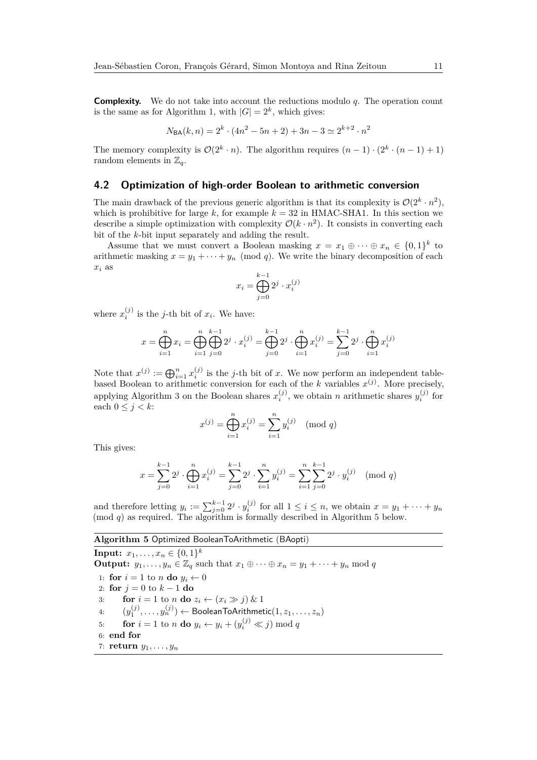**Complexity.** We do not take into account the reductions modulo $q$. The operation count is the same as for Algorithm 1, with $|G| = 2^k$, which gives:

$$N_{\mathsf{BA}}(k,n) = 2^k \cdot (4n^2 - 5n + 2) + 3n - 3 \simeq 2^{k+2} \cdot n^2$$

The memory complexity is $\mathcal{O}(2^k \cdot n)$. The algorithm requires $(n-1) \cdot (2^k \cdot (n-1) + 1)$ random elements in $\mathbb{Z}_q$.

## 4.2 Optimization of high-order Boolean to arithmetic conversion

The main drawback of the previous generic algorithm is that its complexity is $\mathcal{O}(2^k \cdot n^2)$, which is prohibitive for large $k$, for example $k = 32$ in HMAC-SHA1. In this section we describe a simple optimization with complexity $\mathcal{O}(k \cdot n^2)$. It consists in converting each bit of the $k$-bit input separately and adding the result.

Assume that we must convert a Boolean masking $x = x_1 \oplus \cdots \oplus x_n \in \{0,1\}^k$ to arithmetic masking $x = y_1 + \cdots + y_n \pmod q$. We write the binary decomposition of each $x_i$ as

$$x_i = \bigoplus_{j=0}^{k-1} 2^j \cdot x_i^{(j)}$$

where $x_i^{(j)}$ is the $j$-th bit of $x_i$. We have:

$$x = \bigoplus_{i=1}^{n} x_i = \bigoplus_{i=1}^{n} \bigoplus_{j=0}^{k-1} 2^j \cdot x_i^{(j)} = \bigoplus_{j=0}^{k-1} 2^j \cdot \bigoplus_{i=1}^{n} x_i^{(j)} = \sum_{j=0}^{k-1} 2^j \cdot \bigoplus_{i=1}^{n} x_i^{(j)}$$

Note that $x^{(j)} := \bigoplus_{i=1}^{n} x_i^{(j)}$ is the $j$-th bit of $x$. We now perform an independent table-based Boolean to arithmetic conversion for each of the $k$ variables $x^{(j)}$. More precisely, applying Algorithm 3 on the Boolean shares $x_i^{(j)}$, we obtain $n$ arithmetic shares $y_i^{(j)}$ for each $0 \le j < k$:

$$x^{(j)} = \bigoplus_{i=1}^{n} x_i^{(j)} = \sum_{i=1}^{n} y_i^{(j)} \pmod q$$

This gives:

$$x = \sum_{j=0}^{k-1} 2^j \cdot \bigoplus_{i=1}^{n} x_i^{(j)} = \sum_{j=0}^{k-1} 2^j \cdot \sum_{i=1}^{n} y_i^{(j)} = \sum_{i=1}^{n} \sum_{j=0}^{k-1} 2^j \cdot y_i^{(j)} \pmod q$$

and therefore letting $y_i := \sum_{j=0}^{k-1} 2^j \cdot y_i^{(j)}$ for all $1 \le i \le n$, we obtain $x = y_1 + \cdots + y_n \pmod q$ as required. The algorithm is formally described in Algorithm 5 below.

**Algorithm 5** Optimized BooleanToArithmetic (BAopti)

**Input:** $x_1, \ldots, x_n \in \{0,1\}^k$
**Output:** $y_1, \ldots, y_n \in \mathbb{Z}_q$ such that $x_1 \oplus \cdots \oplus x_n = y_1 + \cdots + y_n \bmod q$

1: **for** $i = 1$ to $n$ **do** $y_i \leftarrow 0$
2: **for** $j = 0$ to $k-1$ **do**
3: **for** $i = 1$ to $n$ **do** $z_i \leftarrow (x_i \gg j) \,\&\, 1$
4: $(y_1^{(j)}, \ldots, y_n^{(j)}) \leftarrow \mathsf{BooleanToArithmetic}(1, z_1, \ldots, z_n)$
5: **for** $i = 1$ to $n$ **do** $y_i \leftarrow y_i + (y_i^{(j)} \ll j) \bmod q$
6: **end for**
7: **return** $y_1, \ldots, y_n$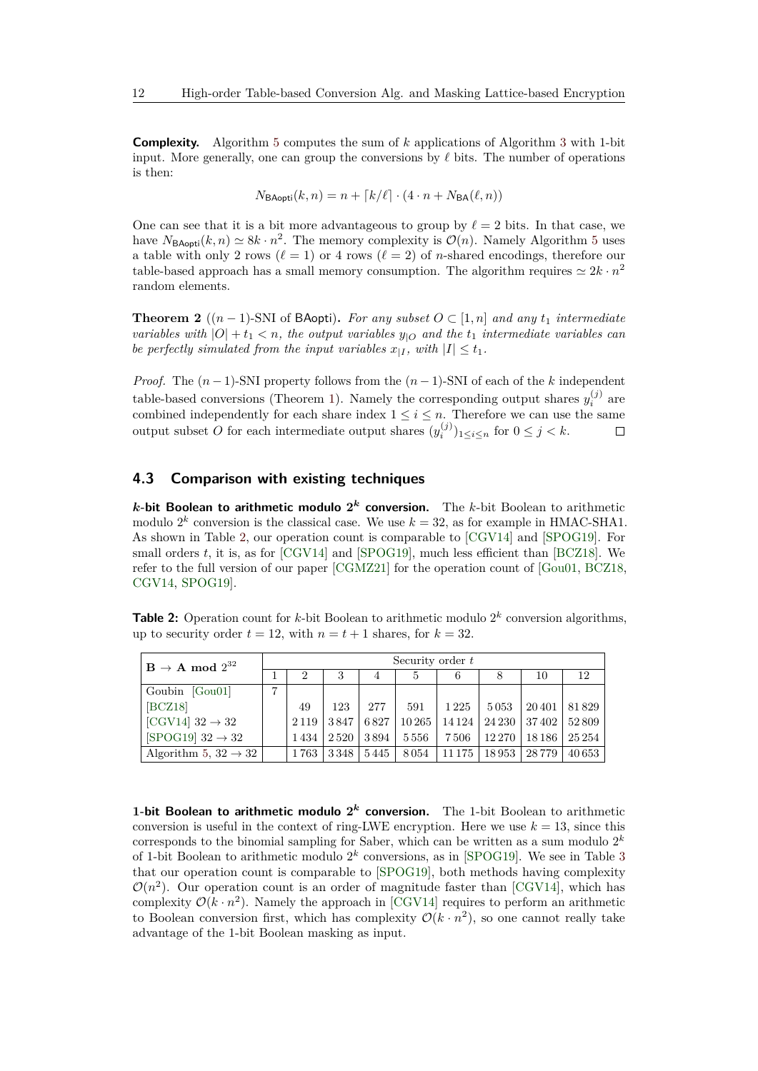**Complexity.** Algorithm 5 computes the sum of $k$ applications of Algorithm 3 with 1-bit input. More generally, one can group the conversions by $\ell$ bits. The number of operations is then:

$$N_{\mathsf{BAopti}}(k,n) = n + \lceil k/\ell \rceil \cdot (4 \cdot n + N_{\mathsf{BA}}(\ell, n))$$

One can see that it is a bit more advantageous to group by $\ell = 2$ bits. In that case, we have $N_{\mathsf{BAopti}}(k,n) \simeq 8k \cdot n^2$. The memory complexity is $\mathcal{O}(n)$. Namely Algorithm 5 uses a table with only 2 rows ($\ell = 1$) or 4 rows ($\ell = 2$) of $n$-shared encodings, therefore our table-based approach has a small memory consumption. The algorithm requires $\simeq 2k \cdot n^2$ random elements.

**Theorem 2** (($n-1$)-SNI of BAopti)**.** *For any subset $O \subset [1,n]$ and any $t_1$ intermediate variables with $|O| + t_1 < n$, the output variables $y_{|O}$ and the $t_1$ intermediate variables can be perfectly simulated from the input variables $x_{|I}$, with $|I| \leq t_1$.*

*Proof.* The $(n-1)$-SNI property follows from the $(n-1)$-SNI of each of the $k$ independent table-based conversions (Theorem 1). Namely the corresponding output shares $y_i^{(j)}$ are combined independently for each share index $1 \leq i \leq n$. Therefore we can use the same output subset $O$ for each intermediate output shares $(y_i^{(j)})_{1 \leq i \leq n}$ for $0 \leq j < k$. □

### 4.3 Comparison with existing techniques

**$k$-bit Boolean to arithmetic modulo $2^k$ conversion.** The $k$-bit Boolean to arithmetic modulo $2^k$ conversion is the classical case. We use $k = 32$, as for example in HMAC-SHA1. As shown in Table 2, our operation count is comparable to [CGV14] and [SPOG19]. For small orders $t$, it is, as for [CGV14] and [SPOG19], much less efficient than [BCZ18]. We refer to the full version of our paper [CGMZ21] for the operation count of [Gou01, BCZ18, CGV14, SPOG19].

**Table 2:** Operation count for $k$-bit Boolean to arithmetic modulo $2^k$ conversion algorithms, up to security order $t = 12$, with $n = t + 1$ shares, for $k = 32$.

| **B → A mod $2^{32}$** | Security order $t$ | | | | | | | | |
|---|---|---|---|---|---|---|---|---|---|
| | 1 | 2 | 3 | 4 | 5 | 6 | 8 | 10 | 12 |
| Goubin [Gou01] | 7 | | | | | | | | |
| [BCZ18] | | 49 | 123 | 277 | 591 | 1 225 | 5 053 | 20 401 | 81 829 |
| [CGV14] $32 \to 32$ | | 2 119 | 3 847 | 6 827 | 10 265 | 14 124 | 24 230 | 37 402 | 52 809 |
| [SPOG19] $32 \to 32$ | | 1 434 | 2 520 | 3 894 | 5 556 | 7 506 | 12 270 | 18 186 | 25 254 |
| Algorithm 5, $32 \to 32$ | | 1 763 | 3 348 | 5 445 | 8 054 | 11 175 | 18 953 | 28 779 | 40 653 |

**1-bit Boolean to arithmetic modulo $2^k$ conversion.** The 1-bit Boolean to arithmetic conversion is useful in the context of ring-LWE encryption. Here we use $k = 13$, since this corresponds to the binomial sampling for Saber, which can be written as a sum modulo $2^k$ of 1-bit Boolean to arithmetic modulo $2^k$ conversions, as in [SPOG19]. We see in Table 3 that our operation count is comparable to [SPOG19], both methods having complexity $\mathcal{O}(n^2)$. Our operation count is an order of magnitude faster than [CGV14], which has complexity $\mathcal{O}(k \cdot n^2)$. Namely the approach in [CGV14] requires to perform an arithmetic to Boolean conversion first, which has complexity $\mathcal{O}(k \cdot n^2)$, so one cannot really take advantage of the 1-bit Boolean masking as input.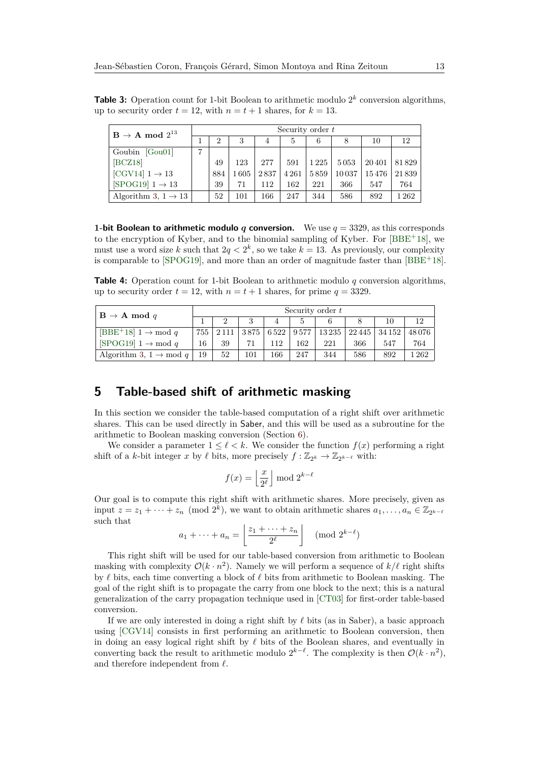**Table 3:** Operation count for 1-bit Boolean to arithmetic modulo $2^k$ conversion algorithms, up to security order $t = 12$, with $n = t + 1$ shares, for $k = 13$.

| $\mathbf{B} \to \mathbf{A}$ **mod** $2^{13}$ | Security order $t$ | | | | | | | | |
|---|---|---|---|---|---|---|---|---|---|
| | 1 | 2 | 3 | 4 | 5 | 6 | 8 | 10 | 12 |
| Goubin [Gou01] | 7 | | | | | | | | |
| [BCZ18] | | 49 | 123 | 277 | 591 | 1 225 | 5 053 | 20 401 | 81 829 |
| [CGV14] $1 \to 13$ | | 884 | 1 605 | 2 837 | 4 261 | 5 859 | 10 037 | 15 476 | 21 839 |
| [SPOG19] $1 \to 13$ | | 39 | 71 | 112 | 162 | 221 | 366 | 547 | 764 |
| Algorithm 3, $1 \to 13$ | | 52 | 101 | 166 | 247 | 344 | 586 | 892 | 1 262 |

**1-bit Boolean to arithmetic modulo $q$ conversion.** We use $q = 3329$, as this corresponds to the encryption of Kyber, and to the binomial sampling of Kyber. For [BBE+18], we must use a word size $k$ such that $2q < 2^k$, so we take $k = 13$. As previously, our complexity is comparable to [SPOG19], and more than an order of magnitude faster than [BBE+18].

**Table 4:** Operation count for 1-bit Boolean to arithmetic modulo $q$ conversion algorithms, up to security order $t = 12$, with $n = t + 1$ shares, for prime $q = 3329$.

| $\mathbf{B} \to \mathbf{A}$ **mod** $q$ | Security order $t$ | | | | | | | | |
|---|---|---|---|---|---|---|---|---|---|
| | 1 | 2 | 3 | 4 | 5 | 6 | 8 | 10 | 12 |
| [BBE+18] $1 \to \bmod q$ | 755 | 2 111 | 3 875 | 6 522 | 9 577 | 13 235 | 22 445 | 34 152 | 48 076 |
| [SPOG19] $1 \to \bmod q$ | 16 | 39 | 71 | 112 | 162 | 221 | 366 | 547 | 764 |
| Algorithm 3, $1 \to \bmod q$ | 19 | 52 | 101 | 166 | 247 | 344 | 586 | 892 | 1 262 |

# 5 Table-based shift of arithmetic masking

In this section we consider the table-based computation of a right shift over arithmetic shares. This can be used directly in Saber, and this will be used as a subroutine for the arithmetic to Boolean masking conversion (Section 6).

We consider a parameter $1 \leq \ell < k$. We consider the function $f(x)$ performing a right shift of a $k$-bit integer $x$ by $\ell$ bits, more precisely $f : \mathbb{Z}_{2^k} \to \mathbb{Z}_{2^{k-\ell}}$ with:

$$f(x) = \left\lfloor \frac{x}{2^\ell} \right\rfloor \bmod 2^{k-\ell}$$

Our goal is to compute this right shift with arithmetic shares. More precisely, given as input $z = z_1 + \cdots + z_n \pmod{2^k}$, we want to obtain arithmetic shares $a_1, \ldots, a_n \in \mathbb{Z}_{2^{k-\ell}}$ such that

$$a_1 + \cdots + a_n = \left\lfloor \frac{z_1 + \cdots + z_n}{2^\ell} \right\rfloor \pmod{2^{k-\ell}}$$

This right shift will be used for our table-based conversion from arithmetic to Boolean masking with complexity $\mathcal{O}(k \cdot n^2)$. Namely we will perform a sequence of $k/\ell$ right shifts by $\ell$ bits, each time converting a block of $\ell$ bits from arithmetic to Boolean masking. The goal of the right shift is to propagate the carry from one block to the next; this is a natural generalization of the carry propagation technique used in [CT03] for first-order table-based conversion.

If we are only interested in doing a right shift by $\ell$ bits (as in Saber), a basic approach using [CGV14] consists in first performing an arithmetic to Boolean conversion, then in doing an easy logical right shift by $\ell$ bits of the Boolean shares, and eventually in converting back the result to arithmetic modulo $2^{k-\ell}$. The complexity is then $\mathcal{O}(k \cdot n^2)$, and therefore independent from $\ell$.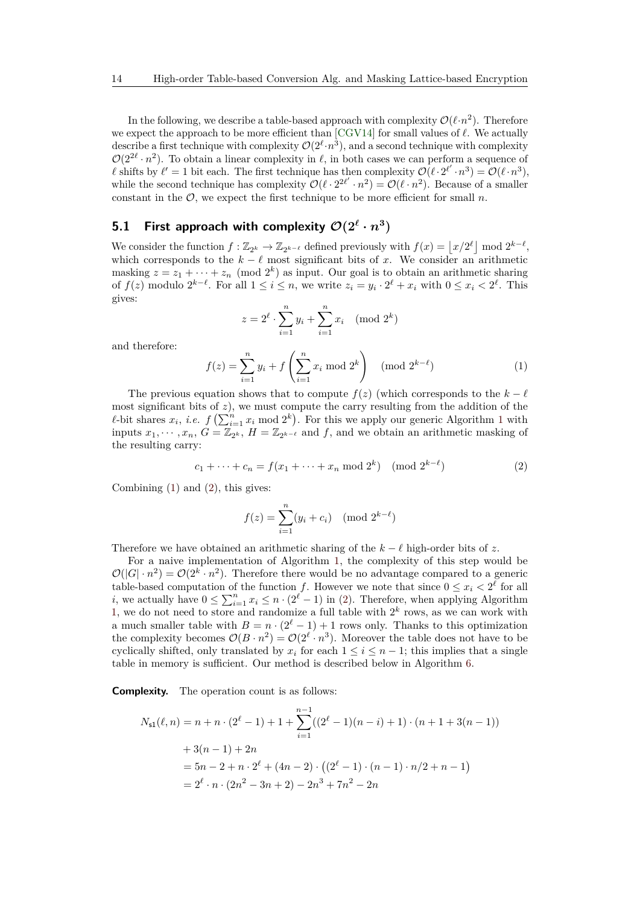In the following, we describe a table-based approach with complexity $\mathcal{O}(\ell \cdot n^2)$. Therefore we expect the approach to be more efficient than [CGV14] for small values of $\ell$. We actually describe a first technique with complexity $\mathcal{O}(2^\ell \cdot n^3)$, and a second technique with complexity $\mathcal{O}(2^{2\ell} \cdot n^2)$. To obtain a linear complexity in $\ell$, in both cases we can perform a sequence of $\ell$ shifts by $\ell' = 1$ bit each. The first technique has then complexity $\mathcal{O}(\ell \cdot 2^{\ell'} \cdot n^3) = \mathcal{O}(\ell \cdot n^3)$, while the second technique has complexity $\mathcal{O}(\ell \cdot 2^{2\ell'} \cdot n^2) = \mathcal{O}(\ell \cdot n^2)$. Because of a smaller constant in the $\mathcal{O}$, we expect the first technique to be more efficient for small $n$.

## 5.1 First approach with complexity $\mathcal{O}(2^\ell \cdot n^3)$

We consider the function $f : \mathbb{Z}_{2^k} \to \mathbb{Z}_{2^{k-\ell}}$ defined previously with $f(x) = \lfloor x/2^\ell \rfloor \bmod 2^{k-\ell}$, which corresponds to the $k - \ell$ most significant bits of $x$. We consider an arithmetic masking $z = z_1 + \cdots + z_n \pmod{2^k}$ as input. Our goal is to obtain an arithmetic sharing of $f(z)$ modulo $2^{k-\ell}$. For all $1 \le i \le n$, we write $z_i = y_i \cdot 2^\ell + x_i$ with $0 \le x_i < 2^\ell$. This gives:

$$z = 2^\ell \cdot \sum_{i=1}^{n} y_i + \sum_{i=1}^{n} x_i \pmod{2^k}$$

and therefore:

$$f(z) = \sum_{i=1}^{n} y_i + f\left(\sum_{i=1}^{n} x_i \bmod 2^k\right) \pmod{2^{k-\ell}} \tag{1}$$

The previous equation shows that to compute $f(z)$ (which corresponds to the $k - \ell$ most significant bits of $z$), we must compute the carry resulting from the addition of the $\ell$-bit shares $x_i$, *i.e.* $f\left(\sum_{i=1}^{n} x_i \bmod 2^k\right)$. For this we apply our generic Algorithm 1 with inputs $x_1, \cdots, x_n$, $G = \mathbb{Z}_{2^k}$, $H = \mathbb{Z}_{2^{k-\ell}}$ and $f$, and we obtain an arithmetic masking of the resulting carry:

$$c_1 + \cdots + c_n = f(x_1 + \cdots + x_n \bmod 2^k) \pmod{2^{k-\ell}} \tag{2}$$

Combining (1) and (2), this gives:

$$f(z) = \sum_{i=1}^{n} (y_i + c_i) \pmod{2^{k-\ell}}$$

Therefore we have obtained an arithmetic sharing of the $k - \ell$ high-order bits of $z$.

For a naive implementation of Algorithm 1, the complexity of this step would be $\mathcal{O}(|G| \cdot n^2) = \mathcal{O}(2^k \cdot n^2)$. Therefore there would be no advantage compared to a generic table-based computation of the function $f$. However we note that since $0 \le x_i < 2^\ell$ for all $i$, we actually have $0 \le \sum_{i=1}^{n} x_i \le n \cdot (2^\ell - 1)$ in (2). Therefore, when applying Algorithm 1, we do not need to store and randomize a full table with $2^k$ rows, as we can work with a much smaller table with $B = n \cdot (2^\ell - 1) + 1$ rows only. Thanks to this optimization the complexity becomes $\mathcal{O}(B \cdot n^2) = \mathcal{O}(2^\ell \cdot n^3)$. Moreover the table does not have to be cyclically shifted, only translated by $x_i$ for each $1 \le i \le n - 1$; this implies that a single table in memory is sufficient. Our method is described below in Algorithm 6.

**Complexity.** The operation count is as follows:

$$\begin{aligned}
N_{\mathsf{s1}}(\ell, n) &= n + n \cdot (2^\ell - 1) + 1 + \sum_{i=1}^{n-1} ((2^\ell - 1)(n - i) + 1) \cdot (n + 1 + 3(n - 1)) \\
&\quad + 3(n - 1) + 2n \\
&= 5n - 2 + n \cdot 2^\ell + (4n - 2) \cdot \left((2^\ell - 1) \cdot (n - 1) \cdot n/2 + n - 1\right) \\
&= 2^\ell \cdot n \cdot (2n^2 - 3n + 2) - 2n^3 + 7n^2 - 2n
\end{aligned}$$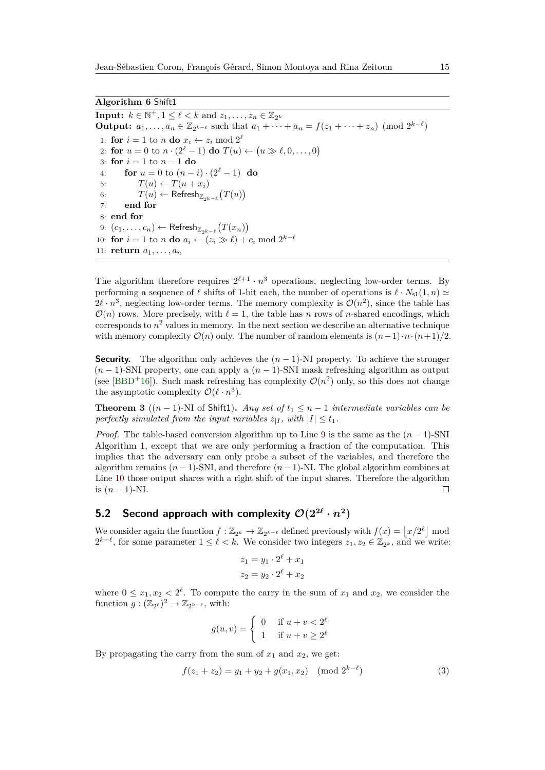**Algorithm 6** Shift1

**Input:** $k \in \mathbb{N}^+, 1 \leq \ell < k$ and $z_1, \ldots, z_n \in \mathbb{Z}_{2^k}$

**Output:** $a_1, \ldots, a_n \in \mathbb{Z}_{2^{k-\ell}}$ such that $a_1 + \cdots + a_n = f(z_1 + \cdots + z_n) \pmod{2^{k-\ell}}$

```
1: for i = 1 to n do x_i ← z_i mod 2^ℓ
2: for u = 0 to n·(2^ℓ − 1) do T(u) ← (u ≫ ℓ, 0, ..., 0)
3: for i = 1 to n − 1 do
4:     for u = 0 to (n − i)·(2^ℓ − 1) do
5:         T(u) ← T(u + x_i)
6:         T(u) ← Refresh_{Z_{2^{k−ℓ}}}(T(u))
7:     end for
8: end for
9: (c_1, ..., c_n) ← Refresh_{Z_{2^{k−ℓ}}}(T(x_n))
10: for i = 1 to n do a_i ← (z_i ≫ ℓ) + c_i mod 2^{k−ℓ}
11: return a_1, ..., a_n
```

The algorithm therefore requires $2^{\ell+1} \cdot n^3$ operations, neglecting low-order terms. By performing a sequence of $\ell$ shifts of 1-bit each, the number of operations is $\ell \cdot N_{\mathsf{s1}}(1, n) \simeq 2\ell \cdot n^3$, neglecting low-order terms. The memory complexity is $\mathcal{O}(n^2)$, since the table has $\mathcal{O}(n)$ rows. More precisely, with $\ell = 1$, the table has $n$ rows of $n$-shared encodings, which corresponds to $n^2$ values in memory. In the next section we describe an alternative technique with memory complexity $\mathcal{O}(n)$ only. The number of random elements is $(n-1) \cdot n \cdot (n+1)/2$.

**Security.** The algorithm only achieves the $(n-1)$-NI property. To achieve the stronger $(n-1)$-SNI property, one can apply a $(n-1)$-SNI mask refreshing algorithm as output (see [BBD+16]). Such mask refreshing has complexity $\mathcal{O}(n^2)$ only, so this does not change the asymptotic complexity $\mathcal{O}(\ell \cdot n^3)$.

**Theorem 3** ($(n-1)$-NI of Shift1)**.** *Any set of $t_1 \leq n-1$ intermediate variables can be perfectly simulated from the input variables $z_{|I}$, with $|I| \leq t_1$.*

*Proof.* The table-based conversion algorithm up to Line 9 is the same as the $(n-1)$-SNI Algorithm 1, except that we are only performing a fraction of the computation. This implies that the adversary can only probe a subset of the variables, and therefore the algorithm remains $(n-1)$-SNI, and therefore $(n-1)$-NI. The global algorithm combines at Line 10 those output shares with a right shift of the input shares. Therefore the algorithm is $(n-1)$-NI. □

## 5.2 Second approach with complexity $\mathcal{O}(2^{2\ell} \cdot n^2)$

We consider again the function $f : \mathbb{Z}_{2^k} \to \mathbb{Z}_{2^{k-\ell}}$ defined previously with $f(x) = \lfloor x/2^\ell \rfloor \bmod 2^{k-\ell}$, for some parameter $1 \leq \ell < k$. We consider two integers $z_1, z_2 \in \mathbb{Z}_{2^k}$, and we write:

$$z_1 = y_1 \cdot 2^\ell + x_1$$
$$z_2 = y_2 \cdot 2^\ell + x_2$$

where $0 \leq x_1, x_2 < 2^\ell$. To compute the carry in the sum of $x_1$ and $x_2$, we consider the function $g : (\mathbb{Z}_{2^\ell})^2 \to \mathbb{Z}_{2^{k-\ell}}$, with:

$$g(u, v) = \begin{cases} 0 & \text{if } u + v < 2^\ell \\ 1 & \text{if } u + v \geq 2^\ell \end{cases}$$

By propagating the carry from the sum of $x_1$ and $x_2$, we get:

$$f(z_1 + z_2) = y_1 + y_2 + g(x_1, x_2) \pmod{2^{k-\ell}} \tag{3}$$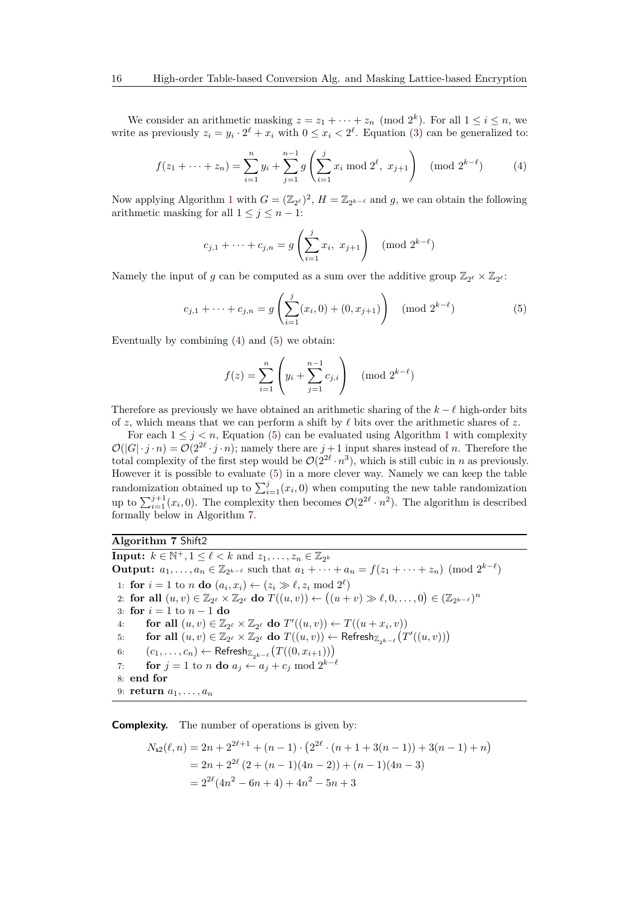We consider an arithmetic masking $z = z_1 + \cdots + z_n \pmod{2^k}$. For all $1 \leq i \leq n$, we write as previously $z_i = y_i \cdot 2^\ell + x_i$ with $0 \leq x_i < 2^\ell$. Equation (3) can be generalized to:

$$f(z_1 + \cdots + z_n) = \sum_{i=1}^{n} y_i + \sum_{j=1}^{n-1} g\left(\sum_{i=1}^{j} x_i \bmod 2^\ell,\ x_{j+1}\right) \pmod{2^{k-\ell}} \tag{4}$$

Now applying Algorithm 1 with $G = (\mathbb{Z}_{2^\ell})^2$, $H = \mathbb{Z}_{2^{k-\ell}}$ and $g$, we can obtain the following arithmetic masking for all $1 \leq j \leq n-1$:

$$c_{j,1} + \cdots + c_{j,n} = g\left(\sum_{i=1}^{j} x_i,\ x_{j+1}\right) \pmod{2^{k-\ell}}$$

Namely the input of $g$ can be computed as a sum over the additive group $\mathbb{Z}_{2^\ell} \times \mathbb{Z}_{2^\ell}$:

$$c_{j,1} + \cdots + c_{j,n} = g\left(\sum_{i=1}^{j} (x_i, 0) + (0, x_{j+1})\right) \pmod{2^{k-\ell}} \tag{5}$$

Eventually by combining (4) and (5) we obtain:

$$f(z) = \sum_{i=1}^{n}\left(y_i + \sum_{j=1}^{n-1} c_{j,i}\right) \pmod{2^{k-\ell}}$$

Therefore as previously we have obtained an arithmetic sharing of the $k - \ell$ high-order bits of $z$, which means that we can perform a shift by $\ell$ bits over the arithmetic shares of $z$.

For each $1 \leq j < n$, Equation (5) can be evaluated using Algorithm 1 with complexity $\mathcal{O}(|G| \cdot j \cdot n) = \mathcal{O}(2^{2\ell} \cdot j \cdot n)$; namely there are $j+1$ input shares instead of $n$. Therefore the total complexity of the first step would be $\mathcal{O}(2^{2\ell} \cdot n^3)$, which is still cubic in $n$ as previously. However it is possible to evaluate (5) in a more clever way. Namely we can keep the table randomization obtained up to $\sum_{i=1}^{j}(x_i, 0)$ when computing the new table randomization up to $\sum_{i=1}^{j+1}(x_i, 0)$. The complexity then becomes $\mathcal{O}(2^{2\ell} \cdot n^2)$. The algorithm is described formally below in Algorithm 7.

**Algorithm 7** Shift2

**Input:** $k \in \mathbb{N}^+, 1 \leq \ell < k$ and $z_1, \ldots, z_n \in \mathbb{Z}_{2^k}$

**Output:** $a_1, \ldots, a_n \in \mathbb{Z}_{2^{k-\ell}}$ such that $a_1 + \cdots + a_n = f(z_1 + \cdots + z_n) \pmod{2^{k-\ell}}$

1: **for** $i = 1$ to $n$ **do** $(a_i, x_i) \leftarrow (z_i \gg \ell, z_i \bmod 2^\ell)$
2: **for all** $(u, v) \in \mathbb{Z}_{2^\ell} \times \mathbb{Z}_{2^\ell}$ **do** $T((u, v)) \leftarrow \big((u + v) \gg \ell, 0, \ldots, 0\big) \in (\mathbb{Z}_{2^{k-\ell}})^n$
3: **for** $i = 1$ to $n-1$ **do**
4: &nbsp;&nbsp;&nbsp;&nbsp;**for all** $(u, v) \in \mathbb{Z}_{2^\ell} \times \mathbb{Z}_{2^\ell}$ **do** $T'((u, v)) \leftarrow T((u + x_i, v))$
5: &nbsp;&nbsp;&nbsp;&nbsp;**for all** $(u, v) \in \mathbb{Z}_{2^\ell} \times \mathbb{Z}_{2^\ell}$ **do** $T((u, v)) \leftarrow \mathsf{Refresh}_{\mathbb{Z}_{2^{k-\ell}}}\big(T'((u, v))\big)$
6: &nbsp;&nbsp;&nbsp;&nbsp;$(c_1, \ldots, c_n) \leftarrow \mathsf{Refresh}_{\mathbb{Z}_{2^{k-\ell}}}\big(T((0, x_{i+1}))\big)$
7: &nbsp;&nbsp;&nbsp;&nbsp;**for** $j = 1$ to $n$ **do** $a_j \leftarrow a_j + c_j \bmod 2^{k-\ell}$
8: **end for**
9: **return** $a_1, \ldots, a_n$

**Complexity.** The number of operations is given by:

$$\begin{aligned}
N_{\mathsf{s2}}(\ell, n) &= 2n + 2^{2\ell+1} + (n-1) \cdot \big(2^{2\ell} \cdot (n + 1 + 3(n-1)) + 3(n-1) + n\big) \\
&= 2n + 2^{2\ell}\left(2 + (n-1)(4n-2)\right) + (n-1)(4n-3) \\
&= 2^{2\ell}(4n^2 - 6n + 4) + 4n^2 - 5n + 3
\end{aligned}$$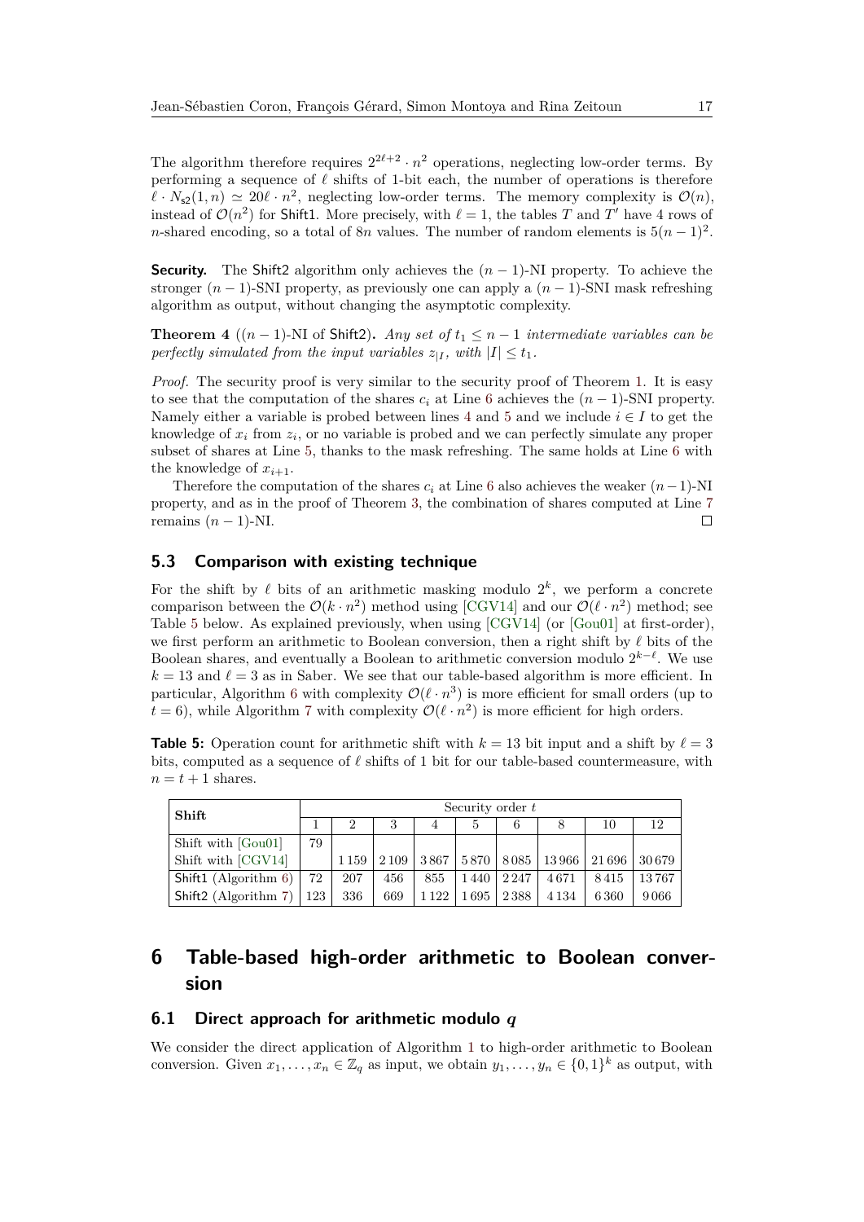The algorithm therefore requires $2^{2\ell+2} \cdot n^2$ operations, neglecting low-order terms. By performing a sequence of $\ell$ shifts of 1-bit each, the number of operations is therefore $\ell \cdot N_{\mathsf{s2}}(1,n) \simeq 20\ell \cdot n^2$, neglecting low-order terms. The memory complexity is $\mathcal{O}(n)$, instead of $\mathcal{O}(n^2)$ for Shift1. More precisely, with $\ell = 1$, the tables $T$ and $T'$ have 4 rows of $n$-shared encoding, so a total of $8n$ values. The number of random elements is $5(n-1)^2$.

**Security.** The Shift2 algorithm only achieves the $(n-1)$-NI property. To achieve the stronger $(n-1)$-SNI property, as previously one can apply a $(n-1)$-SNI mask refreshing algorithm as output, without changing the asymptotic complexity.

**Theorem 4** ($(n-1)$-NI of Shift2)**.** *Any set of $t_1 \leq n-1$ intermediate variables can be perfectly simulated from the input variables $z_{|I}$, with $|I| \leq t_1$.*

*Proof.* The security proof is very similar to the security proof of Theorem 1. It is easy to see that the computation of the shares $c_i$ at Line 6 achieves the $(n-1)$-SNI property. Namely either a variable is probed between lines 4 and 5 and we include $i \in I$ to get the knowledge of $x_i$ from $z_i$, or no variable is probed and we can perfectly simulate any proper subset of shares at Line 5, thanks to the mask refreshing. The same holds at Line 6 with the knowledge of $x_{i+1}$.

Therefore the computation of the shares $c_i$ at Line 6 also achieves the weaker $(n-1)$-NI property, and as in the proof of Theorem 3, the combination of shares computed at Line 7 remains $(n-1)$-NI. ◻

### 5.3 Comparison with existing technique

For the shift by $\ell$ bits of an arithmetic masking modulo $2^k$, we perform a concrete comparison between the $\mathcal{O}(k \cdot n^2)$ method using [CGV14] and our $\mathcal{O}(\ell \cdot n^2)$ method; see Table 5 below. As explained previously, when using [CGV14] (or [Gou01] at first-order), we first perform an arithmetic to Boolean conversion, then a right shift by $\ell$ bits of the Boolean shares, and eventually a Boolean to arithmetic conversion modulo $2^{k-\ell}$. We use $k = 13$ and $\ell = 3$ as in Saber. We see that our table-based algorithm is more efficient. In particular, Algorithm 6 with complexity $\mathcal{O}(\ell \cdot n^3)$ is more efficient for small orders (up to $t = 6$), while Algorithm 7 with complexity $\mathcal{O}(\ell \cdot n^2)$ is more efficient for high orders.

**Table 5:** Operation count for arithmetic shift with $k = 13$ bit input and a shift by $\ell = 3$ bits, computed as a sequence of $\ell$ shifts of 1 bit for our table-based countermeasure, with $n = t + 1$ shares.

| Shift | Security order $t$ | | | | | | | | |
|---|---|---|---|---|---|---|---|---|---|
| | 1 | 2 | 3 | 4 | 5 | 6 | 8 | 10 | 12 |
| Shift with [Gou01] | 79 | | | | | | | | |
| Shift with [CGV14] | | 1 159 | 2 109 | 3 867 | 5 870 | 8 085 | 13 966 | 21 696 | 30 679 |
| Shift1 (Algorithm 6) | 72 | 207 | 456 | 855 | 1 440 | 2 247 | 4 671 | 8 415 | 13 767 |
| Shift2 (Algorithm 7) | 123 | 336 | 669 | 1 122 | 1 695 | 2 388 | 4 134 | 6 360 | 9 066 |

## 6 Table-based high-order arithmetic to Boolean conversion

### 6.1 Direct approach for arithmetic modulo $q$

We consider the direct application of Algorithm 1 to high-order arithmetic to Boolean conversion. Given $x_1, \ldots, x_n \in \mathbb{Z}_q$ as input, we obtain $y_1, \ldots, y_n \in \{0,1\}^k$ as output, with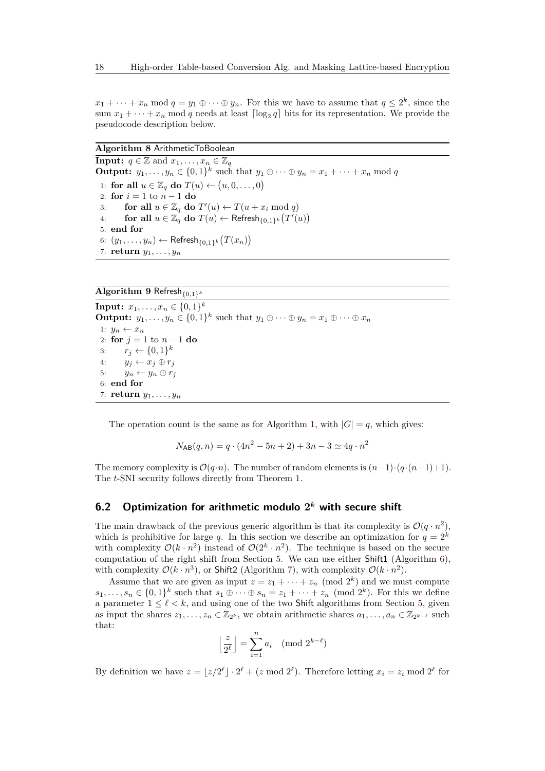$x_1 + \cdots + x_n \bmod q = y_1 \oplus \cdots \oplus y_n$. For this we have to assume that $q \leq 2^k$, since the sum $x_1 + \cdots + x_n \bmod q$ needs at least $\lceil \log_2 q \rceil$ bits for its representation. We provide the pseudocode description below.

**Algorithm 8** ArithmeticToBoolean

**Input:** $q \in \mathbb{Z}$ and $x_1, \ldots, x_n \in \mathbb{Z}_q$
**Output:** $y_1, \ldots, y_n \in \{0,1\}^k$ such that $y_1 \oplus \cdots \oplus y_n = x_1 + \cdots + x_n \bmod q$

```
1: for all u ∈ Z_q do T(u) ← (u, 0, ..., 0)
2: for i = 1 to n − 1 do
3:     for all u ∈ Z_q do T'(u) ← T(u + x_i mod q)
4:     for all u ∈ Z_q do T(u) ← Refresh_{0,1}^k(T'(u))
5: end for
6: (y_1, ..., y_n) ← Refresh_{0,1}^k(T(x_n))
7: return y_1, ..., y_n
```

**Algorithm 9** $\mathsf{Refresh}_{\{0,1\}^k}$

**Input:** $x_1, \ldots, x_n \in \{0,1\}^k$
**Output:** $y_1, \ldots, y_n \in \{0,1\}^k$ such that $y_1 \oplus \cdots \oplus y_n = x_1 \oplus \cdots \oplus x_n$

```
1: y_n ← x_n
2: for j = 1 to n − 1 do
3:     r_j ← {0,1}^k
4:     y_j ← x_j ⊕ r_j
5:     y_n ← y_n ⊕ r_j
6: end for
7: return y_1, ..., y_n
```

The operation count is the same as for Algorithm 1, with $|G| = q$, which gives:

$$N_{\mathsf{AB}}(q, n) = q \cdot (4n^2 - 5n + 2) + 3n - 3 \simeq 4q \cdot n^2$$

The memory complexity is $\mathcal{O}(q \cdot n)$. The number of random elements is $(n-1) \cdot (q \cdot (n-1) + 1)$. The $t$-SNI security follows directly from Theorem 1.

## 6.2 Optimization for arithmetic modulo $2^k$ with secure shift

The main drawback of the previous generic algorithm is that its complexity is $\mathcal{O}(q \cdot n^2)$, which is prohibitive for large $q$. In this section we describe an optimization for $q = 2^k$ with complexity $\mathcal{O}(k \cdot n^2)$ instead of $\mathcal{O}(2^k \cdot n^2)$. The technique is based on the secure computation of the right shift from Section 5. We can use either Shift1 (Algorithm 6), with complexity $\mathcal{O}(k \cdot n^3)$, or Shift2 (Algorithm 7), with complexity $\mathcal{O}(k \cdot n^2)$.

Assume that we are given as input $z = z_1 + \cdots + z_n \pmod{2^k}$ and we must compute $s_1, \ldots, s_n \in \{0,1\}^k$ such that $s_1 \oplus \cdots \oplus s_n = z_1 + \cdots + z_n \pmod{2^k}$. For this we define a parameter $1 \leq \ell < k$, and using one of the two Shift algorithms from Section 5, given as input the shares $z_1, \ldots, z_n \in \mathbb{Z}_{2^k}$, we obtain arithmetic shares $a_1, \ldots, a_n \in \mathbb{Z}_{2^{k-\ell}}$ such that:

$$\left\lfloor \frac{z}{2^\ell} \right\rfloor = \sum_{i=1}^{n} a_i \pmod{2^{k-\ell}}$$

By definition we have $z = \lfloor z/2^\ell \rfloor \cdot 2^\ell + (z \bmod 2^\ell)$. Therefore letting $x_i = z_i \bmod 2^\ell$ for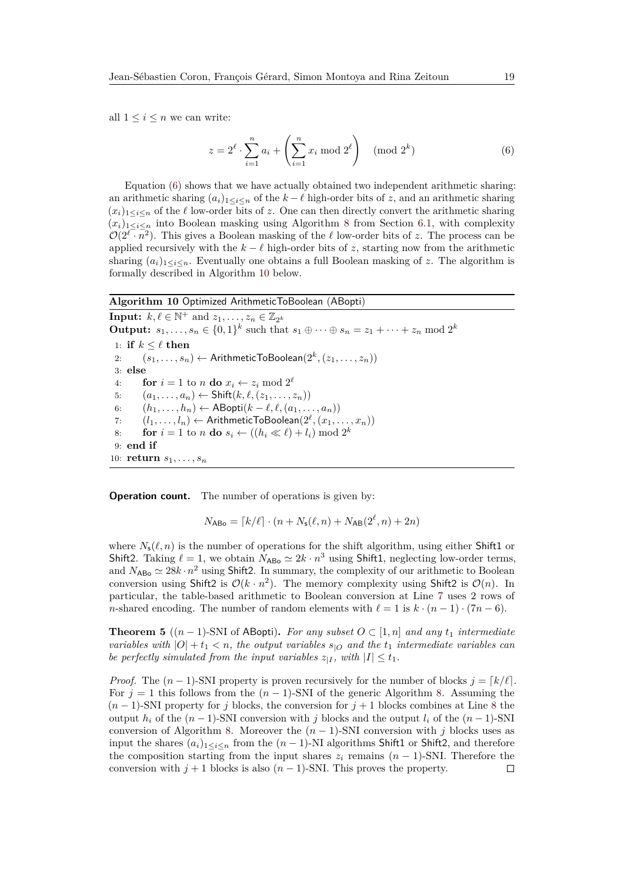all $1 \leq i \leq n$ we can write:

$$z = 2^\ell \cdot \sum_{i=1}^{n} a_i + \left( \sum_{i=1}^{n} x_i \bmod 2^\ell \right) \pmod{2^k} \tag{6}$$

Equation (6) shows that we have actually obtained two independent arithmetic sharing: an arithmetic sharing $(a_i)_{1 \leq i \leq n}$ of the $k - \ell$ high-order bits of $z$, and an arithmetic sharing $(x_i)_{1 \leq i \leq n}$ of the $\ell$ low-order bits of $z$. One can then directly convert the arithmetic sharing $(x_i)_{1 \leq i \leq n}$ into Boolean masking using Algorithm 8 from Section 6.1, with complexity $\mathcal{O}(2^\ell \cdot n^2)$. This gives a Boolean masking of the $\ell$ low-order bits of $z$. The process can be applied recursively with the $k - \ell$ high-order bits of $z$, starting now from the arithmetic sharing $(a_i)_{1 \leq i \leq n}$. Eventually one obtains a full Boolean masking of $z$. The algorithm is formally described in Algorithm 10 below.

**Algorithm 10** Optimized ArithmeticToBoolean (ABopti)

**Input:** $k, \ell \in \mathbb{N}^+$ and $z_1, \ldots, z_n \in \mathbb{Z}_{2^k}$
**Output:** $s_1, \ldots, s_n \in \{0,1\}^k$ such that $s_1 \oplus \cdots \oplus s_n = z_1 + \cdots + z_n \bmod 2^k$

```
1: if k ≤ ℓ then
2:     (s_1, ..., s_n) ← ArithmeticToBoolean(2^k, (z_1, ..., z_n))
3: else
4:     for i = 1 to n do x_i ← z_i mod 2^ℓ
5:     (a_1, ..., a_n) ← Shift(k, ℓ, (z_1, ..., z_n))
6:     (h_1, ..., h_n) ← ABopti(k − ℓ, ℓ, (a_1, ..., a_n))
7:     (l_1, ..., l_n) ← ArithmeticToBoolean(2^ℓ, (x_1, ..., x_n))
8:     for i = 1 to n do s_i ← ((h_i ≪ ℓ) + l_i) mod 2^k
9: end if
10: return s_1, ..., s_n
```

**Operation count.** The number of operations is given by:

$$N_{\mathsf{ABo}} = \lceil k/\ell \rceil \cdot (n + N_{\mathsf{s}}(\ell, n) + N_{\mathsf{AB}}(2^\ell, n) + 2n)$$

where $N_{\mathsf{s}}(\ell, n)$ is the number of operations for the shift algorithm, using either Shift1 or Shift2. Taking $\ell = 1$, we obtain $N_{\mathsf{ABo}} \simeq 2k \cdot n^3$ using Shift1, neglecting low-order terms, and $N_{\mathsf{ABo}} \simeq 28k \cdot n^2$ using Shift2. In summary, the complexity of our arithmetic to Boolean conversion using Shift2 is $\mathcal{O}(k \cdot n^2)$. The memory complexity using Shift2 is $\mathcal{O}(n)$. In particular, the table-based arithmetic to Boolean conversion at Line 7 uses 2 rows of $n$-shared encoding. The number of random elements with $\ell = 1$ is $k \cdot (n-1) \cdot (7n - 6)$.

**Theorem 5** (($n-1$)-SNI of ABopti)**.** *For any subset $O \subset [1, n]$ and any $t_1$ intermediate variables with $|O| + t_1 < n$, the output variables $s_{|O}$ and the $t_1$ intermediate variables can be perfectly simulated from the input variables $z_{|I}$, with $|I| \leq t_1$.*

*Proof.* The $(n-1)$-SNI property is proven recursively for the number of blocks $j = \lceil k/\ell \rceil$. For $j = 1$ this follows from the $(n-1)$-SNI of the generic Algorithm 8. Assuming the $(n-1)$-SNI property for $j$ blocks, the conversion for $j+1$ blocks combines at Line 8 the output $h_i$ of the $(n-1)$-SNI conversion with $j$ blocks and the output $l_i$ of the $(n-1)$-SNI conversion of Algorithm 8. Moreover the $(n-1)$-SNI conversion with $j$ blocks uses as input the shares $(a_i)_{1 \leq i \leq n}$ from the $(n-1)$-NI algorithms Shift1 or Shift2, and therefore the composition starting from the input shares $z_i$ remains $(n-1)$-SNI. Therefore the conversion with $j+1$ blocks is also $(n-1)$-SNI. This proves the property. ◻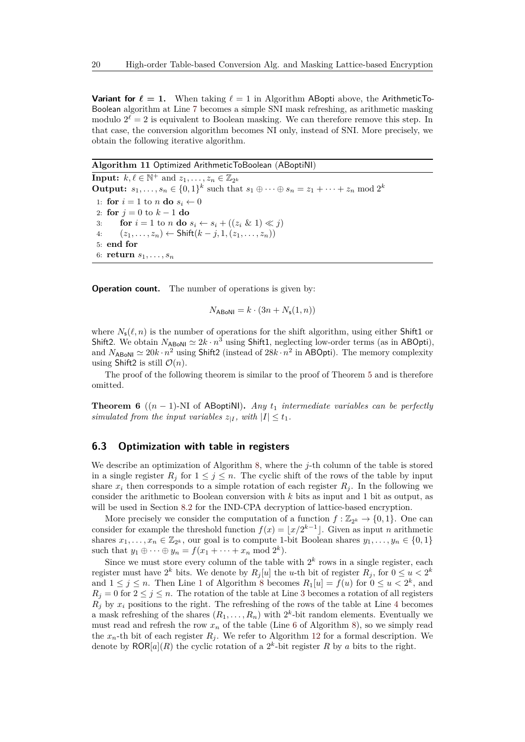**Variant for $\ell = 1$.** When taking $\ell = 1$ in Algorithm ABopti above, the ArithmeticToBoolean algorithm at Line 7 becomes a simple SNI mask refreshing, as arithmetic masking modulo $2^\ell = 2$ is equivalent to Boolean masking. We can therefore remove this step. In that case, the conversion algorithm becomes NI only, instead of SNI. More precisely, we obtain the following iterative algorithm.

**Algorithm 11** Optimized ArithmeticToBoolean (ABoptiNI)

**Input:** $k, \ell \in \mathbb{N}^+$ and $z_1, \ldots, z_n \in \mathbb{Z}_{2^k}$
**Output:** $s_1, \ldots, s_n \in \{0,1\}^k$ such that $s_1 \oplus \cdots \oplus s_n = z_1 + \cdots + z_n \bmod 2^k$

```
1: for i = 1 to n do s_i ← 0
2: for j = 0 to k − 1 do
3:     for i = 1 to n do s_i ← s_i + ((z_i & 1) ≪ j)
4:     (z_1, ..., z_n) ← Shift(k − j, 1, (z_1, ..., z_n))
5: end for
6: return s_1, ..., s_n
```

**Operation count.** The number of operations is given by:

$$N_{\mathsf{ABoNI}} = k \cdot (3n + N_{\mathsf{s}}(1, n))$$

where $N_{\mathsf{s}}(\ell, n)$ is the number of operations for the shift algorithm, using either Shift1 or Shift2. We obtain $N_{\mathsf{ABoNI}} \simeq 2k \cdot n^3$ using Shift1, neglecting low-order terms (as in ABOpti), and $N_{\mathsf{ABoNI}} \simeq 20k \cdot n^2$ using Shift2 (instead of $28k \cdot n^2$ in ABOpti). The memory complexity using Shift2 is still $\mathcal{O}(n)$.

The proof of the following theorem is similar to the proof of Theorem 5 and is therefore omitted.

**Theorem 6** ($(n-1)$-NI of ABoptiNI)**.** *Any $t_1$ intermediate variables can be perfectly simulated from the input variables $z_{|I}$, with $|I| \leq t_1$.*

## 6.3 Optimization with table in registers

We describe an optimization of Algorithm 8, where the $j$-th column of the table is stored in a single register $R_j$ for $1 \leq j \leq n$. The cyclic shift of the rows of the table by input share $x_i$ then corresponds to a simple rotation of each register $R_j$. In the following we consider the arithmetic to Boolean conversion with $k$ bits as input and 1 bit as output, as will be used in Section 8.2 for the IND-CPA decryption of lattice-based encryption.

More precisely we consider the computation of a function $f : \mathbb{Z}_{2^k} \to \{0,1\}$. One can consider for example the threshold function $f(x) = \lfloor x/2^{k-1} \rfloor$. Given as input $n$ arithmetic shares $x_1, \ldots, x_n \in \mathbb{Z}_{2^k}$, our goal is to compute 1-bit Boolean shares $y_1, \ldots, y_n \in \{0,1\}$ such that $y_1 \oplus \cdots \oplus y_n = f(x_1 + \cdots + x_n \bmod 2^k)$.

Since we must store every column of the table with $2^k$ rows in a single register, each register must have $2^k$ bits. We denote by $R_j[u]$ the $u$-th bit of register $R_j$, for $0 \leq u < 2^k$ and $1 \leq j \leq n$. Then Line 1 of Algorithm 8 becomes $R_1[u] = f(u)$ for $0 \leq u < 2^k$, and $R_j = 0$ for $2 \leq j \leq n$. The rotation of the table at Line 3 becomes a rotation of all registers $R_j$ by $x_i$ positions to the right. The refreshing of the rows of the table at Line 4 becomes a mask refreshing of the shares $(R_1, \ldots, R_n)$ with $2^k$-bit random elements. Eventually we must read and refresh the row $x_n$ of the table (Line 6 of Algorithm 8), so we simply read the $x_n$-th bit of each register $R_j$. We refer to Algorithm 12 for a formal description. We denote by $\mathsf{ROR}[a](R)$ the cyclic rotation of a $2^k$-bit register $R$ by $a$ bits to the right.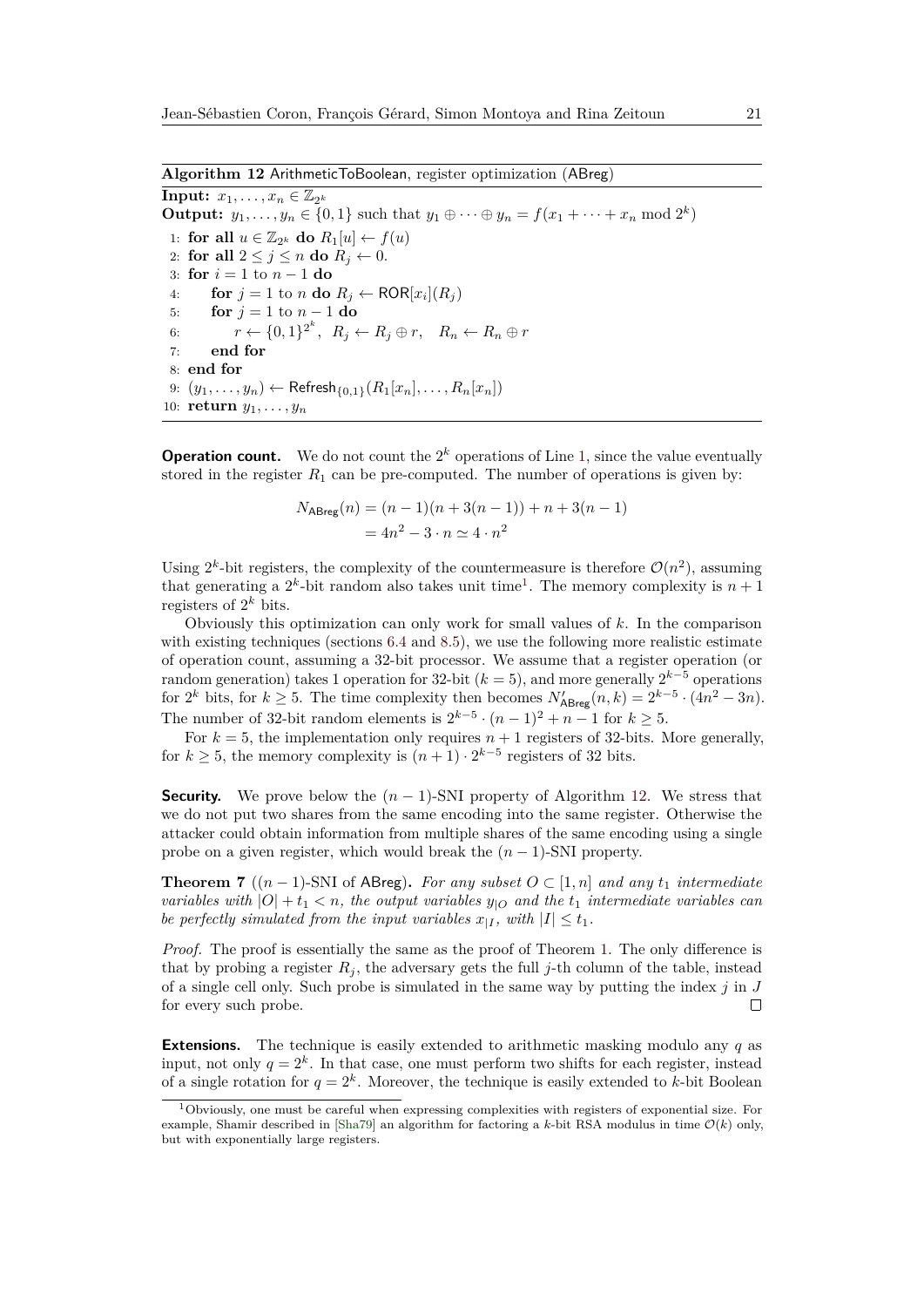**Algorithm 12** ArithmeticToBoolean, register optimization (ABreg)

**Input:** $x_1, \ldots, x_n \in \mathbb{Z}_{2^k}$
**Output:** $y_1, \ldots, y_n \in \{0,1\}$ such that $y_1 \oplus \cdots \oplus y_n = f(x_1 + \cdots + x_n \bmod 2^k)$

1: **for all** $u \in \mathbb{Z}_{2^k}$ **do** $R_1[u] \leftarrow f(u)$
2: **for all** $2 \leq j \leq n$ **do** $R_j \leftarrow 0$.
3: **for** $i = 1$ to $n-1$ **do**
4: &nbsp;&nbsp;&nbsp;&nbsp;**for** $j = 1$ to $n$ **do** $R_j \leftarrow \mathsf{ROR}[x_i](R_j)$
5: &nbsp;&nbsp;&nbsp;&nbsp;**for** $j = 1$ to $n-1$ **do**
6: &nbsp;&nbsp;&nbsp;&nbsp;&nbsp;&nbsp;&nbsp;&nbsp;$r \leftarrow \{0,1\}^{2^k}$, $R_j \leftarrow R_j \oplus r$, $\quad R_n \leftarrow R_n \oplus r$
7: &nbsp;&nbsp;&nbsp;&nbsp;**end for**
8: **end for**
9: $(y_1, \ldots, y_n) \leftarrow \mathsf{Refresh}_{\{0,1\}}(R_1[x_n], \ldots, R_n[x_n])$
10: **return** $y_1, \ldots, y_n$

**Operation count.** We do not count the $2^k$ operations of Line 1, since the value eventually stored in the register $R_1$ can be pre-computed. The number of operations is given by:

$$N_{\mathsf{ABreg}}(n) = (n-1)(n + 3(n-1)) + n + 3(n-1)$$
$$= 4n^2 - 3 \cdot n \simeq 4 \cdot n^2$$

Using $2^k$-bit registers, the complexity of the countermeasure is therefore $\mathcal{O}(n^2)$, assuming that generating a $2^k$-bit random also takes unit time[1]. The memory complexity is $n+1$ registers of $2^k$ bits.

Obviously this optimization can only work for small values of $k$. In the comparison with existing techniques (sections 6.4 and 8.5), we use the following more realistic estimate of operation count, assuming a 32-bit processor. We assume that a register operation (or random generation) takes 1 operation for 32-bit ($k=5$), and more generally $2^{k-5}$ operations for $2^k$ bits, for $k \geq 5$. The time complexity then becomes $N'_{\mathsf{ABreg}}(n,k) = 2^{k-5} \cdot (4n^2 - 3n)$. The number of 32-bit random elements is $2^{k-5} \cdot (n-1)^2 + n - 1$ for $k \geq 5$.

For $k = 5$, the implementation only requires $n+1$ registers of 32-bits. More generally, for $k \geq 5$, the memory complexity is $(n+1) \cdot 2^{k-5}$ registers of 32 bits.

**Security.** We prove below the $(n-1)$-SNI property of Algorithm 12. We stress that we do not put two shares from the same encoding into the same register. Otherwise the attacker could obtain information from multiple shares of the same encoding using a single probe on a given register, which would break the $(n-1)$-SNI property.

**Theorem 7** ($(n-1)$-SNI of ABreg)**.** *For any subset $O \subset [1,n]$ and any $t_1$ intermediate variables with $|O| + t_1 < n$, the output variables $y_{|O}$ and the $t_1$ intermediate variables can be perfectly simulated from the input variables $x_{|I}$, with $|I| \leq t_1$.*

*Proof.* The proof is essentially the same as the proof of Theorem 1. The only difference is that by probing a register $R_j$, the adversary gets the full $j$-th column of the table, instead of a single cell only. Such probe is simulated in the same way by putting the index $j$ in $J$ for every such probe. ∎

**Extensions.** The technique is easily extended to arithmetic masking modulo any $q$ as input, not only $q = 2^k$. In that case, one must perform two shifts for each register, instead of a single rotation for $q = 2^k$. Moreover, the technique is easily extended to $k$-bit Boolean

[1] Obviously, one must be careful when expressing complexities with registers of exponential size. For example, Shamir described in [Sha79] an algorithm for factoring a $k$-bit RSA modulus in time $\mathcal{O}(k)$ only, but with exponentially large registers.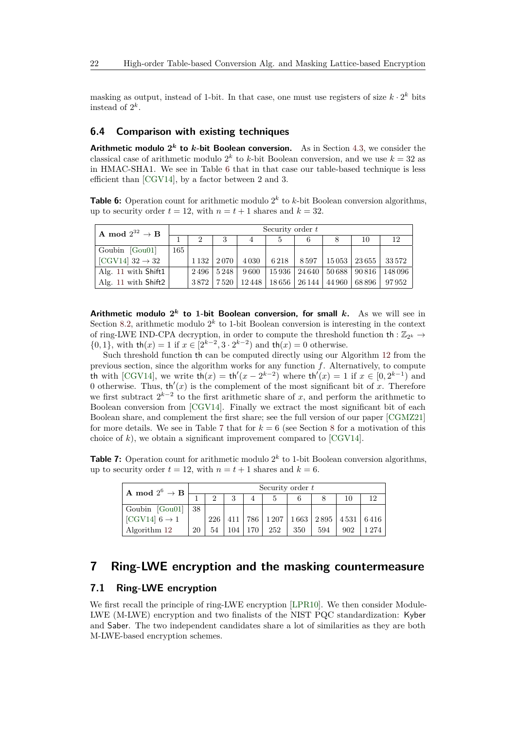masking as output, instead of 1-bit. In that case, one must use registers of size $k \cdot 2^k$ bits instead of $2^k$.

### 6.4 Comparison with existing techniques

**Arithmetic modulo $2^k$ to $k$-bit Boolean conversion.** As in Section 4.3, we consider the classical case of arithmetic modulo $2^k$ to $k$-bit Boolean conversion, and we use $k = 32$ as in HMAC-SHA1. We see in Table 6 that in that case our table-based technique is less efficient than [CGV14], by a factor between 2 and 3.

**Table 6:** Operation count for arithmetic modulo $2^k$ to $k$-bit Boolean conversion algorithms, up to security order $t = 12$, with $n = t + 1$ shares and $k = 32$.

| **A mod $2^{32}$ → B** | Security order $t$ | | | | | | | | |
|---|---|---|---|---|---|---|---|---|---|
| | 1 | 2 | 3 | 4 | 5 | 6 | 8 | 10 | 12 |
| Goubin [Gou01] | 165 | | | | | | | | |
| [CGV14] 32 → 32 | | 1 132 | 2 070 | 4 030 | 6 218 | 8 597 | 15 053 | 23 655 | 33 572 |
| Alg. 11 with Shift1 | | 2 496 | 5 248 | 9 600 | 15 936 | 24 640 | 50 688 | 90 816 | 148 096 |
| Alg. 11 with Shift2 | | 3 872 | 7 520 | 12 448 | 18 656 | 26 144 | 44 960 | 68 896 | 97 952 |

**Arithmetic modulo $2^k$ to 1-bit Boolean conversion, for small $k$.** As we will see in Section 8.2, arithmetic modulo $2^k$ to 1-bit Boolean conversion is interesting in the context of ring-LWE IND-CPA decryption, in order to compute the threshold function $\mathsf{th} : \mathbb{Z}_{2^k} \to \{0, 1\}$, with $\mathsf{th}(x) = 1$ if $x \in [2^{k-2}, 3 \cdot 2^{k-2})$ and $\mathsf{th}(x) = 0$ otherwise.

Such threshold function $\mathsf{th}$ can be computed directly using our Algorithm 12 from the previous section, since the algorithm works for any function $f$. Alternatively, to compute $\mathsf{th}$ with [CGV14], we write $\mathsf{th}(x) = \mathsf{th}'(x - 2^{k-2})$ where $\mathsf{th}'(x) = 1$ if $x \in [0, 2^{k-1})$ and 0 otherwise. Thus, $\mathsf{th}'(x)$ is the complement of the most significant bit of $x$. Therefore we first subtract $2^{k-2}$ to the first arithmetic share of $x$, and perform the arithmetic to Boolean conversion from [CGV14]. Finally we extract the most significant bit of each Boolean share, and complement the first share; see the full version of our paper [CGMZ21] for more details. We see in Table 7 that for $k = 6$ (see Section 8 for a motivation of this choice of $k$), we obtain a significant improvement compared to [CGV14].

**Table 7:** Operation count for arithmetic modulo $2^k$ to 1-bit Boolean conversion algorithms, up to security order $t = 12$, with $n = t + 1$ shares and $k = 6$.

| **A mod $2^6$ → B** | Security order $t$ | | | | | | | | |
|---|---|---|---|---|---|---|---|---|---|
| | 1 | 2 | 3 | 4 | 5 | 6 | 8 | 10 | 12 |
| Goubin [Gou01] | 38 | | | | | | | | |
| [CGV14] 6 → 1 | | 226 | 411 | 786 | 1 207 | 1 663 | 2 895 | 4 531 | 6 416 |
| Algorithm 12 | 20 | 54 | 104 | 170 | 252 | 350 | 594 | 902 | 1 274 |

## 7 Ring-LWE encryption and the masking countermeasure

### 7.1 Ring-LWE encryption

We first recall the principle of ring-LWE encryption [LPR10]. We then consider Module-LWE (M-LWE) encryption and two finalists of the NIST PQC standardization: Kyber and Saber. The two independent candidates share a lot of similarities as they are both M-LWE-based encryption schemes.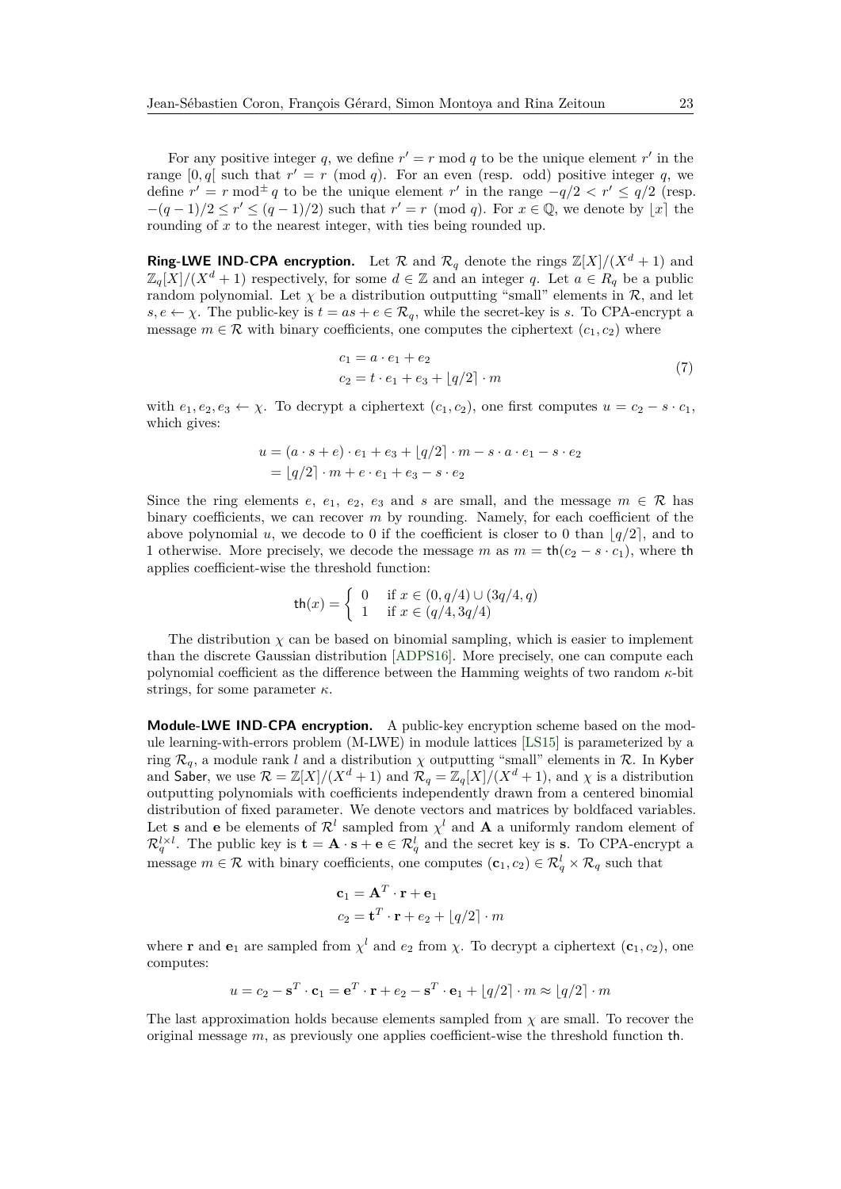For any positive integer $q$, we define $r' = r \bmod q$ to be the unique element $r'$ in the range $[0, q[$ such that $r' = r \pmod q$. For an even (resp. odd) positive integer $q$, we define $r' = r \bmod^{\pm} q$ to be the unique element $r'$ in the range $-q/2 < r' \leq q/2$ (resp. $-(q-1)/2 \leq r' \leq (q-1)/2$) such that $r' = r \pmod q$. For $x \in \mathbb{Q}$, we denote by $\lfloor x \rceil$ the rounding of $x$ to the nearest integer, with ties being rounded up.

**Ring-LWE IND-CPA encryption.** Let $\mathcal{R}$ and $\mathcal{R}_q$ denote the rings $\mathbb{Z}[X]/(X^d + 1)$ and $\mathbb{Z}_q[X]/(X^d + 1)$ respectively, for some $d \in \mathbb{Z}$ and an integer $q$. Let $a \in R_q$ be a public random polynomial. Let $\chi$ be a distribution outputting "small" elements in $\mathcal{R}$, and let $s, e \leftarrow \chi$. The public-key is $t = as + e \in \mathcal{R}_q$, while the secret-key is $s$. To CPA-encrypt a message $m \in \mathcal{R}$ with binary coefficients, one computes the ciphertext $(c_1, c_2)$ where

$$
\begin{aligned}
c_1 &= a \cdot e_1 + e_2 \\
c_2 &= t \cdot e_1 + e_3 + \lfloor q/2 \rceil \cdot m
\end{aligned}
\tag{7}
$$

with $e_1, e_2, e_3 \leftarrow \chi$. To decrypt a ciphertext $(c_1, c_2)$, one first computes $u = c_2 - s \cdot c_1$, which gives:

$$
\begin{aligned}
u &= (a \cdot s + e) \cdot e_1 + e_3 + \lfloor q/2 \rceil \cdot m - s \cdot a \cdot e_1 - s \cdot e_2 \\
&= \lfloor q/2 \rceil \cdot m + e \cdot e_1 + e_3 - s \cdot e_2
\end{aligned}
$$

Since the ring elements $e$, $e_1$, $e_2$, $e_3$ and $s$ are small, and the message $m \in \mathcal{R}$ has binary coefficients, we can recover $m$ by rounding. Namely, for each coefficient of the above polynomial $u$, we decode to 0 if the coefficient is closer to 0 than $\lfloor q/2 \rceil$, and to 1 otherwise. More precisely, we decode the message $m$ as $m = \mathsf{th}(c_2 - s \cdot c_1)$, where $\mathsf{th}$ applies coefficient-wise the threshold function:

$$
\mathsf{th}(x) = \begin{cases} 0 & \text{if } x \in (0, q/4) \cup (3q/4, q) \\ 1 & \text{if } x \in (q/4, 3q/4) \end{cases}
$$

The distribution $\chi$ can be based on binomial sampling, which is easier to implement than the discrete Gaussian distribution [ADPS16]. More precisely, one can compute each polynomial coefficient as the difference between the Hamming weights of two random $\kappa$-bit strings, for some parameter $\kappa$.

**Module-LWE IND-CPA encryption.** A public-key encryption scheme based on the module learning-with-errors problem (M-LWE) in module lattices [LS15] is parameterized by a ring $\mathcal{R}_q$, a module rank $l$ and a distribution $\chi$ outputting "small" elements in $\mathcal{R}$. In Kyber and Saber, we use $\mathcal{R} = \mathbb{Z}[X]/(X^d + 1)$ and $\mathcal{R}_q = \mathbb{Z}_q[X]/(X^d + 1)$, and $\chi$ is a distribution outputting polynomials with coefficients independently drawn from a centered binomial distribution of fixed parameter. We denote vectors and matrices by boldfaced variables. Let $\mathbf{s}$ and $\mathbf{e}$ be elements of $\mathcal{R}^l$ sampled from $\chi^l$ and $\mathbf{A}$ a uniformly random element of $\mathcal{R}_q^{l \times l}$. The public key is $\mathbf{t} = \mathbf{A} \cdot \mathbf{s} + \mathbf{e} \in \mathcal{R}_q^l$ and the secret key is $\mathbf{s}$. To CPA-encrypt a message $m \in \mathcal{R}$ with binary coefficients, one computes $(\mathbf{c}_1, c_2) \in \mathcal{R}_q^l \times \mathcal{R}_q$ such that

$$
\begin{aligned}
\mathbf{c}_1 &= \mathbf{A}^T \cdot \mathbf{r} + \mathbf{e}_1 \\
c_2 &= \mathbf{t}^T \cdot \mathbf{r} + e_2 + \lfloor q/2 \rceil \cdot m
\end{aligned}
$$

where $\mathbf{r}$ and $\mathbf{e}_1$ are sampled from $\chi^l$ and $e_2$ from $\chi$. To decrypt a ciphertext $(\mathbf{c}_1, c_2)$, one computes:

$$
u = c_2 - \mathbf{s}^T \cdot \mathbf{c}_1 = \mathbf{e}^T \cdot \mathbf{r} + e_2 - \mathbf{s}^T \cdot \mathbf{e}_1 + \lfloor q/2 \rceil \cdot m \approx \lfloor q/2 \rceil \cdot m
$$

The last approximation holds because elements sampled from $\chi$ are small. To recover the original message $m$, as previously one applies coefficient-wise the threshold function $\mathsf{th}$.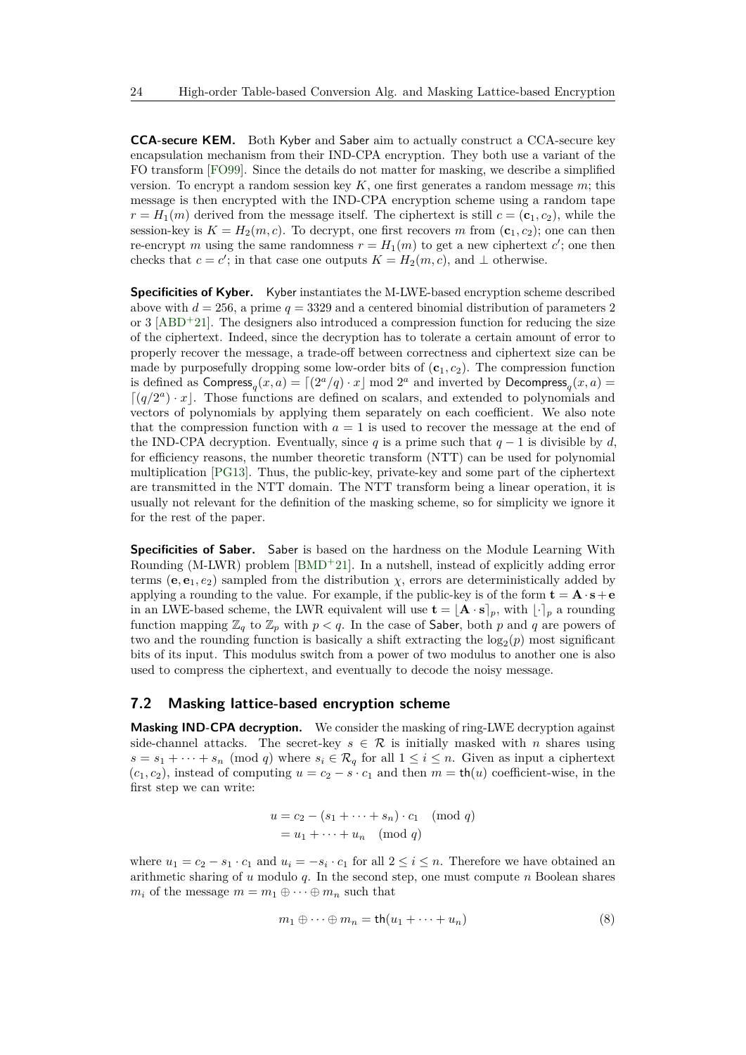**CCA-secure KEM.** Both Kyber and Saber aim to actually construct a CCA-secure key encapsulation mechanism from their IND-CPA encryption. They both use a variant of the FO transform [FO99]. Since the details do not matter for masking, we describe a simplified version. To encrypt a random session key $K$, one first generates a random message $m$; this message is then encrypted with the IND-CPA encryption scheme using a random tape $r = H_1(m)$ derived from the message itself. The ciphertext is still $c = (\mathbf{c}_1, c_2)$, while the session-key is $K = H_2(m, c)$. To decrypt, one first recovers $m$ from $(\mathbf{c}_1, c_2)$; one can then re-encrypt $m$ using the same randomness $r = H_1(m)$ to get a new ciphertext $c'$; one then checks that $c = c'$; in that case one outputs $K = H_2(m, c)$, and $\perp$ otherwise.

**Specificities of Kyber.** Kyber instantiates the M-LWE-based encryption scheme described above with $d = 256$, a prime $q = 3329$ and a centered binomial distribution of parameters 2 or 3 [ABD+21]. The designers also introduced a compression function for reducing the size of the ciphertext. Indeed, since the decryption has to tolerate a certain amount of error to properly recover the message, a trade-off between correctness and ciphertext size can be made by purposefully dropping some low-order bits of $(\mathbf{c}_1, c_2)$. The compression function is defined as $\mathsf{Compress}_q(x, a) = \lceil (2^a/q) \cdot x \rfloor \bmod 2^a$ and inverted by $\mathsf{Decompress}_q(x, a) = \lceil (q/2^a) \cdot x \rfloor$. Those functions are defined on scalars, and extended to polynomials and vectors of polynomials by applying them separately on each coefficient. We also note that the compression function with $a = 1$ is used to recover the message at the end of the IND-CPA decryption. Eventually, since $q$ is a prime such that $q - 1$ is divisible by $d$, for efficiency reasons, the number theoretic transform (NTT) can be used for polynomial multiplication [PG13]. Thus, the public-key, private-key and some part of the ciphertext are transmitted in the NTT domain. The NTT transform being a linear operation, it is usually not relevant for the definition of the masking scheme, so for simplicity we ignore it for the rest of the paper.

**Specificities of Saber.** Saber is based on the hardness on the Module Learning With Rounding (M-LWR) problem [BMD+21]. In a nutshell, instead of explicitly adding error terms $(\mathbf{e}, \mathbf{e}_1, e_2)$ sampled from the distribution $\chi$, errors are deterministically added by applying a rounding to the value. For example, if the public-key is of the form $\mathbf{t} = \mathbf{A} \cdot \mathbf{s} + \mathbf{e}$ in an LWE-based scheme, the LWR equivalent will use $\mathbf{t} = \lfloor \mathbf{A} \cdot \mathbf{s} \rceil_p$, with $\lfloor \cdot \rceil_p$ a rounding function mapping $\mathbb{Z}_q$ to $\mathbb{Z}_p$ with $p < q$. In the case of Saber, both $p$ and $q$ are powers of two and the rounding function is basically a shift extracting the $\log_2(p)$ most significant bits of its input. This modulus switch from a power of two modulus to another one is also used to compress the ciphertext, and eventually to decode the noisy message.

## 7.2 Masking lattice-based encryption scheme

**Masking IND-CPA decryption.** We consider the masking of ring-LWE decryption against side-channel attacks. The secret-key $s \in \mathcal{R}$ is initially masked with $n$ shares using $s = s_1 + \cdots + s_n \pmod q$ where $s_i \in \mathcal{R}_q$ for all $1 \le i \le n$. Given as input a ciphertext $(c_1, c_2)$, instead of computing $u = c_2 - s \cdot c_1$ and then $m = \mathsf{th}(u)$ coefficient-wise, in the first step we can write:

$$
\begin{aligned}
u &= c_2 - (s_1 + \cdots + s_n) \cdot c_1 \pmod q \\
&= u_1 + \cdots + u_n \pmod q
\end{aligned}
$$

where $u_1 = c_2 - s_1 \cdot c_1$ and $u_i = -s_i \cdot c_1$ for all $2 \le i \le n$. Therefore we have obtained an arithmetic sharing of $u$ modulo $q$. In the second step, one must compute $n$ Boolean shares $m_i$ of the message $m = m_1 \oplus \cdots \oplus m_n$ such that

$$
m_1 \oplus \cdots \oplus m_n = \mathsf{th}(u_1 + \cdots + u_n) \tag{8}
$$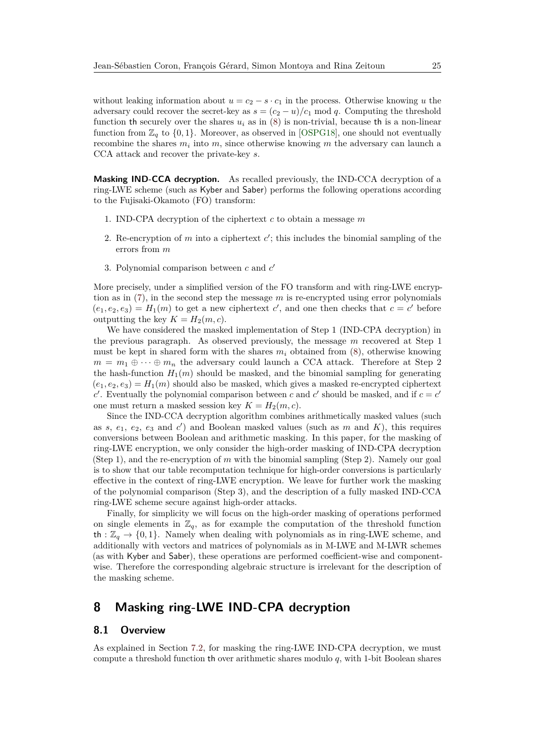without leaking information about $u = c_2 - s \cdot c_1$ in the process. Otherwise knowing $u$ the adversary could recover the secret-key as $s = (c_2 - u)/c_1 \bmod q$. Computing the threshold function $\mathsf{th}$ securely over the shares $u_i$ as in (8) is non-trivial, because $\mathsf{th}$ is a non-linear function from $\mathbb{Z}_q$ to $\{0,1\}$. Moreover, as observed in [OSPG18], one should not eventually recombine the shares $m_i$ into $m$, since otherwise knowing $m$ the adversary can launch a CCA attack and recover the private-key $s$.

**Masking IND-CCA decryption.** As recalled previously, the IND-CCA decryption of a ring-LWE scheme (such as Kyber and Saber) performs the following operations according to the Fujisaki-Okamoto (FO) transform:

1. IND-CPA decryption of the ciphertext $c$ to obtain a message $m$
2. Re-encryption of $m$ into a ciphertext $c'$; this includes the binomial sampling of the errors from $m$
3. Polynomial comparison between $c$ and $c'$

More precisely, under a simplified version of the FO transform and with ring-LWE encryption as in (7), in the second step the message $m$ is re-encrypted using error polynomials $(e_1, e_2, e_3) = H_1(m)$ to get a new ciphertext $c'$, and one then checks that $c = c'$ before outputting the key $K = H_2(m, c)$.

We have considered the masked implementation of Step 1 (IND-CPA decryption) in the previous paragraph. As observed previously, the message $m$ recovered at Step 1 must be kept in shared form with the shares $m_i$ obtained from (8), otherwise knowing $m = m_1 \oplus \cdots \oplus m_n$ the adversary could launch a CCA attack. Therefore at Step 2 the hash-function $H_1(m)$ should be masked, and the binomial sampling for generating $(e_1, e_2, e_3) = H_1(m)$ should also be masked, which gives a masked re-encrypted ciphertext $c'$. Eventually the polynomial comparison between $c$ and $c'$ should be masked, and if $c = c'$ one must return a masked session key $K = H_2(m, c)$.

Since the IND-CCA decryption algorithm combines arithmetically masked values (such as $s$, $e_1$, $e_2$, $e_3$ and $c'$) and Boolean masked values (such as $m$ and $K$), this requires conversions between Boolean and arithmetic masking. In this paper, for the masking of ring-LWE encryption, we only consider the high-order masking of IND-CPA decryption (Step 1), and the re-encryption of $m$ with the binomial sampling (Step 2). Namely our goal is to show that our table recomputation technique for high-order conversions is particularly effective in the context of ring-LWE encryption. We leave for further work the masking of the polynomial comparison (Step 3), and the description of a fully masked IND-CCA ring-LWE scheme secure against high-order attacks.

Finally, for simplicity we will focus on the high-order masking of operations performed on single elements in $\mathbb{Z}_q$, as for example the computation of the threshold function $\mathsf{th} : \mathbb{Z}_q \to \{0,1\}$. Namely when dealing with polynomials as in ring-LWE scheme, and additionally with vectors and matrices of polynomials as in M-LWE and M-LWR schemes (as with Kyber and Saber), these operations are performed coefficient-wise and component-wise. Therefore the corresponding algebraic structure is irrelevant for the description of the masking scheme.

# 8 Masking ring-LWE IND-CPA decryption

## 8.1 Overview

As explained in Section 7.2, for masking the ring-LWE IND-CPA decryption, we must compute a threshold function $\mathsf{th}$ over arithmetic shares modulo $q$, with 1-bit Boolean shares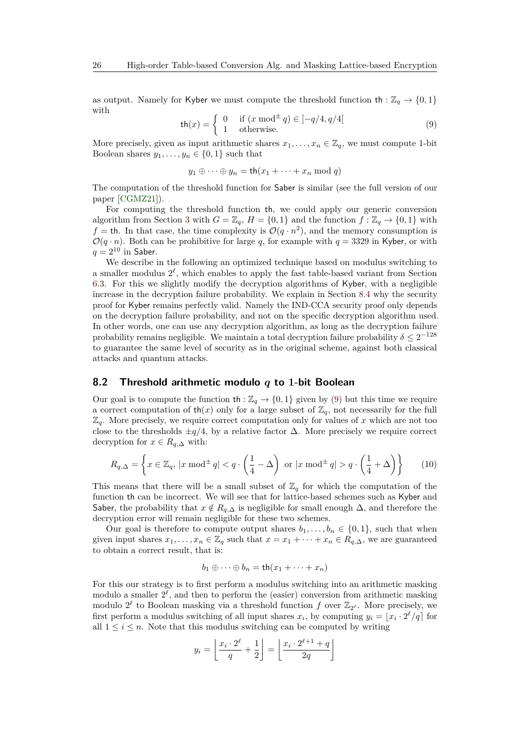as output. Namely for Kyber we must compute the threshold function $\mathsf{th} : \mathbb{Z}_q \to \{0,1\}$ with

$$\mathsf{th}(x) = \begin{cases} 0 & \text{if } (x \bmod^{\pm} q) \in [-q/4, q/4[ \\ 1 & \text{otherwise.} \end{cases} \tag{9}$$

More precisely, given as input arithmetic shares $x_1, \ldots, x_n \in \mathbb{Z}_q$, we must compute 1-bit Boolean shares $y_1, \ldots, y_n \in \{0,1\}$ such that

$$y_1 \oplus \cdots \oplus y_n = \mathsf{th}(x_1 + \cdots + x_n \bmod q)$$

The computation of the threshold function for Saber is similar (see the full version of our paper [CGMZ21]).

For computing the threshold function th, we could apply our generic conversion algorithm from Section 3 with $G = \mathbb{Z}_q$, $H = \{0,1\}$ and the function $f : \mathbb{Z}_q \to \{0,1\}$ with $f = \mathsf{th}$. In that case, the time complexity is $\mathcal{O}(q \cdot n^2)$, and the memory consumption is $\mathcal{O}(q \cdot n)$. Both can be prohibitive for large $q$, for example with $q = 3329$ in Kyber, or with $q = 2^{10}$ in Saber.

We describe in the following an optimized technique based on modulus switching to a smaller modulus $2^\ell$, which enables to apply the fast table-based variant from Section 6.3. For this we slightly modify the decryption algorithms of Kyber, with a negligible increase in the decryption failure probability. We explain in Section 8.4 why the security proof for Kyber remains perfectly valid. Namely the IND-CCA security proof only depends on the decryption failure probability, and not on the specific decryption algorithm used. In other words, one can use any decryption algorithm, as long as the decryption failure probability remains negligible. We maintain a total decryption failure probability $\delta \leq 2^{-128}$ to guarantee the same level of security as in the original scheme, against both classical attacks and quantum attacks.

## 8.2 Threshold arithmetic modulo $q$ to 1-bit Boolean

Our goal is to compute the function $\mathsf{th} : \mathbb{Z}_q \to \{0,1\}$ given by (9) but this time we require a correct computation of $\mathsf{th}(x)$ only for a large subset of $\mathbb{Z}_q$, not necessarily for the full $\mathbb{Z}_q$. More precisely, we require correct computation only for values of $x$ which are not too close to the thresholds $\pm q/4$, by a relative factor $\Delta$. More precisely we require correct decryption for $x \in R_{q,\Delta}$ with:

$$R_{q,\Delta} = \left\{ x \in \mathbb{Z}_q,\ |x \bmod^{\pm} q| < q \cdot \left(\frac{1}{4} - \Delta\right) \text{ or } |x \bmod^{\pm} q| > q \cdot \left(\frac{1}{4} + \Delta\right) \right\} \tag{10}$$

This means that there will be a small subset of $\mathbb{Z}_q$ for which the computation of the function th can be incorrect. We will see that for lattice-based schemes such as Kyber and Saber, the probability that $x \notin R_{q,\Delta}$ is negligible for small enough $\Delta$, and therefore the decryption error will remain negligible for these two schemes.

Our goal is therefore to compute output shares $b_1, \ldots, b_n \in \{0,1\}$, such that when given input shares $x_1, \ldots, x_n \in \mathbb{Z}_q$ such that $x = x_1 + \cdots + x_n \in R_{q,\Delta}$, we are guaranteed to obtain a correct result, that is:

$$b_1 \oplus \cdots \oplus b_n = \mathsf{th}(x_1 + \cdots + x_n)$$

For this our strategy is to first perform a modulus switching into an arithmetic masking modulo a smaller $2^\ell$, and then to perform the (easier) conversion from arithmetic masking modulo $2^\ell$ to Boolean masking via a threshold function $f$ over $\mathbb{Z}_{2^\ell}$. More precisely, we first perform a modulus switching of all input shares $x_i$, by computing $y_i = \lfloor x_i \cdot 2^\ell / q \rceil$ for all $1 \leq i \leq n$. Note that this modulus switching can be computed by writing

$$y_i = \left\lfloor \frac{x_i \cdot 2^\ell}{q} + \frac{1}{2} \right\rfloor = \left\lfloor \frac{x_i \cdot 2^{\ell+1} + q}{2q} \right\rfloor$$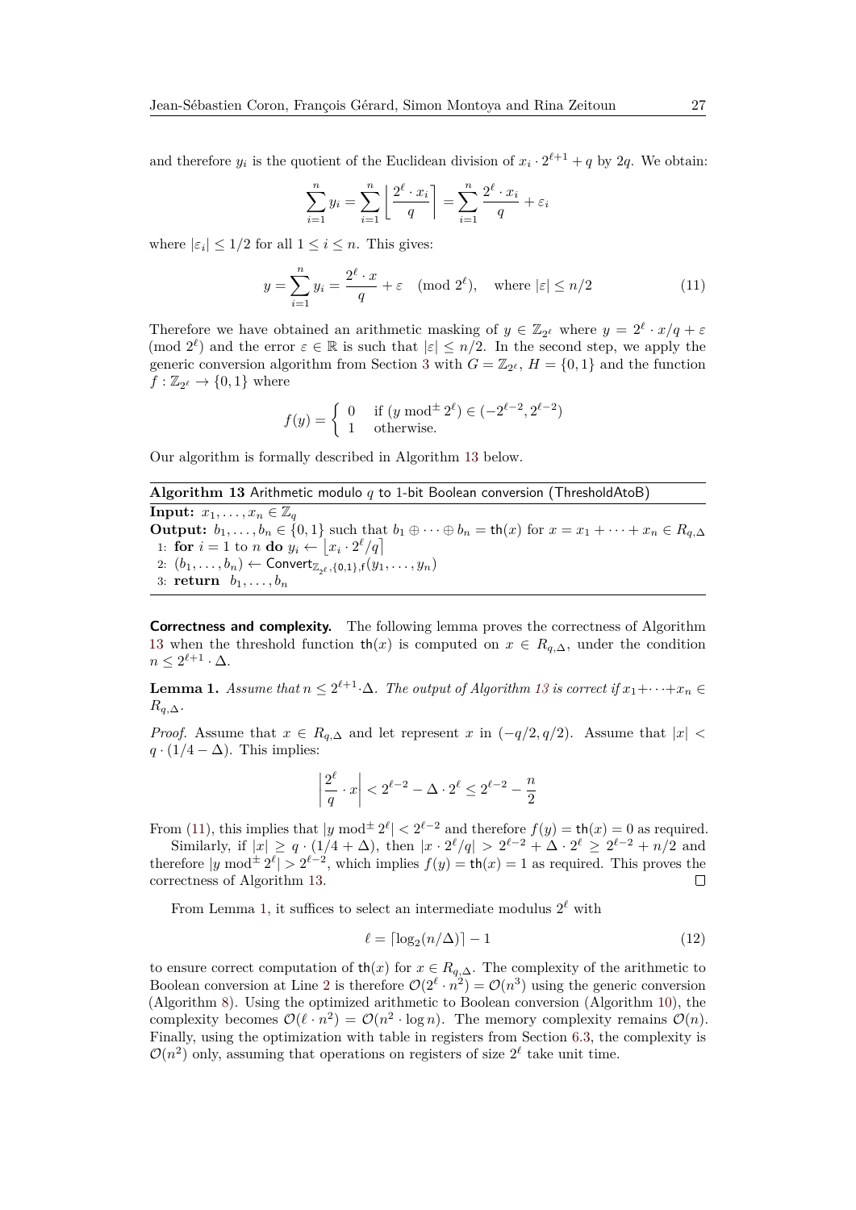and therefore $y_i$ is the quotient of the Euclidean division of $x_i \cdot 2^{\ell+1} + q$ by $2q$. We obtain:

$$\sum_{i=1}^{n} y_i = \sum_{i=1}^{n} \left\lfloor \frac{2^\ell \cdot x_i}{q} \right\rceil = \sum_{i=1}^{n} \frac{2^\ell \cdot x_i}{q} + \varepsilon_i$$

where $|\varepsilon_i| \leq 1/2$ for all $1 \leq i \leq n$. This gives:

$$y = \sum_{i=1}^{n} y_i = \frac{2^\ell \cdot x}{q} + \varepsilon \pmod{2^\ell}, \quad \text{where } |\varepsilon| \leq n/2 \tag{11}$$

Therefore we have obtained an arithmetic masking of $y \in \mathbb{Z}_{2^\ell}$ where $y = 2^\ell \cdot x/q + \varepsilon \pmod{2^\ell}$ and the error $\varepsilon \in \mathbb{R}$ is such that $|\varepsilon| \leq n/2$. In the second step, we apply the generic conversion algorithm from Section 3 with $G = \mathbb{Z}_{2^\ell}$, $H = \{0, 1\}$ and the function $f : \mathbb{Z}_{2^\ell} \to \{0, 1\}$ where

$$f(y) = \begin{cases} 0 & \text{if } (y \bmod^{\pm} 2^\ell) \in (-2^{\ell-2}, 2^{\ell-2}) \\ 1 & \text{otherwise.} \end{cases}$$

Our algorithm is formally described in Algorithm 13 below.

**Algorithm 13** Arithmetic modulo $q$ to 1-bit Boolean conversion (ThresholdAtoB)

**Input:** $x_1, \ldots, x_n \in \mathbb{Z}_q$

**Output:** $b_1, \ldots, b_n \in \{0, 1\}$ such that $b_1 \oplus \cdots \oplus b_n = \mathsf{th}(x)$ for $x = x_1 + \cdots + x_n \in R_{q,\Delta}$

1: **for** $i = 1$ to $n$ **do** $y_i \leftarrow \lfloor x_i \cdot 2^\ell / q \rceil$

2: $(b_1, \ldots, b_n) \leftarrow \mathsf{Convert}_{\mathbb{Z}_{2^\ell},\{0,1\},f}(y_1, \ldots, y_n)$

3: **return** $b_1, \ldots, b_n$

**Correctness and complexity.** The following lemma proves the correctness of Algorithm 13 when the threshold function $\mathsf{th}(x)$ is computed on $x \in R_{q,\Delta}$, under the condition $n \leq 2^{\ell+1} \cdot \Delta$.

**Lemma 1.** *Assume that $n \leq 2^{\ell+1} \cdot \Delta$. The output of Algorithm 13 is correct if $x_1 + \cdots + x_n \in R_{q,\Delta}$.*

*Proof.* Assume that $x \in R_{q,\Delta}$ and let represent $x$ in $(-q/2, q/2)$. Assume that $|x| < q \cdot (1/4 - \Delta)$. This implies:

$$\left| \frac{2^\ell}{q} \cdot x \right| < 2^{\ell-2} - \Delta \cdot 2^\ell \leq 2^{\ell-2} - \frac{n}{2}$$

From (11), this implies that $|y \bmod^{\pm} 2^\ell| < 2^{\ell-2}$ and therefore $f(y) = \mathsf{th}(x) = 0$ as required.

Similarly, if $|x| \geq q \cdot (1/4 + \Delta)$, then $|x \cdot 2^\ell / q| > 2^{\ell-2} + \Delta \cdot 2^\ell \geq 2^{\ell-2} + n/2$ and therefore $|y \bmod^{\pm} 2^\ell| > 2^{\ell-2}$, which implies $f(y) = \mathsf{th}(x) = 1$ as required. This proves the correctness of Algorithm 13. $\square$

From Lemma 1, it suffices to select an intermediate modulus $2^\ell$ with

$$\ell = \lceil \log_2(n/\Delta) \rceil - 1 \tag{12}$$

to ensure correct computation of $\mathsf{th}(x)$ for $x \in R_{q,\Delta}$. The complexity of the arithmetic to Boolean conversion at Line 2 is therefore $\mathcal{O}(2^\ell \cdot n^2) = \mathcal{O}(n^3)$ using the generic conversion (Algorithm 8). Using the optimized arithmetic to Boolean conversion (Algorithm 10), the complexity becomes $\mathcal{O}(\ell \cdot n^2) = \mathcal{O}(n^2 \cdot \log n)$. The memory complexity remains $\mathcal{O}(n)$. Finally, using the optimization with table in registers from Section 6.3, the complexity is $\mathcal{O}(n^2)$ only, assuming that operations on registers of size $2^\ell$ take unit time.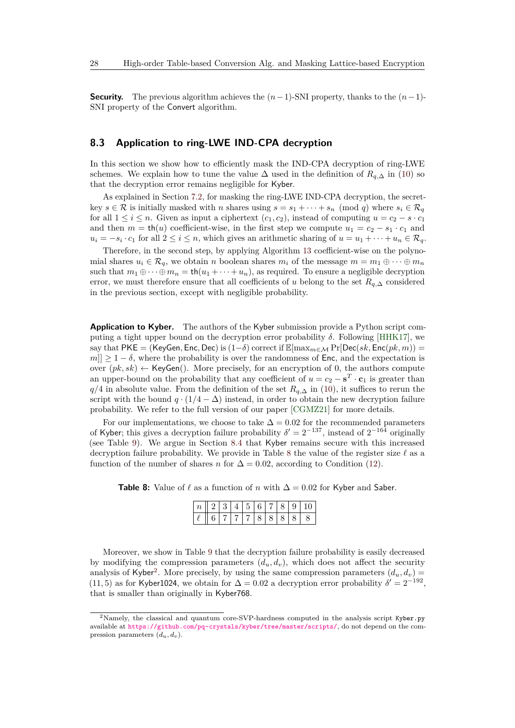**Security.** The previous algorithm achieves the $(n-1)$-SNI property, thanks to the $(n-1)$-SNI property of the Convert algorithm.

## 8.3 Application to ring-LWE IND-CPA decryption

In this section we show how to efficiently mask the IND-CPA decryption of ring-LWE schemes. We explain how to tune the value $\Delta$ used in the definition of $R_{q,\Delta}$ in (10) so that the decryption error remains negligible for Kyber.

As explained in Section 7.2, for masking the ring-LWE IND-CPA decryption, the secret-key $s \in \mathcal{R}$ is initially masked with $n$ shares using $s = s_1 + \cdots + s_n \pmod q$ where $s_i \in \mathcal{R}_q$ for all $1 \le i \le n$. Given as input a ciphertext $(c_1, c_2)$, instead of computing $u = c_2 - s \cdot c_1$ and then $m = \mathsf{th}(u)$ coefficient-wise, in the first step we compute $u_1 = c_2 - s_1 \cdot c_1$ and $u_i = -s_i \cdot c_1$ for all $2 \le i \le n$, which gives an arithmetic sharing of $u = u_1 + \cdots + u_n \in \mathcal{R}_q$.

Therefore, in the second step, by applying Algorithm 13 coefficient-wise on the polynomial shares $u_i \in \mathcal{R}_q$, we obtain $n$ boolean shares $m_i$ of the message $m = m_1 \oplus \cdots \oplus m_n$ such that $m_1 \oplus \cdots \oplus m_n = \mathsf{th}(u_1 + \cdots + u_n)$, as required. To ensure a negligible decryption error, we must therefore ensure that all coefficients of $u$ belong to the set $R_{q,\Delta}$ considered in the previous section, except with negligible probability.

**Application to Kyber.** The authors of the Kyber submission provide a Python script computing a tight upper bound on the decryption error probability $\delta$. Following [HHK17], we say that $\mathsf{PKE} = (\mathsf{KeyGen}, \mathsf{Enc}, \mathsf{Dec})$ is $(1-\delta)$ correct if $\mathbb{E}[\max_{m \in \mathcal{M}} \Pr[\mathsf{Dec}(sk, \mathsf{Enc}(pk, m)) = m]] \ge 1 - \delta$, where the probability is over the randomness of $\mathsf{Enc}$, and the expectation is over $(pk, sk) \leftarrow \mathsf{KeyGen}()$. More precisely, for an encryption of 0, the authors compute an upper-bound on the probability that any coefficient of $u = c_2 - \mathbf{s}^T \cdot \mathbf{c}_1$ is greater than $q/4$ in absolute value. From the definition of the set $R_{q,\Delta}$ in (10), it suffices to rerun the script with the bound $q \cdot (1/4 - \Delta)$ instead, in order to obtain the new decryption failure probability. We refer to the full version of our paper [CGMZ21] for more details.

For our implementations, we choose to take $\Delta = 0.02$ for the recommended parameters of Kyber; this gives a decryption failure probability $\delta' = 2^{-137}$, instead of $2^{-164}$ originally (see Table 9). We argue in Section 8.4 that Kyber remains secure with this increased decryption failure probability. We provide in Table 8 the value of the register size $\ell$ as a function of the number of shares $n$ for $\Delta = 0.02$, according to Condition (12).

**Table 8:** Value of $\ell$ as a function of $n$ with $\Delta = 0.02$ for Kyber and Saber.

| $n$ | 2 | 3 | 4 | 5 | 6 | 7 | 8 | 9 | 10 |
|---|---|---|---|---|---|---|---|---|---|
| $\ell$ | 6 | 7 | 7 | 7 | 8 | 8 | 8 | 8 | 8 |

Moreover, we show in Table 9 that the decryption failure probability is easily decreased by modifying the compression parameters $(d_u, d_v)$, which does not affect the security analysis of Kyber[2]. More precisely, by using the same compression parameters $(d_u, d_v) = (11, 5)$ as for Kyber1024, we obtain for $\Delta = 0.02$ a decryption error probability $\delta' = 2^{-192}$, that is smaller than originally in Kyber768.

[2]Namely, the classical and quantum core-SVP-hardness computed in the analysis script Kyber.py available at https://github.com/pq-crystals/kyber/tree/master/scripts/, do not depend on the compression parameters $(d_u, d_v)$.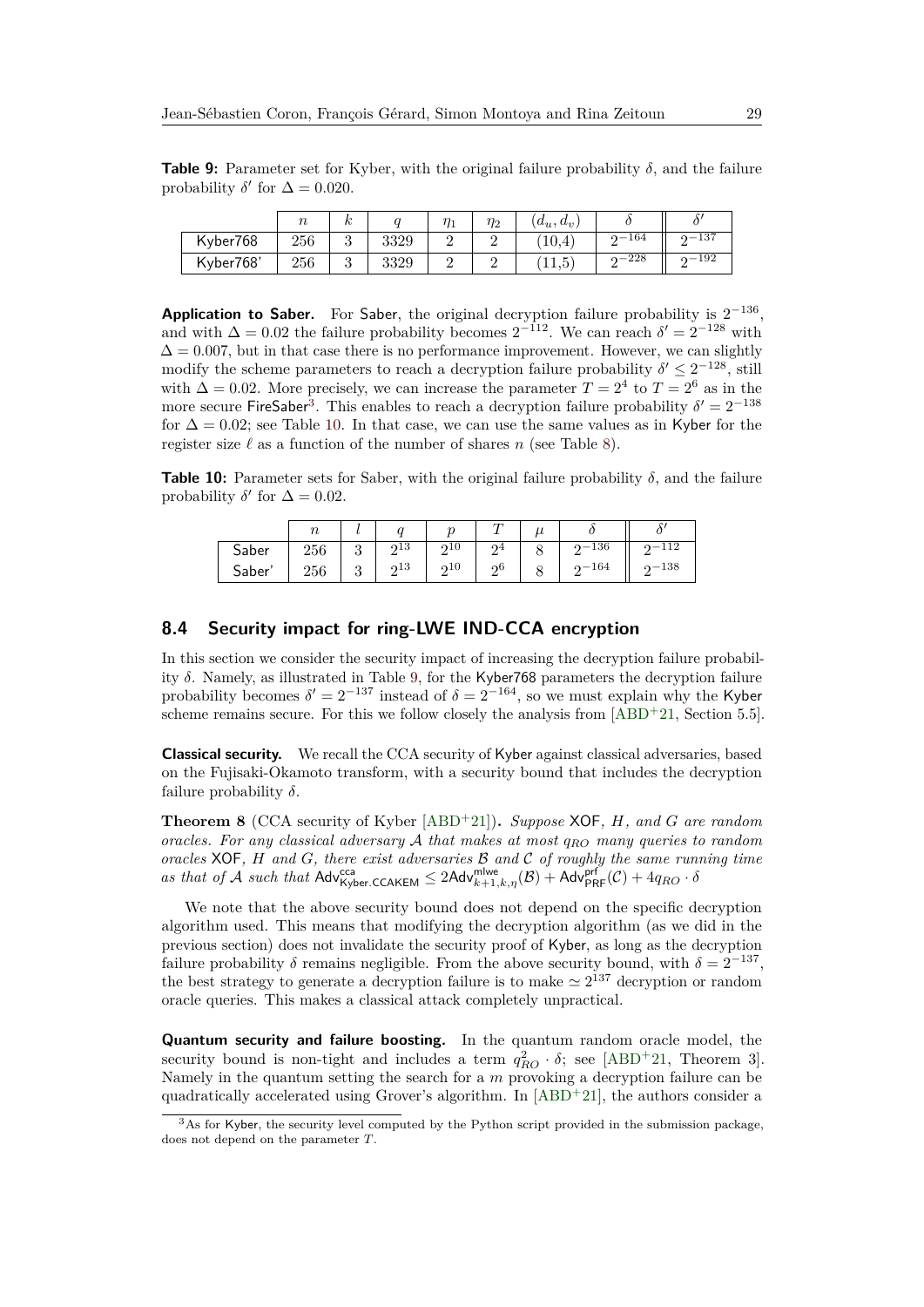**Table 9:** Parameter set for Kyber, with the original failure probability $\delta$, and the failure probability $\delta'$ for $\Delta = 0.020$.

| | $n$ | $k$ | $q$ | $\eta_1$ | $\eta_2$ | $(d_u, d_v)$ | $\delta$ | $\delta'$ |
|---|---|---|---|---|---|---|---|---|
| Kyber768 | 256 | 3 | 3329 | 2 | 2 | (10,4) | $2^{-164}$ | $2^{-137}$ |
| Kyber768' | 256 | 3 | 3329 | 2 | 2 | (11,5) | $2^{-228}$ | $2^{-192}$ |

**Application to Saber.** For Saber, the original decryption failure probability is $2^{-136}$, and with $\Delta = 0.02$ the failure probability becomes $2^{-112}$. We can reach $\delta' = 2^{-128}$ with $\Delta = 0.007$, but in that case there is no performance improvement. However, we can slightly modify the scheme parameters to reach a decryption failure probability $\delta' \leq 2^{-128}$, still with $\Delta = 0.02$. More precisely, we can increase the parameter $T = 2^4$ to $T = 2^6$ as in the more secure FireSaber[3]. This enables to reach a decryption failure probability $\delta' = 2^{-138}$ for $\Delta = 0.02$; see Table 10. In that case, we can use the same values as in Kyber for the register size $\ell$ as a function of the number of shares $n$ (see Table 8).

**Table 10:** Parameter sets for Saber, with the original failure probability $\delta$, and the failure probability $\delta'$ for $\Delta = 0.02$.

| | $n$ | $l$ | $q$ | $p$ | $T$ | $\mu$ | $\delta$ | $\delta'$ |
|---|---|---|---|---|---|---|---|---|
| Saber | 256 | 3 | $2^{13}$ | $2^{10}$ | $2^4$ | 8 | $2^{-136}$ | $2^{-112}$ |
| Saber' | 256 | 3 | $2^{13}$ | $2^{10}$ | $2^6$ | 8 | $2^{-164}$ | $2^{-138}$ |

## 8.4 Security impact for ring-LWE IND-CCA encryption

In this section we consider the security impact of increasing the decryption failure probability $\delta$. Namely, as illustrated in Table 9, for the Kyber768 parameters the decryption failure probability becomes $\delta' = 2^{-137}$ instead of $\delta = 2^{-164}$, so we must explain why the Kyber scheme remains secure. For this we follow closely the analysis from [ABD+21, Section 5.5].

**Classical security.** We recall the CCA security of Kyber against classical adversaries, based on the Fujisaki-Okamoto transform, with a security bound that includes the decryption failure probability $\delta$.

**Theorem 8** (CCA security of Kyber [ABD+21])**.** *Suppose* XOF*, $H$, and $G$ are random oracles. For any classical adversary $\mathcal{A}$ that makes at most $q_{RO}$ many queries to random oracles* XOF*, $H$ and $G$, there exist adversaries $\mathcal{B}$ and $\mathcal{C}$ of roughly the same running time as that of $\mathcal{A}$ such that* $\mathsf{Adv}^{\mathsf{cca}}_{\mathsf{Kyber.CCAKEM}} \leq 2\mathsf{Adv}^{\mathsf{mlwe}}_{k+1,k,\eta}(\mathcal{B}) + \mathsf{Adv}^{\mathsf{prf}}_{\mathsf{PRF}}(\mathcal{C}) + 4q_{RO} \cdot \delta$

We note that the above security bound does not depend on the specific decryption algorithm used. This means that modifying the decryption algorithm (as we did in the previous section) does not invalidate the security proof of Kyber, as long as the decryption failure probability $\delta$ remains negligible. From the above security bound, with $\delta = 2^{-137}$, the best strategy to generate a decryption failure is to make $\simeq 2^{137}$ decryption or random oracle queries. This makes a classical attack completely unpractical.

**Quantum security and failure boosting.** In the quantum random oracle model, the security bound is non-tight and includes a term $q^2_{RO} \cdot \delta$; see [ABD+21, Theorem 3]. Namely in the quantum setting the search for a $m$ provoking a decryption failure can be quadratically accelerated using Grover's algorithm. In [ABD+21], the authors consider a

[3] As for Kyber, the security level computed by the Python script provided in the submission package, does not depend on the parameter $T$.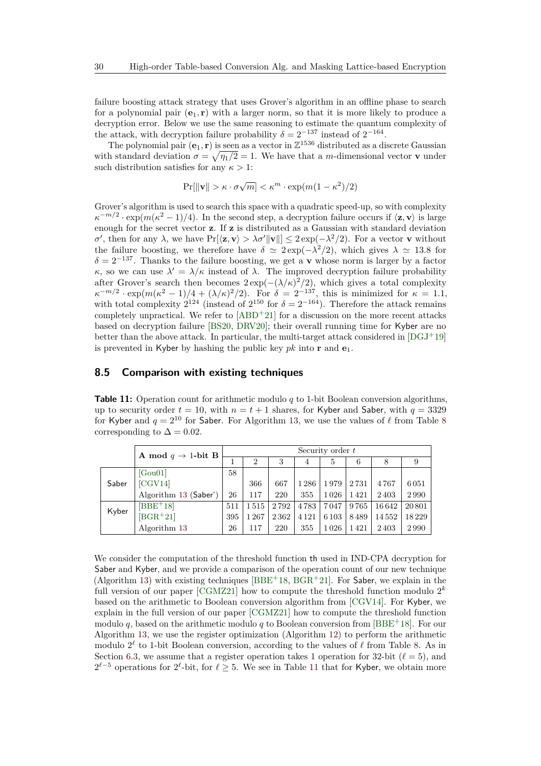failure boosting attack strategy that uses Grover's algorithm in an offline phase to search for a polynomial pair $(\mathbf{e}_1, \mathbf{r})$ with a larger norm, so that it is more likely to produce a decryption error. Below we use the same reasoning to estimate the quantum complexity of the attack, with decryption failure probability $\delta = 2^{-137}$ instead of $2^{-164}$.

The polynomial pair $(\mathbf{e}_1, \mathbf{r})$ is seen as a vector in $\mathbb{Z}^{1536}$ distributed as a discrete Gaussian with standard deviation $\sigma = \sqrt{\eta_1/2} = 1$. We have that a $m$-dimensional vector $\mathbf{v}$ under such distribution satisfies for any $\kappa > 1$:

$$\Pr[\|\mathbf{v}\| > \kappa \cdot \sigma\sqrt{m}] < \kappa^m \cdot \exp(m(1-\kappa^2)/2)$$

Grover's algorithm is used to search this space with a quadratic speed-up, so with complexity $\kappa^{-m/2} \cdot \exp(m(\kappa^2-1)/4)$. In the second step, a decryption failure occurs if $\langle \mathbf{z}, \mathbf{v} \rangle$ is large enough for the secret vector $\mathbf{z}$. If $\mathbf{z}$ is distributed as a Gaussian with standard deviation $\sigma'$, then for any $\lambda$, we have $\Pr[\langle \mathbf{z}, \mathbf{v} \rangle > \lambda \sigma' \|\mathbf{v}\|] \le 2\exp(-\lambda^2/2)$. For a vector $\mathbf{v}$ without the failure boosting, we therefore have $\delta \simeq 2\exp(-\lambda^2/2)$, which gives $\lambda \simeq 13.8$ for $\delta = 2^{-137}$. Thanks to the failure boosting, we get a $\mathbf{v}$ whose norm is larger by a factor $\kappa$, so we can use $\lambda' = \lambda/\kappa$ instead of $\lambda$. The improved decryption failure probability after Grover's search then becomes $2\exp(-(\lambda/\kappa)^2/2)$, which gives a total complexity $\kappa^{-m/2} \cdot \exp(m(\kappa^2-1)/4 + (\lambda/\kappa)^2/2)$. For $\delta = 2^{-137}$, this is minimized for $\kappa = 1.1$, with total complexity $2^{124}$ (instead of $2^{150}$ for $\delta = 2^{-164}$). Therefore the attack remains completely unpractical. We refer to [ABD+21] for a discussion on the more recent attacks based on decryption failure [BS20, DRV20]; their overall running time for Kyber are no better than the above attack. In particular, the multi-target attack considered in [DGJ+19] is prevented in Kyber by hashing the public key $pk$ into $\mathbf{r}$ and $\mathbf{e}_1$.

## 8.5 Comparison with existing techniques

**Table 11:** Operation count for arithmetic modulo $q$ to 1-bit Boolean conversion algorithms, up to security order $t = 10$, with $n = t + 1$ shares, for Kyber and Saber, with $q = 3329$ for Kyber and $q = 2^{10}$ for Saber. For Algorithm 13, we use the values of $\ell$ from Table 8 corresponding to $\Delta = 0.02$.

| | **A mod $q \to$ 1-bit B** | Security order $t$ | | | | | | | |
|---|---|---|---|---|---|---|---|---|---|
| | | 1 | 2 | 3 | 4 | 5 | 6 | 8 | 9 |
| Saber | [Gou01] | 58 | | | | | | | |
| | [CGV14] | | 366 | 667 | 1 286 | 1 979 | 2 731 | 4 767 | 6 051 |
| | Algorithm 13 (Saber') | 26 | 117 | 220 | 355 | 1 026 | 1 421 | 2 403 | 2 990 |
| Kyber | [BBE+18] | 511 | 1 515 | 2 792 | 4 783 | 7 047 | 9 765 | 16 642 | 20 801 |
| | [BGR+21] | 395 | 1 267 | 2 362 | 4 121 | 6 103 | 8 489 | 14 552 | 18 229 |
| | Algorithm 13 | 26 | 117 | 220 | 355 | 1 026 | 1 421 | 2 403 | 2 990 |

We consider the computation of the threshold function th used in IND-CPA decryption for Saber and Kyber, and we provide a comparison of the operation count of our new technique (Algorithm 13) with existing techniques [BBE+18, BGR+21]. For Saber, we explain in the full version of our paper [CGMZ21] how to compute the threshold function modulo $2^k$ based on the arithmetic to Boolean conversion algorithm from [CGV14]. For Kyber, we explain in the full version of our paper [CGMZ21] how to compute the threshold function modulo $q$, based on the arithmetic modulo $q$ to Boolean conversion from [BBE+18]. For our Algorithm 13, we use the register optimization (Algorithm 12) to perform the arithmetic modulo $2^\ell$ to 1-bit Boolean conversion, according to the values of $\ell$ from Table 8. As in Section 6.3, we assume that a register operation takes 1 operation for 32-bit ($\ell = 5$), and $2^{\ell-5}$ operations for $2^\ell$-bit, for $\ell \ge 5$. We see in Table 11 that for Kyber, we obtain more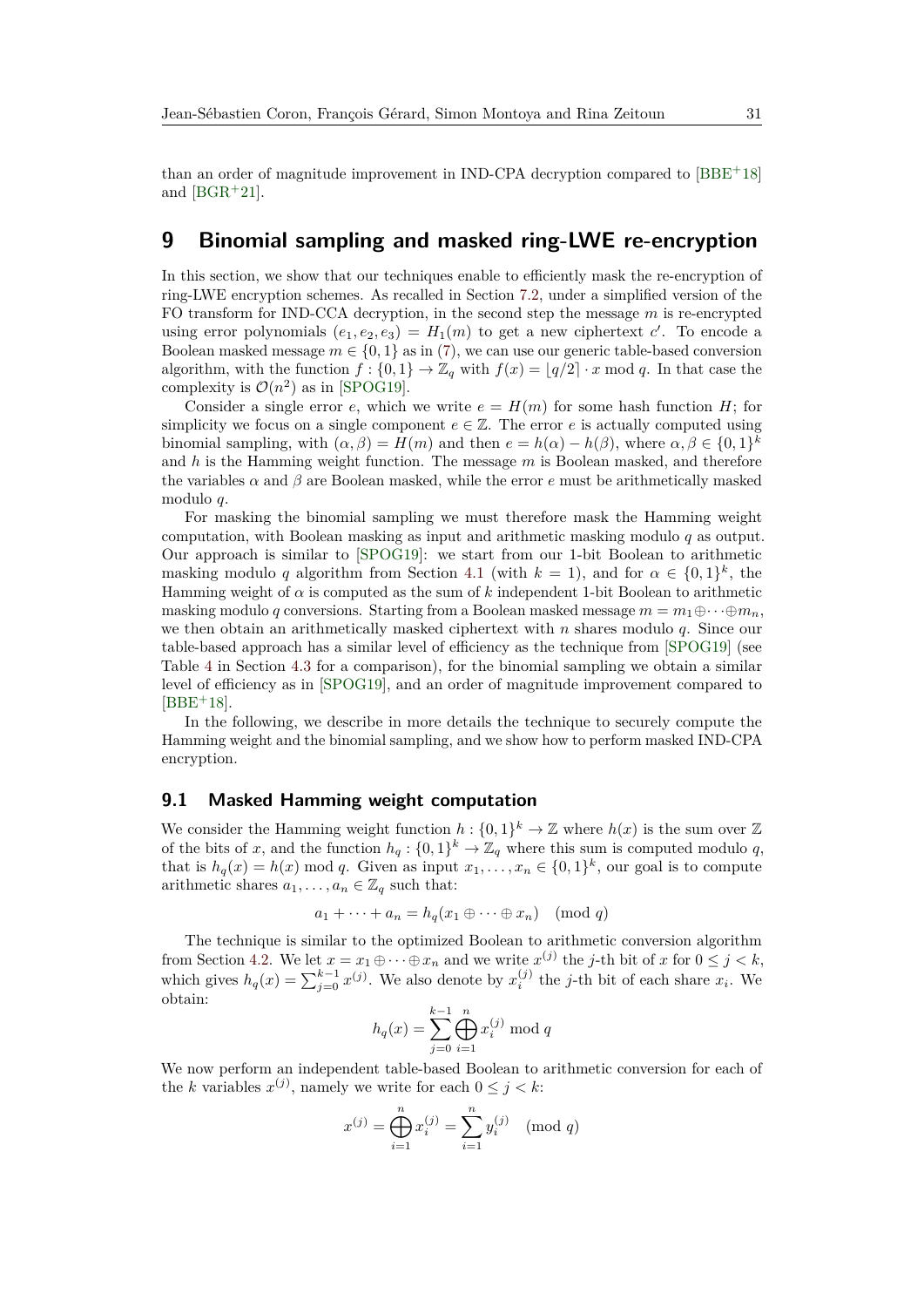than an order of magnitude improvement in IND-CPA decryption compared to [BBE+18] and [BGR+21].

# 9 Binomial sampling and masked ring-LWE re-encryption

In this section, we show that our techniques enable to efficiently mask the re-encryption of ring-LWE encryption schemes. As recalled in Section 7.2, under a simplified version of the FO transform for IND-CCA decryption, in the second step the message $m$ is re-encrypted using error polynomials $(e_1, e_2, e_3) = H_1(m)$ to get a new ciphertext $c'$. To encode a Boolean masked message $m \in \{0, 1\}$ as in (7), we can use our generic table-based conversion algorithm, with the function $f : \{0, 1\} \to \mathbb{Z}_q$ with $f(x) = \lfloor q/2 \rceil \cdot x \bmod q$. In that case the complexity is $\mathcal{O}(n^2)$ as in [SPOG19].

Consider a single error $e$, which we write $e = H(m)$ for some hash function $H$; for simplicity we focus on a single component $e \in \mathbb{Z}$. The error $e$ is actually computed using binomial sampling, with $(\alpha, \beta) = H(m)$ and then $e = h(\alpha) - h(\beta)$, where $\alpha, \beta \in \{0, 1\}^k$ and $h$ is the Hamming weight function. The message $m$ is Boolean masked, and therefore the variables $\alpha$ and $\beta$ are Boolean masked, while the error $e$ must be arithmetically masked modulo $q$.

For masking the binomial sampling we must therefore mask the Hamming weight computation, with Boolean masking as input and arithmetic masking modulo $q$ as output. Our approach is similar to [SPOG19]: we start from our 1-bit Boolean to arithmetic masking modulo $q$ algorithm from Section 4.1 (with $k = 1$), and for $\alpha \in \{0, 1\}^k$, the Hamming weight of $\alpha$ is computed as the sum of $k$ independent 1-bit Boolean to arithmetic masking modulo $q$ conversions. Starting from a Boolean masked message $m = m_1 \oplus \cdots \oplus m_n$, we then obtain an arithmetically masked ciphertext with $n$ shares modulo $q$. Since our table-based approach has a similar level of efficiency as the technique from [SPOG19] (see Table 4 in Section 4.3 for a comparison), for the binomial sampling we obtain a similar level of efficiency as in [SPOG19], and an order of magnitude improvement compared to [BBE+18].

In the following, we describe in more details the technique to securely compute the Hamming weight and the binomial sampling, and we show how to perform masked IND-CPA encryption.

## 9.1 Masked Hamming weight computation

We consider the Hamming weight function $h : \{0, 1\}^k \to \mathbb{Z}$ where $h(x)$ is the sum over $\mathbb{Z}$ of the bits of $x$, and the function $h_q : \{0, 1\}^k \to \mathbb{Z}_q$ where this sum is computed modulo $q$, that is $h_q(x) = h(x) \bmod q$. Given as input $x_1, \ldots, x_n \in \{0, 1\}^k$, our goal is to compute arithmetic shares $a_1, \ldots, a_n \in \mathbb{Z}_q$ such that:

$$a_1 + \cdots + a_n = h_q(x_1 \oplus \cdots \oplus x_n) \pmod q$$

The technique is similar to the optimized Boolean to arithmetic conversion algorithm from Section 4.2. We let $x = x_1 \oplus \cdots \oplus x_n$ and we write $x^{(j)}$ the $j$-th bit of $x$ for $0 \le j < k$, which gives $h_q(x) = \sum_{j=0}^{k-1} x^{(j)}$. We also denote by $x_i^{(j)}$ the $j$-th bit of each share $x_i$. We obtain:

$$h_q(x) = \sum_{j=0}^{k-1} \bigoplus_{i=1}^{n} x_i^{(j)} \bmod q$$

We now perform an independent table-based Boolean to arithmetic conversion for each of the $k$ variables $x^{(j)}$, namely we write for each $0 \le j < k$:

$$x^{(j)} = \bigoplus_{i=1}^{n} x_i^{(j)} = \sum_{i=1}^{n} y_i^{(j)} \pmod q$$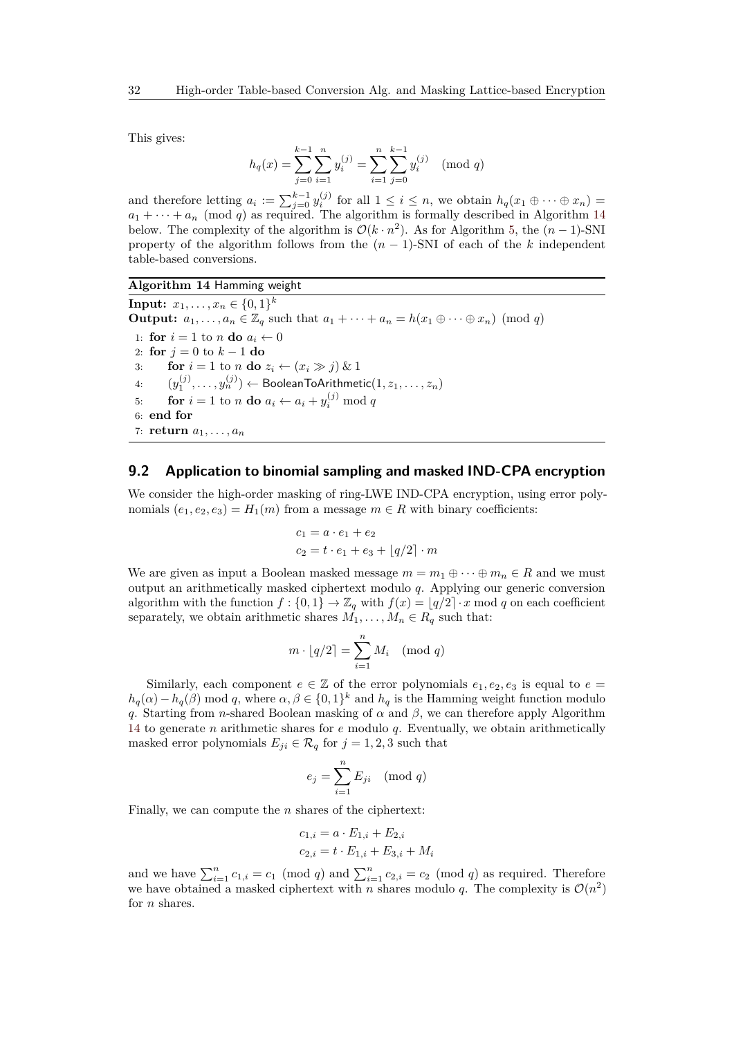This gives:

$$h_q(x) = \sum_{j=0}^{k-1} \sum_{i=1}^{n} y_i^{(j)} = \sum_{i=1}^{n} \sum_{j=0}^{k-1} y_i^{(j)} \pmod q$$

and therefore letting $a_i := \sum_{j=0}^{k-1} y_i^{(j)}$ for all $1 \le i \le n$, we obtain $h_q(x_1 \oplus \cdots \oplus x_n) = a_1 + \cdots + a_n \pmod q$ as required. The algorithm is formally described in Algorithm 14 below. The complexity of the algorithm is $\mathcal{O}(k \cdot n^2)$. As for Algorithm 5, the $(n-1)$-SNI property of the algorithm follows from the $(n-1)$-SNI of each of the $k$ independent table-based conversions.

**Algorithm 14** Hamming weight

**Input:** $x_1, \ldots, x_n \in \{0,1\}^k$
**Output:** $a_1, \ldots, a_n \in \mathbb{Z}_q$ such that $a_1 + \cdots + a_n = h(x_1 \oplus \cdots \oplus x_n) \pmod q$

1: **for** $i = 1$ to $n$ **do** $a_i \leftarrow 0$
2: **for** $j = 0$ to $k-1$ **do**
3: **for** $i = 1$ to $n$ **do** $z_i \leftarrow (x_i \gg j) \,\&\, 1$
4: $(y_1^{(j)}, \ldots, y_n^{(j)}) \leftarrow \mathsf{BooleanToArithmetic}(1, z_1, \ldots, z_n)$
5: **for** $i = 1$ to $n$ **do** $a_i \leftarrow a_i + y_i^{(j)} \bmod q$
6: **end for**
7: **return** $a_1, \ldots, a_n$

## 9.2 Application to binomial sampling and masked IND-CPA encryption

We consider the high-order masking of ring-LWE IND-CPA encryption, using error polynomials $(e_1, e_2, e_3) = H_1(m)$ from a message $m \in R$ with binary coefficients:

$$\begin{aligned} c_1 &= a \cdot e_1 + e_2 \\ c_2 &= t \cdot e_1 + e_3 + \lfloor q/2 \rceil \cdot m \end{aligned}$$

We are given as input a Boolean masked message $m = m_1 \oplus \cdots \oplus m_n \in R$ and we must output an arithmetically masked ciphertext modulo $q$. Applying our generic conversion algorithm with the function $f : \{0,1\} \to \mathbb{Z}_q$ with $f(x) = \lfloor q/2 \rceil \cdot x \bmod q$ on each coefficient separately, we obtain arithmetic shares $M_1, \ldots, M_n \in R_q$ such that:

$$m \cdot \lfloor q/2 \rceil = \sum_{i=1}^{n} M_i \pmod q$$

Similarly, each component $e \in \mathbb{Z}$ of the error polynomials $e_1, e_2, e_3$ is equal to $e = h_q(\alpha) - h_q(\beta) \bmod q$, where $\alpha, \beta \in \{0,1\}^k$ and $h_q$ is the Hamming weight function modulo $q$. Starting from $n$-shared Boolean masking of $\alpha$ and $\beta$, we can therefore apply Algorithm 14 to generate $n$ arithmetic shares for $e$ modulo $q$. Eventually, we obtain arithmetically masked error polynomials $E_{ji} \in \mathcal{R}_q$ for $j = 1, 2, 3$ such that

$$e_j = \sum_{i=1}^{n} E_{ji} \pmod q$$

Finally, we can compute the $n$ shares of the ciphertext:

$$\begin{aligned} c_{1,i} &= a \cdot E_{1,i} + E_{2,i} \\ c_{2,i} &= t \cdot E_{1,i} + E_{3,i} + M_i \end{aligned}$$

and we have $\sum_{i=1}^{n} c_{1,i} = c_1 \pmod q$ and $\sum_{i=1}^{n} c_{2,i} = c_2 \pmod q$ as required. Therefore we have obtained a masked ciphertext with $n$ shares modulo $q$. The complexity is $\mathcal{O}(n^2)$ for $n$ shares.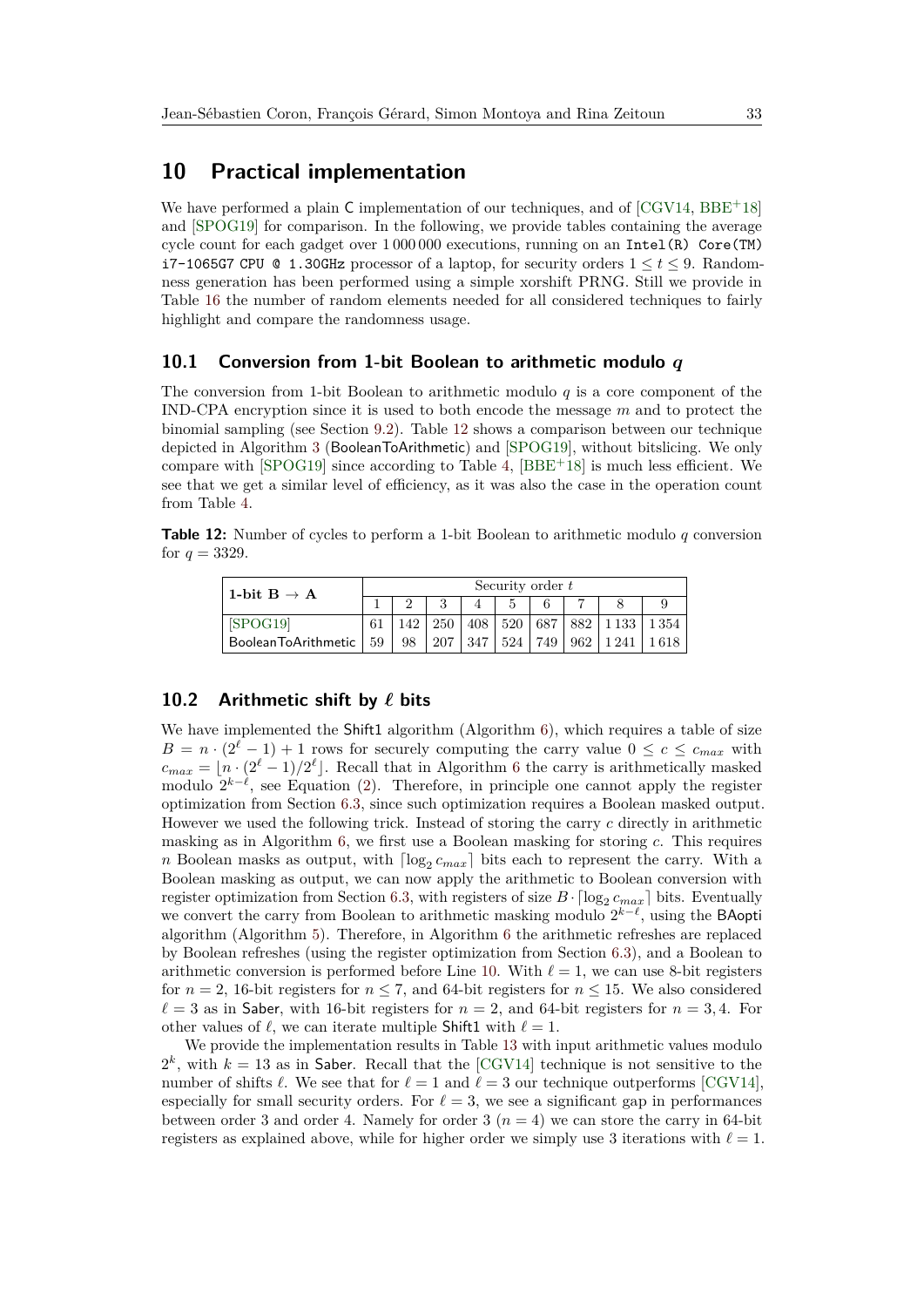## 10 Practical implementation

We have performed a plain C implementation of our techniques, and of [CGV14, BBE+18] and [SPOG19] for comparison. In the following, we provide tables containing the average cycle count for each gadget over 1 000 000 executions, running on an `Intel(R) Core(TM) i7-1065G7 CPU @ 1.30GHz` processor of a laptop, for security orders $1 \leq t \leq 9$. Randomness generation has been performed using a simple xorshift PRNG. Still we provide in Table 16 the number of random elements needed for all considered techniques to fairly highlight and compare the randomness usage.

### 10.1 Conversion from 1-bit Boolean to arithmetic modulo $q$

The conversion from 1-bit Boolean to arithmetic modulo $q$ is a core component of the IND-CPA encryption since it is used to both encode the message $m$ and to protect the binomial sampling (see Section 9.2). Table 12 shows a comparison between our technique depicted in Algorithm 3 (BooleanToArithmetic) and [SPOG19], without bitslicing. We only compare with [SPOG19] since according to Table 4, [BBE+18] is much less efficient. We see that we get a similar level of efficiency, as it was also the case in the operation count from Table 4.

**Table 12:** Number of cycles to perform a 1-bit Boolean to arithmetic modulo $q$ conversion for $q = 3329$.

| **1-bit B → A** | Security order $t$ | | | | | | | | |
|---|---|---|---|---|---|---|---|---|---|
| | 1 | 2 | 3 | 4 | 5 | 6 | 7 | 8 | 9 |
| [SPOG19] | 61 | 142 | 250 | 408 | 520 | 687 | 882 | 1 133 | 1 354 |
| BooleanToArithmetic | 59 | 98 | 207 | 347 | 524 | 749 | 962 | 1 241 | 1 618 |

### 10.2 Arithmetic shift by $\ell$ bits

We have implemented the Shift1 algorithm (Algorithm 6), which requires a table of size $B = n \cdot (2^\ell - 1) + 1$ rows for securely computing the carry value $0 \leq c \leq c_{max}$ with $c_{max} = \lfloor n \cdot (2^\ell - 1)/2^\ell \rfloor$. Recall that in Algorithm 6 the carry is arithmetically masked modulo $2^{k-\ell}$, see Equation (2). Therefore, in principle one cannot apply the register optimization from Section 6.3, since such optimization requires a Boolean masked output. However we used the following trick. Instead of storing the carry $c$ directly in arithmetic masking as in Algorithm 6, we first use a Boolean masking for storing $c$. This requires $n$ Boolean masks as output, with $\lceil \log_2 c_{max} \rceil$ bits each to represent the carry. With a Boolean masking as output, we can now apply the arithmetic to Boolean conversion with register optimization from Section 6.3, with registers of size $B \cdot \lceil \log_2 c_{max} \rceil$ bits. Eventually we convert the carry from Boolean to arithmetic masking modulo $2^{k-\ell}$, using the BAopti algorithm (Algorithm 5). Therefore, in Algorithm 6 the arithmetic refreshes are replaced by Boolean refreshes (using the register optimization from Section 6.3), and a Boolean to arithmetic conversion is performed before Line 10. With $\ell = 1$, we can use 8-bit registers for $n = 2$, 16-bit registers for $n \leq 7$, and 64-bit registers for $n \leq 15$. We also considered $\ell = 3$ as in Saber, with 16-bit registers for $n = 2$, and 64-bit registers for $n = 3, 4$. For other values of $\ell$, we can iterate multiple Shift1 with $\ell = 1$.

We provide the implementation results in Table 13 with input arithmetic values modulo $2^k$, with $k = 13$ as in Saber. Recall that the [CGV14] technique is not sensitive to the number of shifts $\ell$. We see that for $\ell = 1$ and $\ell = 3$ our technique outperforms [CGV14], especially for small security orders. For $\ell = 3$, we see a significant gap in performances between order 3 and order 4. Namely for order 3 ($n = 4$) we can store the carry in 64-bit registers as explained above, while for higher order we simply use 3 iterations with $\ell = 1$.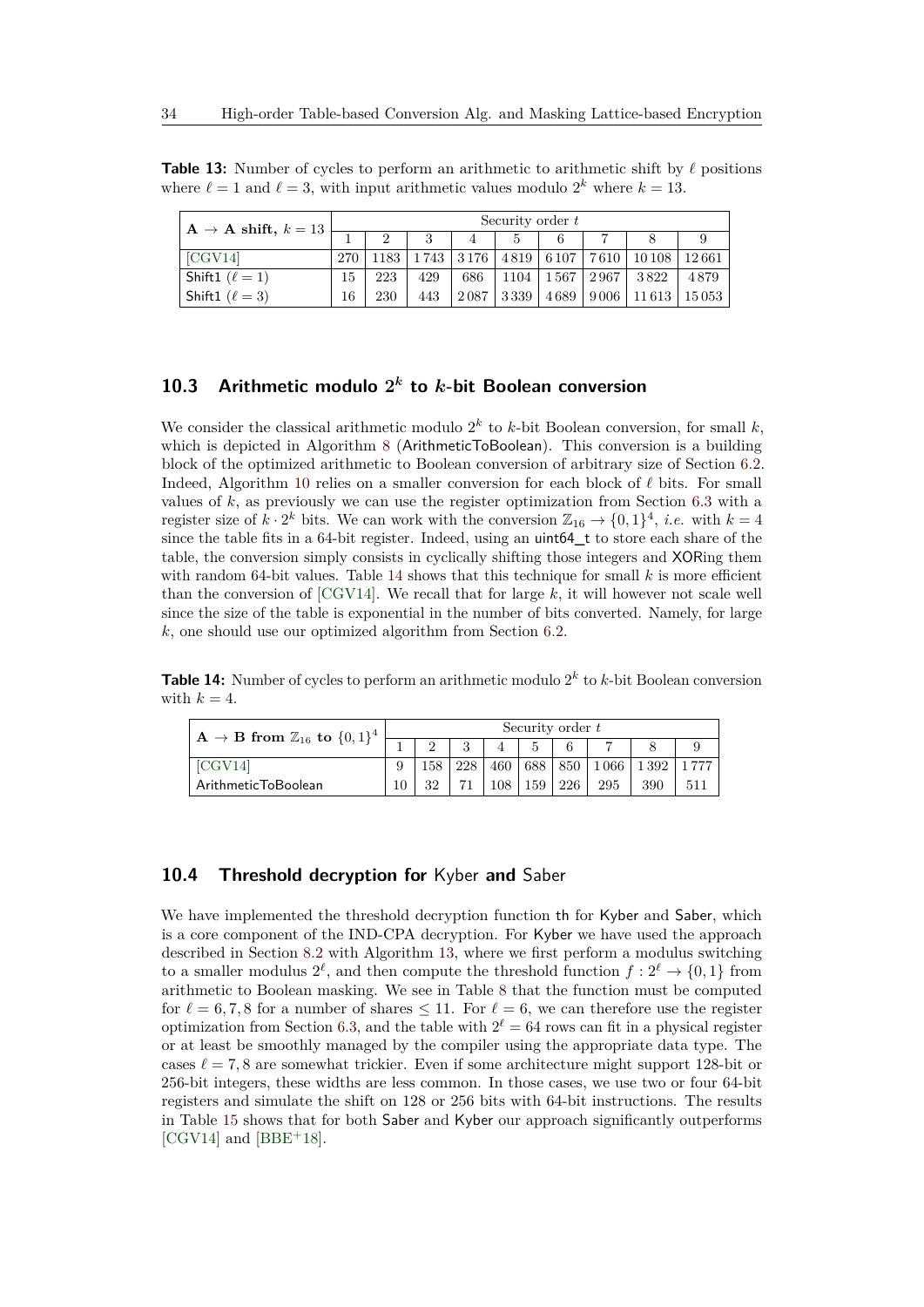**Table 13:** Number of cycles to perform an arithmetic to arithmetic shift by $\ell$ positions where $\ell = 1$ and $\ell = 3$, with input arithmetic values modulo $2^k$ where $k = 13$.

| **A → A shift,** $k = 13$ | Security order $t$ | | | | | | | | |
|---|---|---|---|---|---|---|---|---|---|
| | 1 | 2 | 3 | 4 | 5 | 6 | 7 | 8 | 9 |
| [CGV14] | 270 | 1183 | 1 743 | 3 176 | 4 819 | 6 107 | 7 610 | 10 108 | 12 661 |
| Shift1 ($\ell = 1$) | 15 | 223 | 429 | 686 | 1104 | 1 567 | 2 967 | 3 822 | 4 879 |
| Shift1 ($\ell = 3$) | 16 | 230 | 443 | 2 087 | 3 339 | 4 689 | 9 006 | 11 613 | 15 053 |

## 10.3 Arithmetic modulo $2^k$ to $k$-bit Boolean conversion

We consider the classical arithmetic modulo $2^k$ to $k$-bit Boolean conversion, for small $k$, which is depicted in Algorithm 8 (ArithmeticToBoolean). This conversion is a building block of the optimized arithmetic to Boolean conversion of arbitrary size of Section 6.2. Indeed, Algorithm 10 relies on a smaller conversion for each block of $\ell$ bits. For small values of $k$, as previously we can use the register optimization from Section 6.3 with a register size of $k \cdot 2^k$ bits. We can work with the conversion $\mathbb{Z}_{16} \to \{0,1\}^4$, *i.e.* with $k = 4$ since the table fits in a 64-bit register. Indeed, using an uint64_t to store each share of the table, the conversion simply consists in cyclically shifting those integers and XORing them with random 64-bit values. Table 14 shows that this technique for small $k$ is more efficient than the conversion of [CGV14]. We recall that for large $k$, it will however not scale well since the size of the table is exponential in the number of bits converted. Namely, for large $k$, one should use our optimized algorithm from Section 6.2.

**Table 14:** Number of cycles to perform an arithmetic modulo $2^k$ to $k$-bit Boolean conversion with $k = 4$.

| **A → B from** $\mathbb{Z}_{16}$ **to** $\{0,1\}^4$ | Security order $t$ | | | | | | | | |
|---|---|---|---|---|---|---|---|---|---|
| | 1 | 2 | 3 | 4 | 5 | 6 | 7 | 8 | 9 |
| [CGV14] | 9 | 158 | 228 | 460 | 688 | 850 | 1 066 | 1 392 | 1 777 |
| ArithmeticToBoolean | 10 | 32 | 71 | 108 | 159 | 226 | 295 | 390 | 511 |

## 10.4 Threshold decryption for Kyber and Saber

We have implemented the threshold decryption function th for Kyber and Saber, which is a core component of the IND-CPA decryption. For Kyber we have used the approach described in Section 8.2 with Algorithm 13, where we first perform a modulus switching to a smaller modulus $2^\ell$, and then compute the threshold function $f : 2^\ell \to \{0,1\}$ from arithmetic to Boolean masking. We see in Table 8 that the function must be computed for $\ell = 6, 7, 8$ for a number of shares $\leq 11$. For $\ell = 6$, we can therefore use the register optimization from Section 6.3, and the table with $2^\ell = 64$ rows can fit in a physical register or at least be smoothly managed by the compiler using the appropriate data type. The cases $\ell = 7, 8$ are somewhat trickier. Even if some architecture might support 128-bit or 256-bit integers, these widths are less common. In those cases, we use two or four 64-bit registers and simulate the shift on 128 or 256 bits with 64-bit instructions. The results in Table 15 shows that for both Saber and Kyber our approach significantly outperforms [CGV14] and [BBE+18].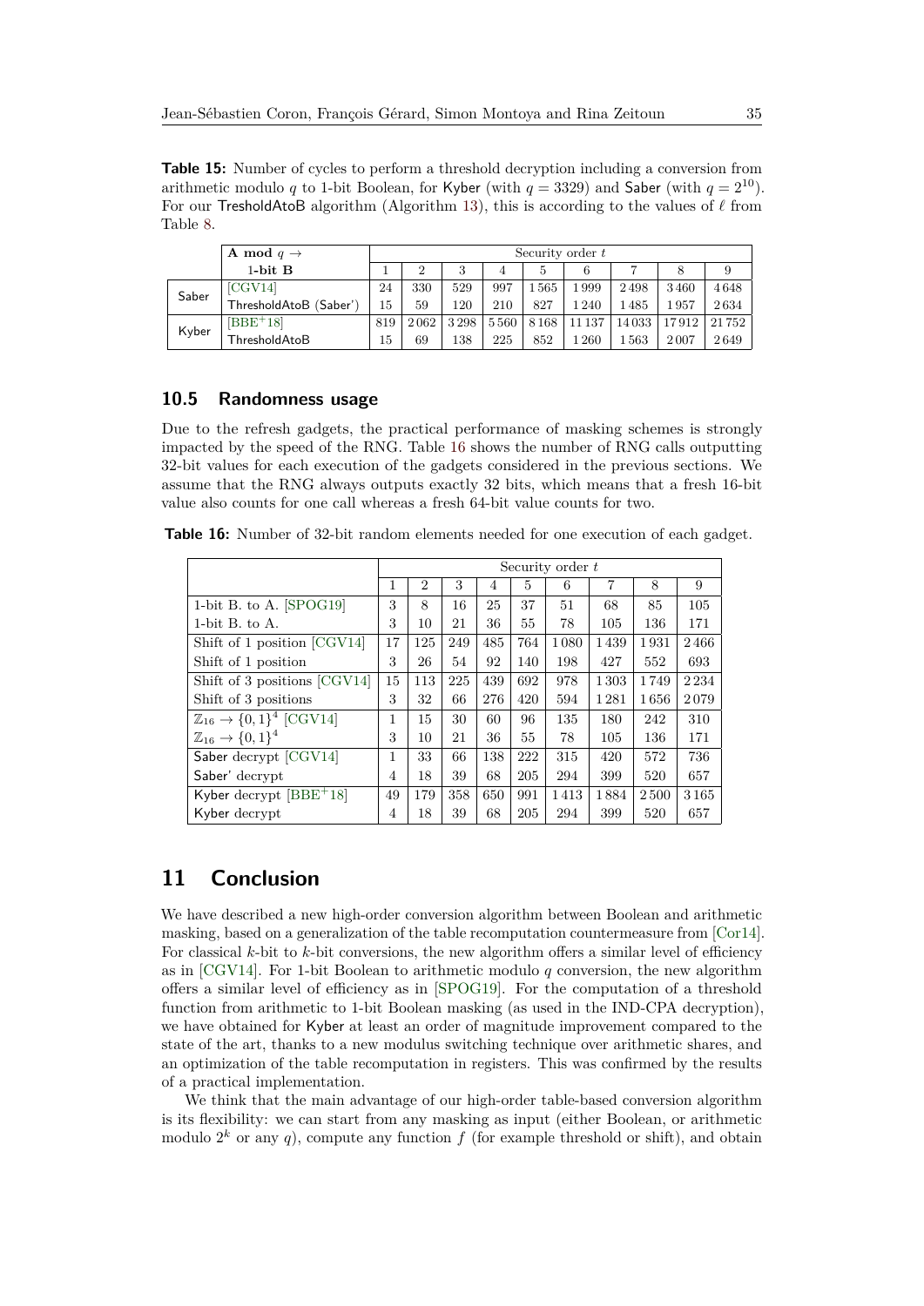**Table 15:** Number of cycles to perform a threshold decryption including a conversion from arithmetic modulo $q$ to 1-bit Boolean, for Kyber (with $q = 3329$) and Saber (with $q = 2^{10}$). For our TresholdAtoB algorithm (Algorithm 13), this is according to the values of $\ell$ from Table 8.

| | **A mod** $q \rightarrow$ **1-bit B** | Security order $t$ | | | | | | | | |
|---|---|---|---|---|---|---|---|---|---|---|
| | | 1 | 2 | 3 | 4 | 5 | 6 | 7 | 8 | 9 |
| Saber | [CGV14] | 24 | 330 | 529 | 997 | 1565 | 1999 | 2498 | 3460 | 4648 |
| | ThresholdAtoB (Saber') | 15 | 59 | 120 | 210 | 827 | 1240 | 1485 | 1957 | 2634 |
| Kyber | [BBE+18] | 819 | 2062 | 3298 | 5560 | 8168 | 11137 | 14033 | 17912 | 21752 |
| | ThresholdAtoB | 15 | 69 | 138 | 225 | 852 | 1260 | 1563 | 2007 | 2649 |

## 10.5 Randomness usage

Due to the refresh gadgets, the practical performance of masking schemes is strongly impacted by the speed of the RNG. Table 16 shows the number of RNG calls outputting 32-bit values for each execution of the gadgets considered in the previous sections. We assume that the RNG always outputs exactly 32 bits, which means that a fresh 16-bit value also counts for one call whereas a fresh 64-bit value counts for two.

**Table 16:** Number of 32-bit random elements needed for one execution of each gadget.

| | Security order $t$ | | | | | | | | |
|---|---|---|---|---|---|---|---|---|---|
| | 1 | 2 | 3 | 4 | 5 | 6 | 7 | 8 | 9 |
| 1-bit B. to A. [SPOG19] | 3 | 8 | 16 | 25 | 37 | 51 | 68 | 85 | 105 |
| 1-bit B. to A. | 3 | 10 | 21 | 36 | 55 | 78 | 105 | 136 | 171 |
| Shift of 1 position [CGV14] | 17 | 125 | 249 | 485 | 764 | 1080 | 1439 | 1931 | 2466 |
| Shift of 1 position | 3 | 26 | 54 | 92 | 140 | 198 | 427 | 552 | 693 |
| Shift of 3 positions [CGV14] | 15 | 113 | 225 | 439 | 692 | 978 | 1303 | 1749 | 2234 |
| Shift of 3 positions | 3 | 32 | 66 | 276 | 420 | 594 | 1281 | 1656 | 2079 |
| $\mathbb{Z}_{16} \rightarrow \{0,1\}^4$ [CGV14] | 1 | 15 | 30 | 60 | 96 | 135 | 180 | 242 | 310 |
| $\mathbb{Z}_{16} \rightarrow \{0,1\}^4$ | 3 | 10 | 21 | 36 | 55 | 78 | 105 | 136 | 171 |
| Saber decrypt [CGV14] | 1 | 33 | 66 | 138 | 222 | 315 | 420 | 572 | 736 |
| Saber' decrypt | 4 | 18 | 39 | 68 | 205 | 294 | 399 | 520 | 657 |
| Kyber decrypt [BBE+18] | 49 | 179 | 358 | 650 | 991 | 1413 | 1884 | 2500 | 3165 |
| Kyber decrypt | 4 | 18 | 39 | 68 | 205 | 294 | 399 | 520 | 657 |

# 11 Conclusion

We have described a new high-order conversion algorithm between Boolean and arithmetic masking, based on a generalization of the table recomputation countermeasure from [Cor14]. For classical $k$-bit to $k$-bit conversions, the new algorithm offers a similar level of efficiency as in [CGV14]. For 1-bit Boolean to arithmetic modulo $q$ conversion, the new algorithm offers a similar level of efficiency as in [SPOG19]. For the computation of a threshold function from arithmetic to 1-bit Boolean masking (as used in the IND-CPA decryption), we have obtained for Kyber at least an order of magnitude improvement compared to the state of the art, thanks to a new modulus switching technique over arithmetic shares, and an optimization of the table recomputation in registers. This was confirmed by the results of a practical implementation.

We think that the main advantage of our high-order table-based conversion algorithm is its flexibility: we can start from any masking as input (either Boolean, or arithmetic modulo $2^k$ or any $q$), compute any function $f$ (for example threshold or shift), and obtain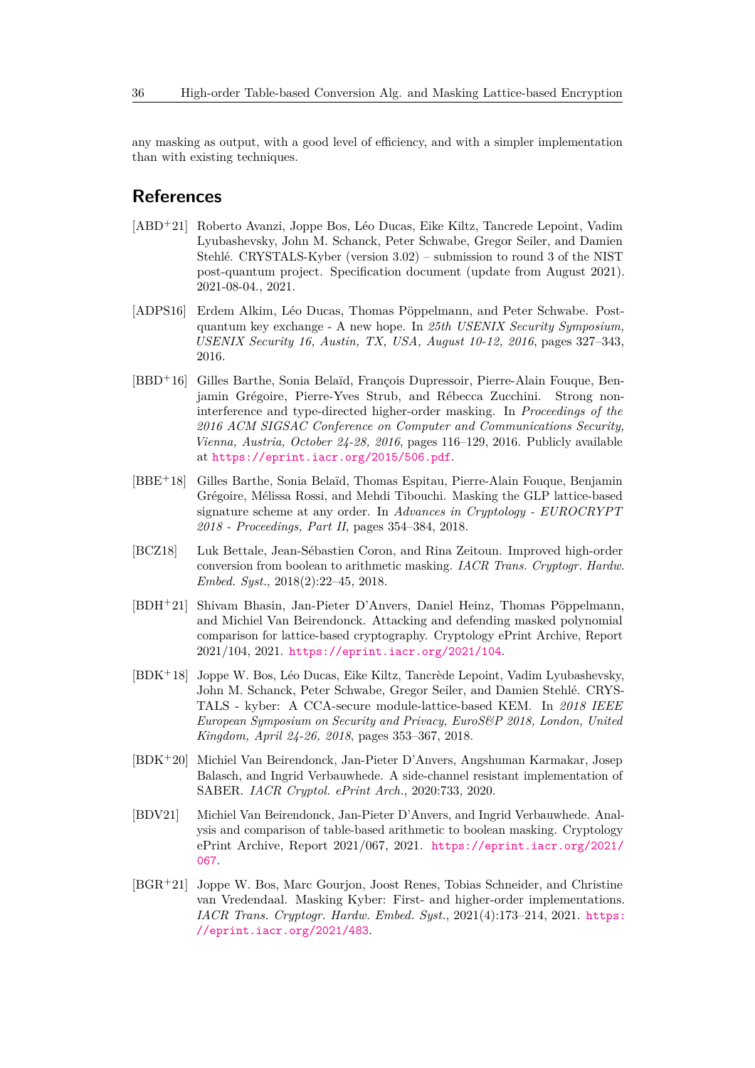any masking as output, with a good level of efficiency, and with a simpler implementation than with existing techniques.

## References

[ABD+21] Roberto Avanzi, Joppe Bos, Léo Ducas, Eike Kiltz, Tancrede Lepoint, Vadim Lyubashevsky, John M. Schanck, Peter Schwabe, Gregor Seiler, and Damien Stehlé. CRYSTALS-Kyber (version 3.02) – submission to round 3 of the NIST post-quantum project. Specification document (update from August 2021). 2021-08-04., 2021.

[ADPS16] Erdem Alkim, Léo Ducas, Thomas Pöppelmann, and Peter Schwabe. Post-quantum key exchange - A new hope. In *25th USENIX Security Symposium, USENIX Security 16, Austin, TX, USA, August 10-12, 2016*, pages 327–343, 2016.

[BBD+16] Gilles Barthe, Sonia Belaïd, François Dupressoir, Pierre-Alain Fouque, Benjamin Grégoire, Pierre-Yves Strub, and Rébecca Zucchini. Strong non-interference and type-directed higher-order masking. In *Proceedings of the 2016 ACM SIGSAC Conference on Computer and Communications Security, Vienna, Austria, October 24-28, 2016*, pages 116–129, 2016. Publicly available at https://eprint.iacr.org/2015/506.pdf.

[BBE+18] Gilles Barthe, Sonia Belaïd, Thomas Espitau, Pierre-Alain Fouque, Benjamin Grégoire, Mélissa Rossi, and Mehdi Tibouchi. Masking the GLP lattice-based signature scheme at any order. In *Advances in Cryptology - EUROCRYPT 2018 - Proceedings, Part II*, pages 354–384, 2018.

[BCZ18] Luk Bettale, Jean-Sébastien Coron, and Rina Zeitoun. Improved high-order conversion from boolean to arithmetic masking. *IACR Trans. Cryptogr. Hardw. Embed. Syst.*, 2018(2):22–45, 2018.

[BDH+21] Shivam Bhasin, Jan-Pieter D'Anvers, Daniel Heinz, Thomas Pöppelmann, and Michiel Van Beirendonck. Attacking and defending masked polynomial comparison for lattice-based cryptography. Cryptology ePrint Archive, Report 2021/104, 2021. https://eprint.iacr.org/2021/104.

[BDK+18] Joppe W. Bos, Léo Ducas, Eike Kiltz, Tancrède Lepoint, Vadim Lyubashevsky, John M. Schanck, Peter Schwabe, Gregor Seiler, and Damien Stehlé. CRYSTALS - kyber: A CCA-secure module-lattice-based KEM. In *2018 IEEE European Symposium on Security and Privacy, EuroS&P 2018, London, United Kingdom, April 24-26, 2018*, pages 353–367, 2018.

[BDK+20] Michiel Van Beirendonck, Jan-Pieter D'Anvers, Angshuman Karmakar, Josep Balasch, and Ingrid Verbauwhede. A side-channel resistant implementation of SABER. *IACR Cryptol. ePrint Arch.*, 2020:733, 2020.

[BDV21] Michiel Van Beirendonck, Jan-Pieter D'Anvers, and Ingrid Verbauwhede. Analysis and comparison of table-based arithmetic to boolean masking. Cryptology ePrint Archive, Report 2021/067, 2021. https://eprint.iacr.org/2021/067.

[BGR+21] Joppe W. Bos, Marc Gourjon, Joost Renes, Tobias Schneider, and Christine van Vredendaal. Masking Kyber: First- and higher-order implementations. *IACR Trans. Cryptogr. Hardw. Embed. Syst.*, 2021(4):173–214, 2021. https://eprint.iacr.org/2021/483.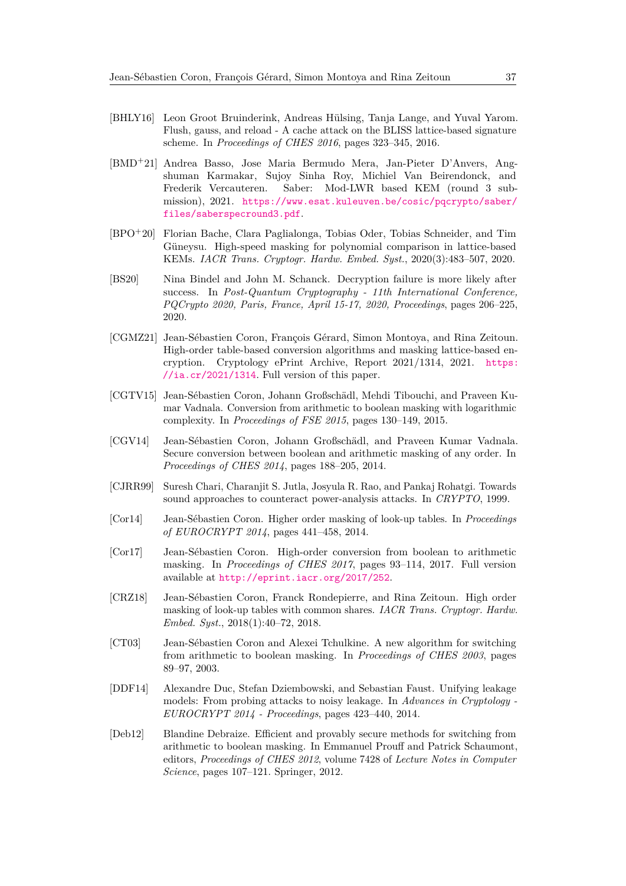[BHLY16] Leon Groot Bruinderink, Andreas Hülsing, Tanja Lange, and Yuval Yarom. Flush, gauss, and reload - A cache attack on the BLISS lattice-based signature scheme. In *Proceedings of CHES 2016*, pages 323–345, 2016.

[BMD+21] Andrea Basso, Jose Maria Bermudo Mera, Jan-Pieter D'Anvers, Angshuman Karmakar, Sujoy Sinha Roy, Michiel Van Beirendonck, and Frederik Vercauteren. Saber: Mod-LWR based KEM (round 3 submission), 2021. https://www.esat.kuleuven.be/cosic/pqcrypto/saber/files/saberspecround3.pdf.

[BPO+20] Florian Bache, Clara Paglialonga, Tobias Oder, Tobias Schneider, and Tim Güneysu. High-speed masking for polynomial comparison in lattice-based KEMs. *IACR Trans. Cryptogr. Hardw. Embed. Syst.*, 2020(3):483–507, 2020.

[BS20] Nina Bindel and John M. Schanck. Decryption failure is more likely after success. In *Post-Quantum Cryptography - 11th International Conference, PQCrypto 2020, Paris, France, April 15-17, 2020, Proceedings*, pages 206–225, 2020.

[CGMZ21] Jean-Sébastien Coron, François Gérard, Simon Montoya, and Rina Zeitoun. High-order table-based conversion algorithms and masking lattice-based encryption. Cryptology ePrint Archive, Report 2021/1314, 2021. https://ia.cr/2021/1314. Full version of this paper.

[CGTV15] Jean-Sébastien Coron, Johann Großschädl, Mehdi Tibouchi, and Praveen Kumar Vadnala. Conversion from arithmetic to boolean masking with logarithmic complexity. In *Proceedings of FSE 2015*, pages 130–149, 2015.

[CGV14] Jean-Sébastien Coron, Johann Großschädl, and Praveen Kumar Vadnala. Secure conversion between boolean and arithmetic masking of any order. In *Proceedings of CHES 2014*, pages 188–205, 2014.

[CJRR99] Suresh Chari, Charanjit S. Jutla, Josyula R. Rao, and Pankaj Rohatgi. Towards sound approaches to counteract power-analysis attacks. In *CRYPTO*, 1999.

[Cor14] Jean-Sébastien Coron. Higher order masking of look-up tables. In *Proceedings of EUROCRYPT 2014*, pages 441–458, 2014.

[Cor17] Jean-Sébastien Coron. High-order conversion from boolean to arithmetic masking. In *Proceedings of CHES 2017*, pages 93–114, 2017. Full version available at http://eprint.iacr.org/2017/252.

[CRZ18] Jean-Sébastien Coron, Franck Rondepierre, and Rina Zeitoun. High order masking of look-up tables with common shares. *IACR Trans. Cryptogr. Hardw. Embed. Syst.*, 2018(1):40–72, 2018.

[CT03] Jean-Sébastien Coron and Alexei Tchulkine. A new algorithm for switching from arithmetic to boolean masking. In *Proceedings of CHES 2003*, pages 89–97, 2003.

[DDF14] Alexandre Duc, Stefan Dziembowski, and Sebastian Faust. Unifying leakage models: From probing attacks to noisy leakage. In *Advances in Cryptology - EUROCRYPT 2014 - Proceedings*, pages 423–440, 2014.

[Deb12] Blandine Debraize. Efficient and provably secure methods for switching from arithmetic to boolean masking. In Emmanuel Prouff and Patrick Schaumont, editors, *Proceedings of CHES 2012*, volume 7428 of *Lecture Notes in Computer Science*, pages 107–121. Springer, 2012.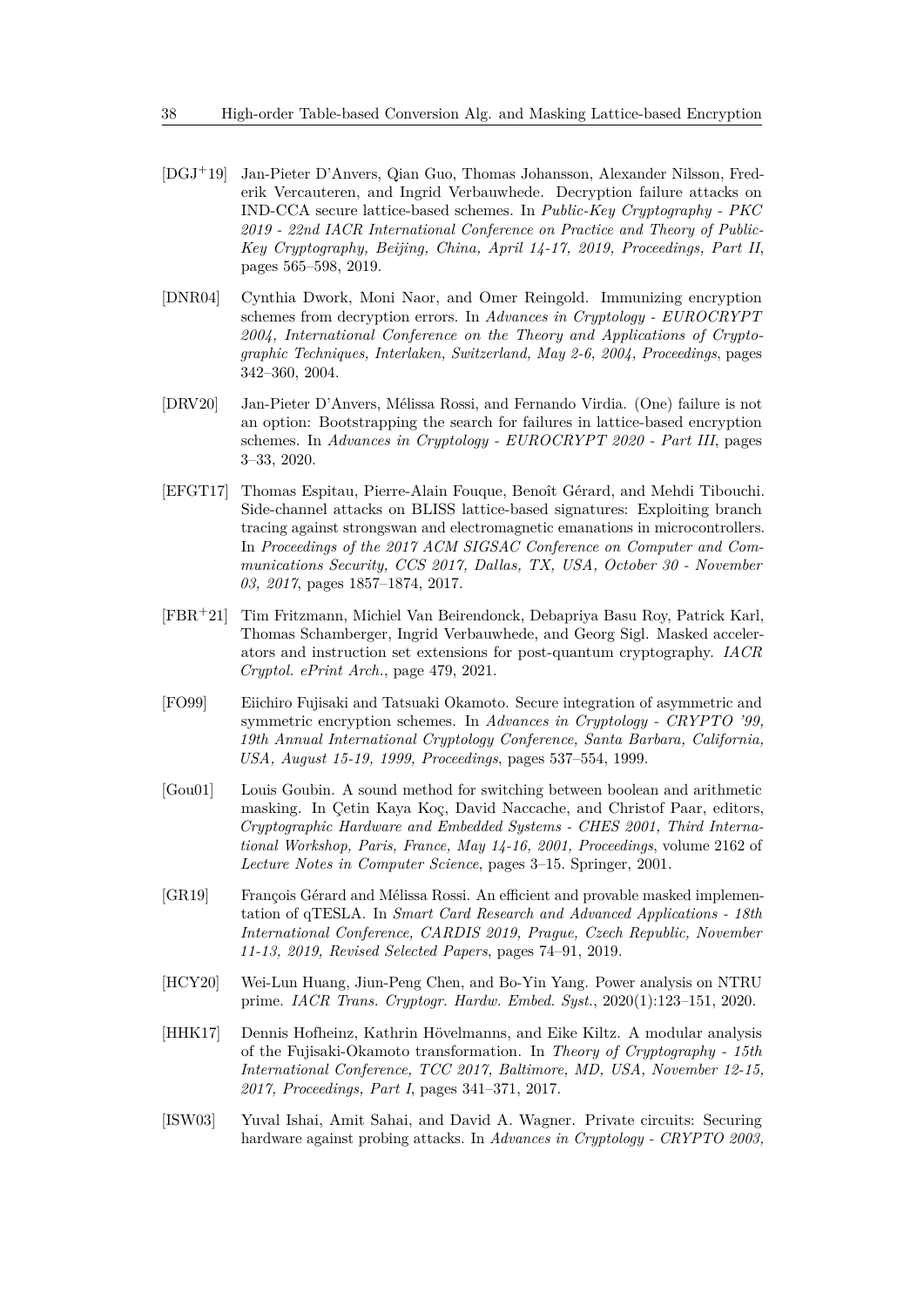[DGJ+19] Jan-Pieter D'Anvers, Qian Guo, Thomas Johansson, Alexander Nilsson, Frederik Vercauteren, and Ingrid Verbauwhede. Decryption failure attacks on IND-CCA secure lattice-based schemes. In *Public-Key Cryptography - PKC 2019 - 22nd IACR International Conference on Practice and Theory of Public-Key Cryptography, Beijing, China, April 14-17, 2019, Proceedings, Part II*, pages 565–598, 2019.

[DNR04] Cynthia Dwork, Moni Naor, and Omer Reingold. Immunizing encryption schemes from decryption errors. In *Advances in Cryptology - EUROCRYPT 2004, International Conference on the Theory and Applications of Cryptographic Techniques, Interlaken, Switzerland, May 2-6, 2004, Proceedings*, pages 342–360, 2004.

[DRV20] Jan-Pieter D'Anvers, Mélissa Rossi, and Fernando Virdia. (One) failure is not an option: Bootstrapping the search for failures in lattice-based encryption schemes. In *Advances in Cryptology - EUROCRYPT 2020 - Part III*, pages 3–33, 2020.

[EFGT17] Thomas Espitau, Pierre-Alain Fouque, Benoît Gérard, and Mehdi Tibouchi. Side-channel attacks on BLISS lattice-based signatures: Exploiting branch tracing against strongswan and electromagnetic emanations in microcontrollers. In *Proceedings of the 2017 ACM SIGSAC Conference on Computer and Communications Security, CCS 2017, Dallas, TX, USA, October 30 - November 03, 2017*, pages 1857–1874, 2017.

[FBR+21] Tim Fritzmann, Michiel Van Beirendonck, Debapriya Basu Roy, Patrick Karl, Thomas Schamberger, Ingrid Verbauwhede, and Georg Sigl. Masked accelerators and instruction set extensions for post-quantum cryptography. *IACR Cryptol. ePrint Arch.*, page 479, 2021.

[FO99] Eiichiro Fujisaki and Tatsuaki Okamoto. Secure integration of asymmetric and symmetric encryption schemes. In *Advances in Cryptology - CRYPTO '99, 19th Annual International Cryptology Conference, Santa Barbara, California, USA, August 15-19, 1999, Proceedings*, pages 537–554, 1999.

[Gou01] Louis Goubin. A sound method for switching between boolean and arithmetic masking. In Çetin Kaya Koç, David Naccache, and Christof Paar, editors, *Cryptographic Hardware and Embedded Systems - CHES 2001, Third International Workshop, Paris, France, May 14-16, 2001, Proceedings*, volume 2162 of *Lecture Notes in Computer Science*, pages 3–15. Springer, 2001.

[GR19] François Gérard and Mélissa Rossi. An efficient and provable masked implementation of qTESLA. In *Smart Card Research and Advanced Applications - 18th International Conference, CARDIS 2019, Prague, Czech Republic, November 11-13, 2019, Revised Selected Papers*, pages 74–91, 2019.

[HCY20] Wei-Lun Huang, Jiun-Peng Chen, and Bo-Yin Yang. Power analysis on NTRU prime. *IACR Trans. Cryptogr. Hardw. Embed. Syst.*, 2020(1):123–151, 2020.

[HHK17] Dennis Hofheinz, Kathrin Hövelmanns, and Eike Kiltz. A modular analysis of the Fujisaki-Okamoto transformation. In *Theory of Cryptography - 15th International Conference, TCC 2017, Baltimore, MD, USA, November 12-15, 2017, Proceedings, Part I*, pages 341–371, 2017.

[ISW03] Yuval Ishai, Amit Sahai, and David A. Wagner. Private circuits: Securing hardware against probing attacks. In *Advances in Cryptology - CRYPTO 2003,*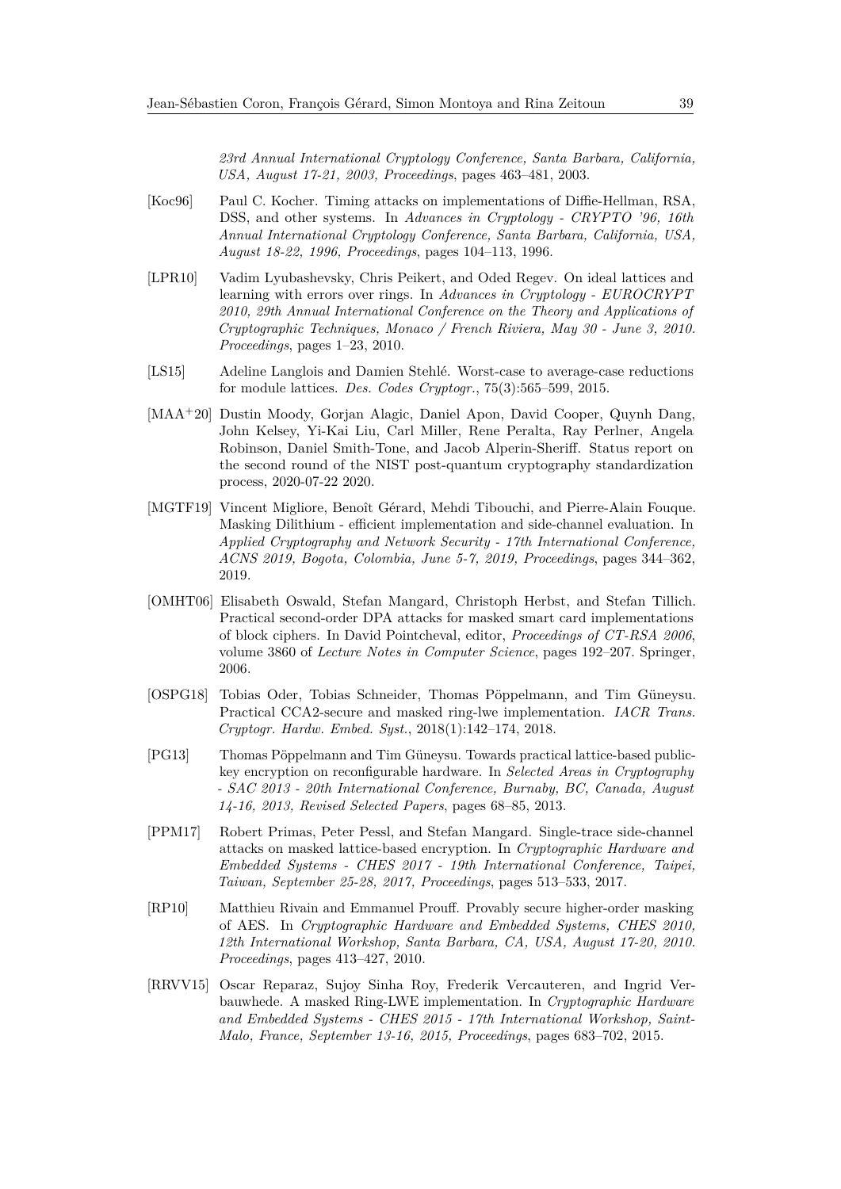*23rd Annual International Cryptology Conference, Santa Barbara, California, USA, August 17-21, 2003, Proceedings*, pages 463–481, 2003.

[Koc96] Paul C. Kocher. Timing attacks on implementations of Diffie-Hellman, RSA, DSS, and other systems. In *Advances in Cryptology - CRYPTO '96, 16th Annual International Cryptology Conference, Santa Barbara, California, USA, August 18-22, 1996, Proceedings*, pages 104–113, 1996.

[LPR10] Vadim Lyubashevsky, Chris Peikert, and Oded Regev. On ideal lattices and learning with errors over rings. In *Advances in Cryptology - EUROCRYPT 2010, 29th Annual International Conference on the Theory and Applications of Cryptographic Techniques, Monaco / French Riviera, May 30 - June 3, 2010. Proceedings*, pages 1–23, 2010.

[LS15] Adeline Langlois and Damien Stehlé. Worst-case to average-case reductions for module lattices. *Des. Codes Cryptogr.*, 75(3):565–599, 2015.

[MAA+20] Dustin Moody, Gorjan Alagic, Daniel Apon, David Cooper, Quynh Dang, John Kelsey, Yi-Kai Liu, Carl Miller, Rene Peralta, Ray Perlner, Angela Robinson, Daniel Smith-Tone, and Jacob Alperin-Sheriff. Status report on the second round of the NIST post-quantum cryptography standardization process, 2020-07-22 2020.

[MGTF19] Vincent Migliore, Benoît Gérard, Mehdi Tibouchi, and Pierre-Alain Fouque. Masking Dilithium - efficient implementation and side-channel evaluation. In *Applied Cryptography and Network Security - 17th International Conference, ACNS 2019, Bogota, Colombia, June 5-7, 2019, Proceedings*, pages 344–362, 2019.

[OMHT06] Elisabeth Oswald, Stefan Mangard, Christoph Herbst, and Stefan Tillich. Practical second-order DPA attacks for masked smart card implementations of block ciphers. In David Pointcheval, editor, *Proceedings of CT-RSA 2006*, volume 3860 of *Lecture Notes in Computer Science*, pages 192–207. Springer, 2006.

[OSPG18] Tobias Oder, Tobias Schneider, Thomas Pöppelmann, and Tim Güneysu. Practical CCA2-secure and masked ring-lwe implementation. *IACR Trans. Cryptogr. Hardw. Embed. Syst.*, 2018(1):142–174, 2018.

[PG13] Thomas Pöppelmann and Tim Güneysu. Towards practical lattice-based public-key encryption on reconfigurable hardware. In *Selected Areas in Cryptography - SAC 2013 - 20th International Conference, Burnaby, BC, Canada, August 14-16, 2013, Revised Selected Papers*, pages 68–85, 2013.

[PPM17] Robert Primas, Peter Pessl, and Stefan Mangard. Single-trace side-channel attacks on masked lattice-based encryption. In *Cryptographic Hardware and Embedded Systems - CHES 2017 - 19th International Conference, Taipei, Taiwan, September 25-28, 2017, Proceedings*, pages 513–533, 2017.

[RP10] Matthieu Rivain and Emmanuel Prouff. Provably secure higher-order masking of AES. In *Cryptographic Hardware and Embedded Systems, CHES 2010, 12th International Workshop, Santa Barbara, CA, USA, August 17-20, 2010. Proceedings*, pages 413–427, 2010.

[RRVV15] Oscar Reparaz, Sujoy Sinha Roy, Frederik Vercauteren, and Ingrid Verbauwhede. A masked Ring-LWE implementation. In *Cryptographic Hardware and Embedded Systems - CHES 2015 - 17th International Workshop, Saint-Malo, France, September 13-16, 2015, Proceedings*, pages 683–702, 2015.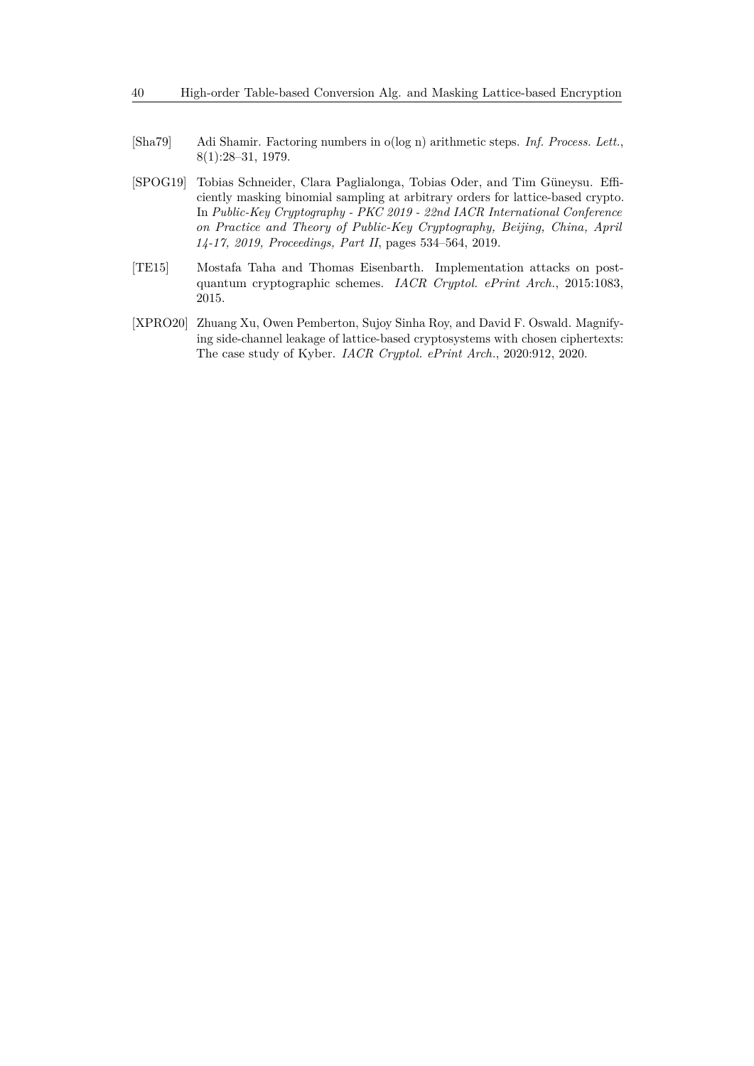[Sha79] Adi Shamir. Factoring numbers in o(log n) arithmetic steps. *Inf. Process. Lett.*, 8(1):28–31, 1979.

[SPOG19] Tobias Schneider, Clara Paglialonga, Tobias Oder, and Tim Güneysu. Efficiently masking binomial sampling at arbitrary orders for lattice-based crypto. In *Public-Key Cryptography - PKC 2019 - 22nd IACR International Conference on Practice and Theory of Public-Key Cryptography, Beijing, China, April 14-17, 2019, Proceedings, Part II*, pages 534–564, 2019.

[TE15] Mostafa Taha and Thomas Eisenbarth. Implementation attacks on post-quantum cryptographic schemes. *IACR Cryptol. ePrint Arch.*, 2015:1083, 2015.

[XPRO20] Zhuang Xu, Owen Pemberton, Sujoy Sinha Roy, and David F. Oswald. Magnifying side-channel leakage of lattice-based cryptosystems with chosen ciphertexts: The case study of Kyber. *IACR Cryptol. ePrint Arch.*, 2020:912, 2020.